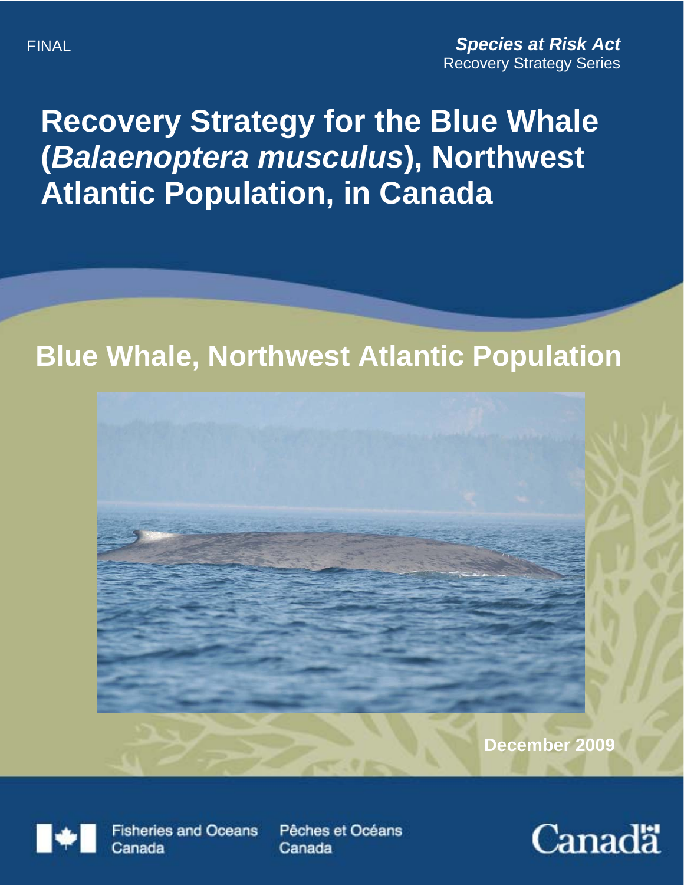FINAL

***Species at Risk Act***
Recovery Strategy Series

# Recovery Strategy for the Blue Whale (*Balaenoptera musculus*), Northwest Atlantic Population, in Canada

## Blue Whale, Northwest Atlantic Population

**December 2009**

Fisheries and Oceans Canada | Pêches et Océans Canada

Canada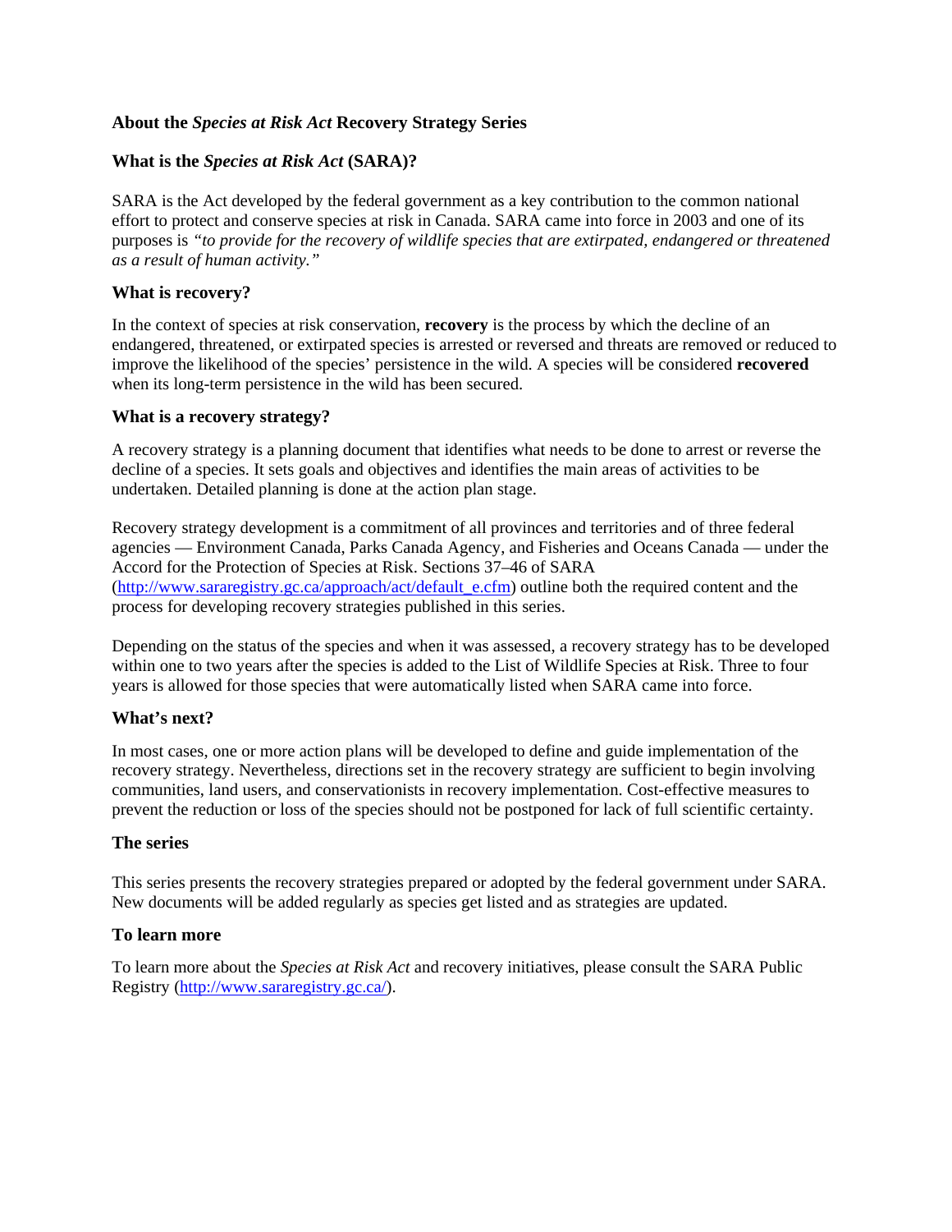## About the *Species at Risk Act* Recovery Strategy Series

### What is the *Species at Risk Act* (SARA)?

SARA is the Act developed by the federal government as a key contribution to the common national effort to protect and conserve species at risk in Canada. SARA came into force in 2003 and one of its purposes is *"to provide for the recovery of wildlife species that are extirpated, endangered or threatened as a result of human activity."*

### What is recovery?

In the context of species at risk conservation, **recovery** is the process by which the decline of an endangered, threatened, or extirpated species is arrested or reversed and threats are removed or reduced to improve the likelihood of the species' persistence in the wild. A species will be considered **recovered** when its long-term persistence in the wild has been secured.

### What is a recovery strategy?

A recovery strategy is a planning document that identifies what needs to be done to arrest or reverse the decline of a species. It sets goals and objectives and identifies the main areas of activities to be undertaken. Detailed planning is done at the action plan stage.

Recovery strategy development is a commitment of all provinces and territories and of three federal agencies — Environment Canada, Parks Canada Agency, and Fisheries and Oceans Canada — under the Accord for the Protection of Species at Risk. Sections 37–46 of SARA (http://www.sararegistry.gc.ca/approach/act/default_e.cfm) outline both the required content and the process for developing recovery strategies published in this series.

Depending on the status of the species and when it was assessed, a recovery strategy has to be developed within one to two years after the species is added to the List of Wildlife Species at Risk. Three to four years is allowed for those species that were automatically listed when SARA came into force.

### What's next?

In most cases, one or more action plans will be developed to define and guide implementation of the recovery strategy. Nevertheless, directions set in the recovery strategy are sufficient to begin involving communities, land users, and conservationists in recovery implementation. Cost-effective measures to prevent the reduction or loss of the species should not be postponed for lack of full scientific certainty.

### The series

This series presents the recovery strategies prepared or adopted by the federal government under SARA. New documents will be added regularly as species get listed and as strategies are updated.

### To learn more

To learn more about the *Species at Risk Act* and recovery initiatives, please consult the SARA Public Registry (http://www.sararegistry.gc.ca/).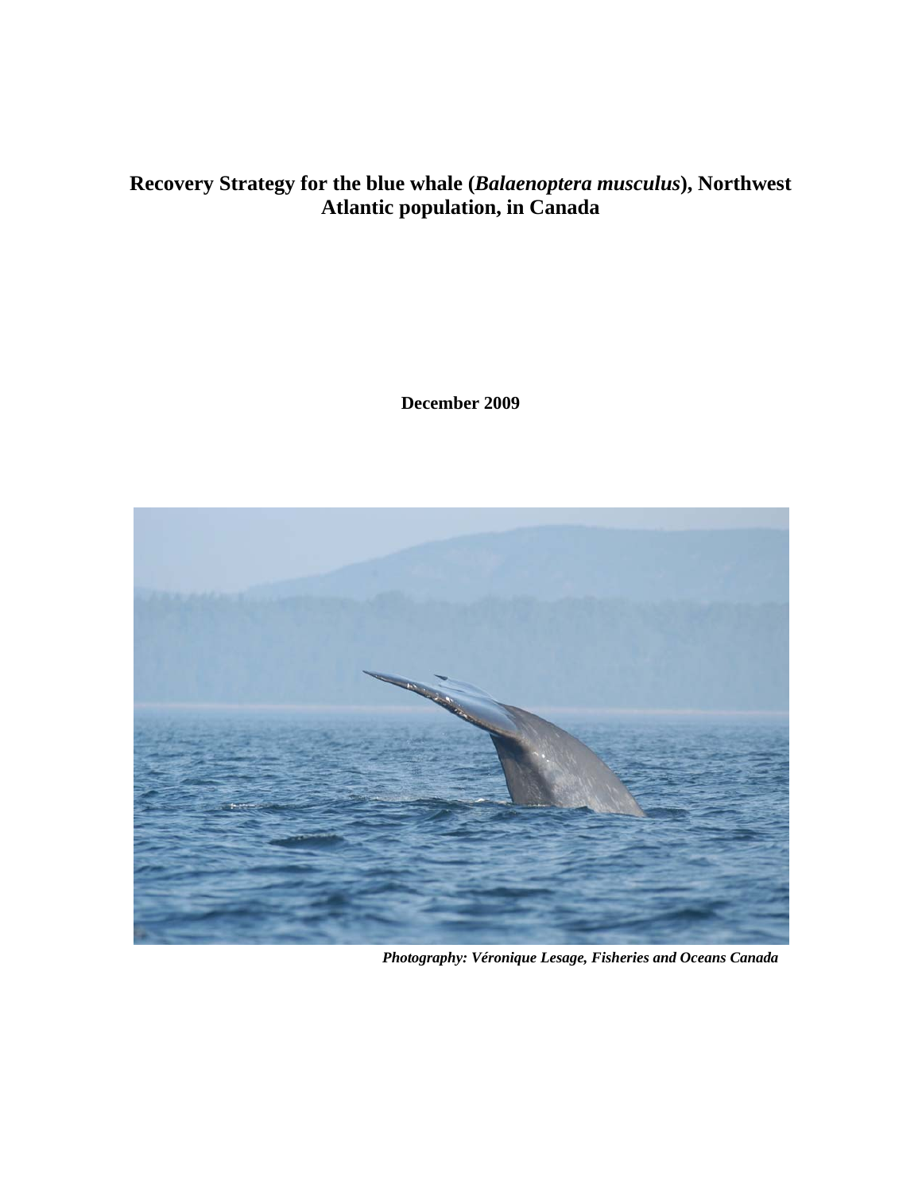# Recovery Strategy for the blue whale (*Balaenoptera musculus*), Northwest Atlantic population, in Canada

**December 2009**

***Photography: Véronique Lesage, Fisheries and Oceans Canada***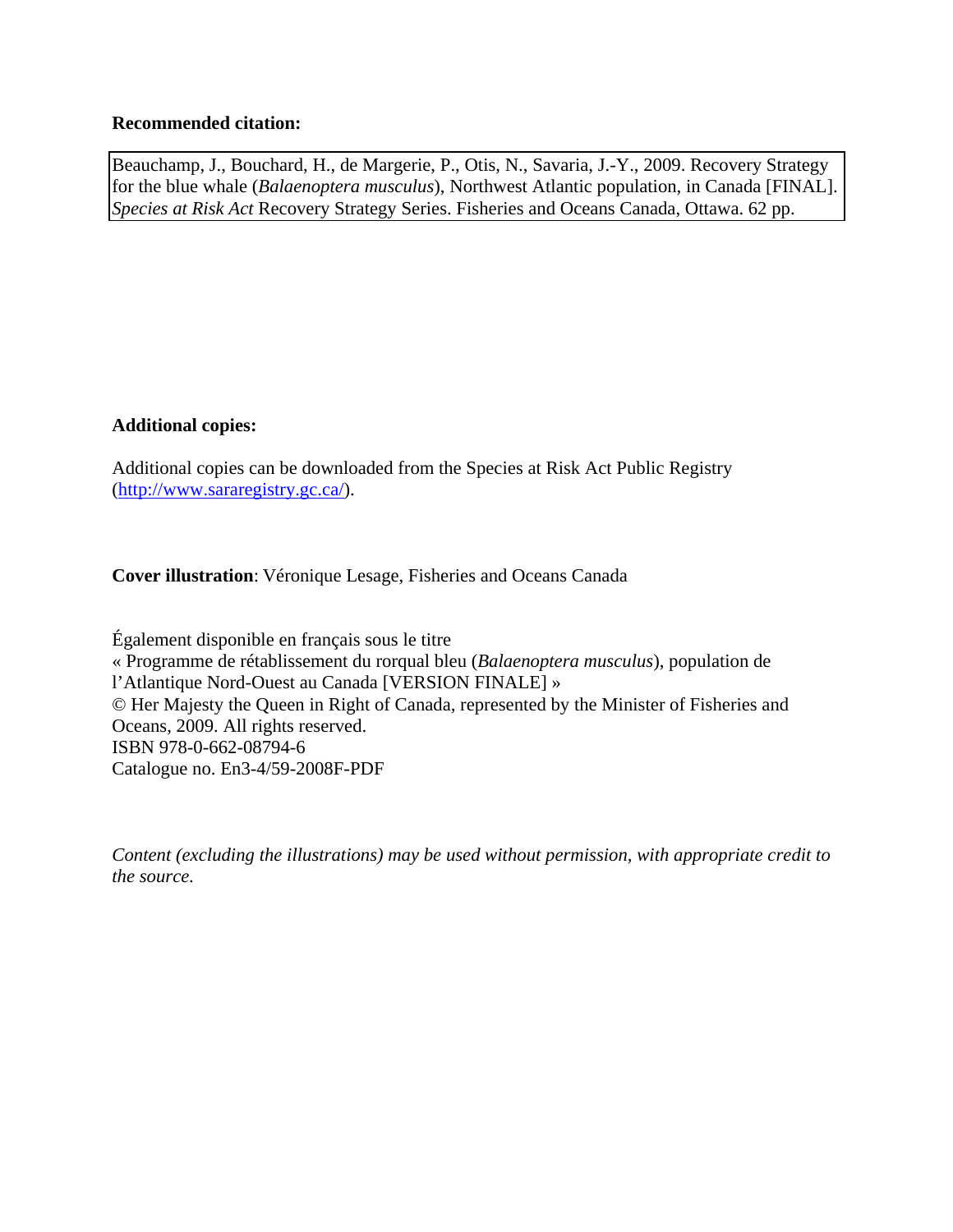**Recommended citation:**

Beauchamp, J., Bouchard, H., de Margerie, P., Otis, N., Savaria, J.-Y., 2009. Recovery Strategy for the blue whale (*Balaenoptera musculus*), Northwest Atlantic population, in Canada [FINAL]. *Species at Risk Act* Recovery Strategy Series. Fisheries and Oceans Canada, Ottawa. 62 pp.

**Additional copies:**

Additional copies can be downloaded from the Species at Risk Act Public Registry (http://www.sararegistry.gc.ca/).

**Cover illustration**: Véronique Lesage, Fisheries and Oceans Canada

Également disponible en français sous le titre
« Programme de rétablissement du rorqual bleu (*Balaenoptera musculus*), population de l'Atlantique Nord-Ouest au Canada [VERSION FINALE] »
© Her Majesty the Queen in Right of Canada, represented by the Minister of Fisheries and Oceans, 2009. All rights reserved.
ISBN 978-0-662-08794-6
Catalogue no. En3-4/59-2008F-PDF

*Content (excluding the illustrations) may be used without permission, with appropriate credit to the source.*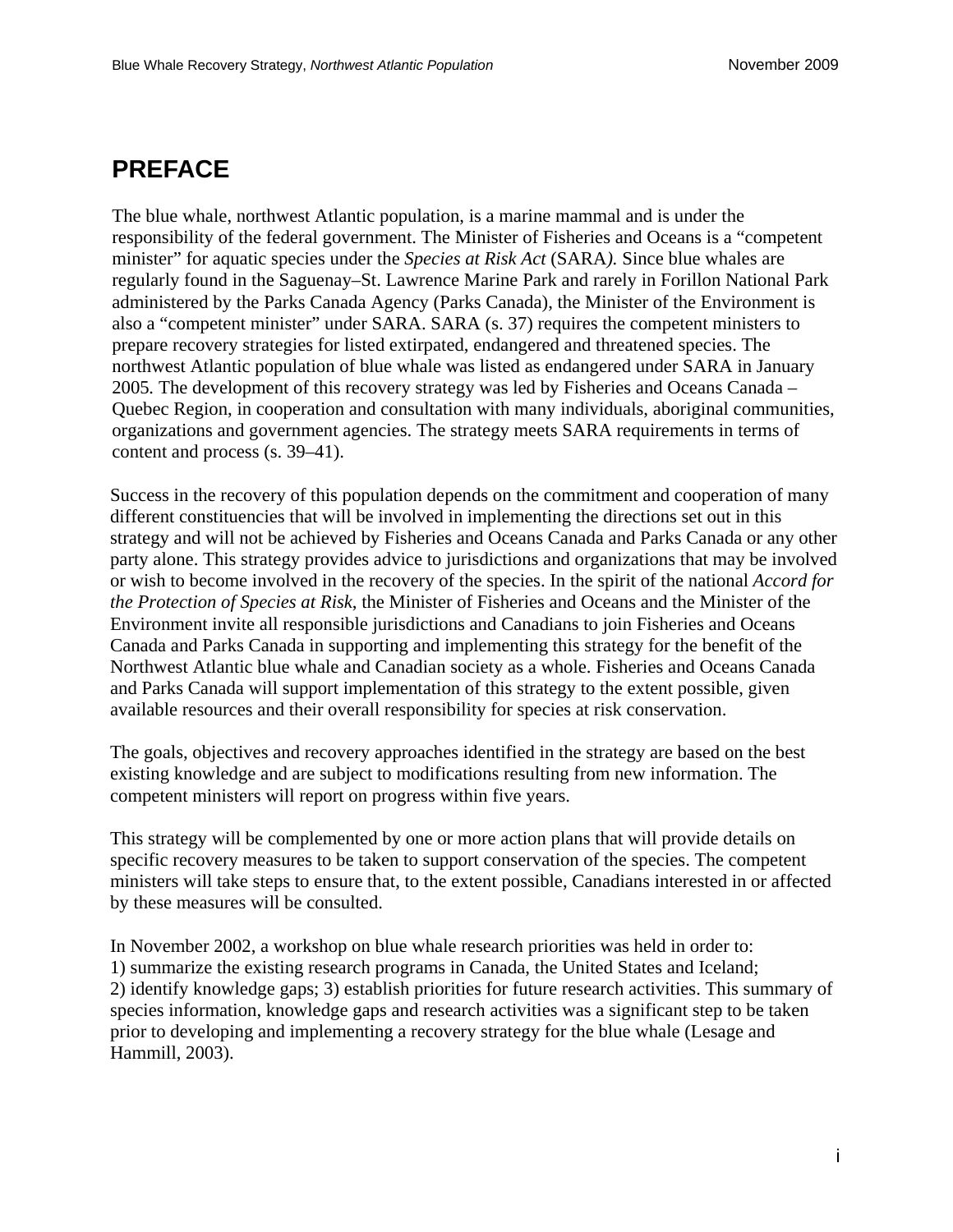# PREFACE

The blue whale, northwest Atlantic population, is a marine mammal and is under the responsibility of the federal government. The Minister of Fisheries and Oceans is a "competent minister" for aquatic species under the *Species at Risk Act* (SARA*).* Since blue whales are regularly found in the Saguenay–St. Lawrence Marine Park and rarely in Forillon National Park administered by the Parks Canada Agency (Parks Canada), the Minister of the Environment is also a "competent minister" under SARA. SARA (s. 37) requires the competent ministers to prepare recovery strategies for listed extirpated, endangered and threatened species. The northwest Atlantic population of blue whale was listed as endangered under SARA in January 2005*.* The development of this recovery strategy was led by Fisheries and Oceans Canada – Quebec Region, in cooperation and consultation with many individuals, aboriginal communities, organizations and government agencies. The strategy meets SARA requirements in terms of content and process (s. 39–41).

Success in the recovery of this population depends on the commitment and cooperation of many different constituencies that will be involved in implementing the directions set out in this strategy and will not be achieved by Fisheries and Oceans Canada and Parks Canada or any other party alone. This strategy provides advice to jurisdictions and organizations that may be involved or wish to become involved in the recovery of the species. In the spirit of the national *Accord for the Protection of Species at Risk*, the Minister of Fisheries and Oceans and the Minister of the Environment invite all responsible jurisdictions and Canadians to join Fisheries and Oceans Canada and Parks Canada in supporting and implementing this strategy for the benefit of the Northwest Atlantic blue whale and Canadian society as a whole. Fisheries and Oceans Canada and Parks Canada will support implementation of this strategy to the extent possible, given available resources and their overall responsibility for species at risk conservation.

The goals, objectives and recovery approaches identified in the strategy are based on the best existing knowledge and are subject to modifications resulting from new information. The competent ministers will report on progress within five years.

This strategy will be complemented by one or more action plans that will provide details on specific recovery measures to be taken to support conservation of the species. The competent ministers will take steps to ensure that, to the extent possible, Canadians interested in or affected by these measures will be consulted.

In November 2002, a workshop on blue whale research priorities was held in order to:
1) summarize the existing research programs in Canada, the United States and Iceland;
2) identify knowledge gaps; 3) establish priorities for future research activities. This summary of species information, knowledge gaps and research activities was a significant step to be taken prior to developing and implementing a recovery strategy for the blue whale (Lesage and Hammill, 2003).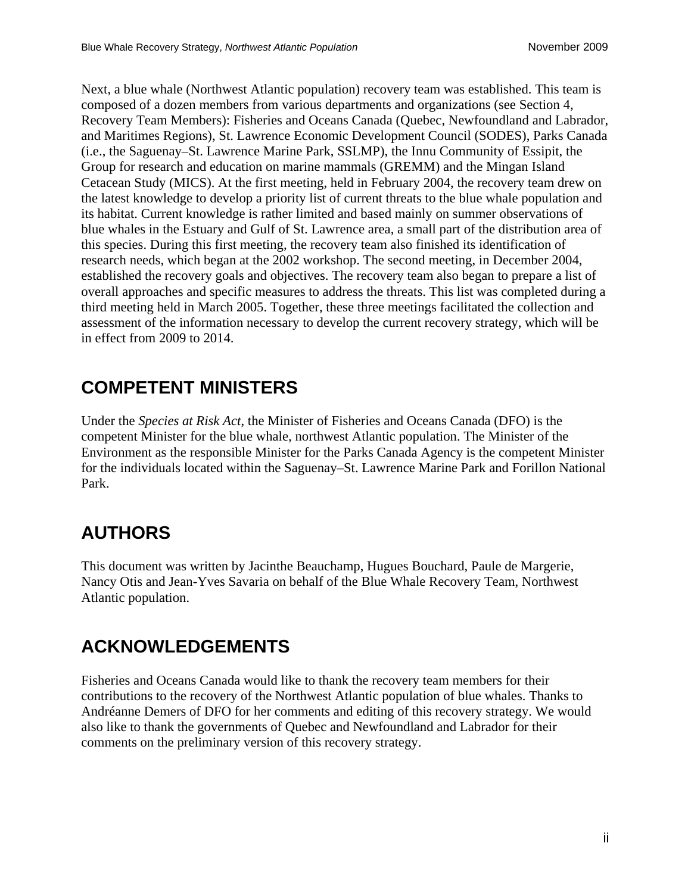Next, a blue whale (Northwest Atlantic population) recovery team was established. This team is composed of a dozen members from various departments and organizations (see Section 4, Recovery Team Members): Fisheries and Oceans Canada (Quebec, Newfoundland and Labrador, and Maritimes Regions), St. Lawrence Economic Development Council (SODES), Parks Canada (i.e., the Saguenay–St. Lawrence Marine Park, SSLMP), the Innu Community of Essipit, the Group for research and education on marine mammals (GREMM) and the Mingan Island Cetacean Study (MICS). At the first meeting, held in February 2004, the recovery team drew on the latest knowledge to develop a priority list of current threats to the blue whale population and its habitat. Current knowledge is rather limited and based mainly on summer observations of blue whales in the Estuary and Gulf of St. Lawrence area, a small part of the distribution area of this species. During this first meeting, the recovery team also finished its identification of research needs, which began at the 2002 workshop. The second meeting, in December 2004, established the recovery goals and objectives. The recovery team also began to prepare a list of overall approaches and specific measures to address the threats. This list was completed during a third meeting held in March 2005. Together, these three meetings facilitated the collection and assessment of the information necessary to develop the current recovery strategy, which will be in effect from 2009 to 2014.

## COMPETENT MINISTERS

Under the *Species at Risk Act*, the Minister of Fisheries and Oceans Canada (DFO) is the competent Minister for the blue whale, northwest Atlantic population. The Minister of the Environment as the responsible Minister for the Parks Canada Agency is the competent Minister for the individuals located within the Saguenay–St. Lawrence Marine Park and Forillon National Park.

## AUTHORS

This document was written by Jacinthe Beauchamp, Hugues Bouchard, Paule de Margerie, Nancy Otis and Jean-Yves Savaria on behalf of the Blue Whale Recovery Team, Northwest Atlantic population.

## ACKNOWLEDGEMENTS

Fisheries and Oceans Canada would like to thank the recovery team members for their contributions to the recovery of the Northwest Atlantic population of blue whales. Thanks to Andréanne Demers of DFO for her comments and editing of this recovery strategy. We would also like to thank the governments of Quebec and Newfoundland and Labrador for their comments on the preliminary version of this recovery strategy.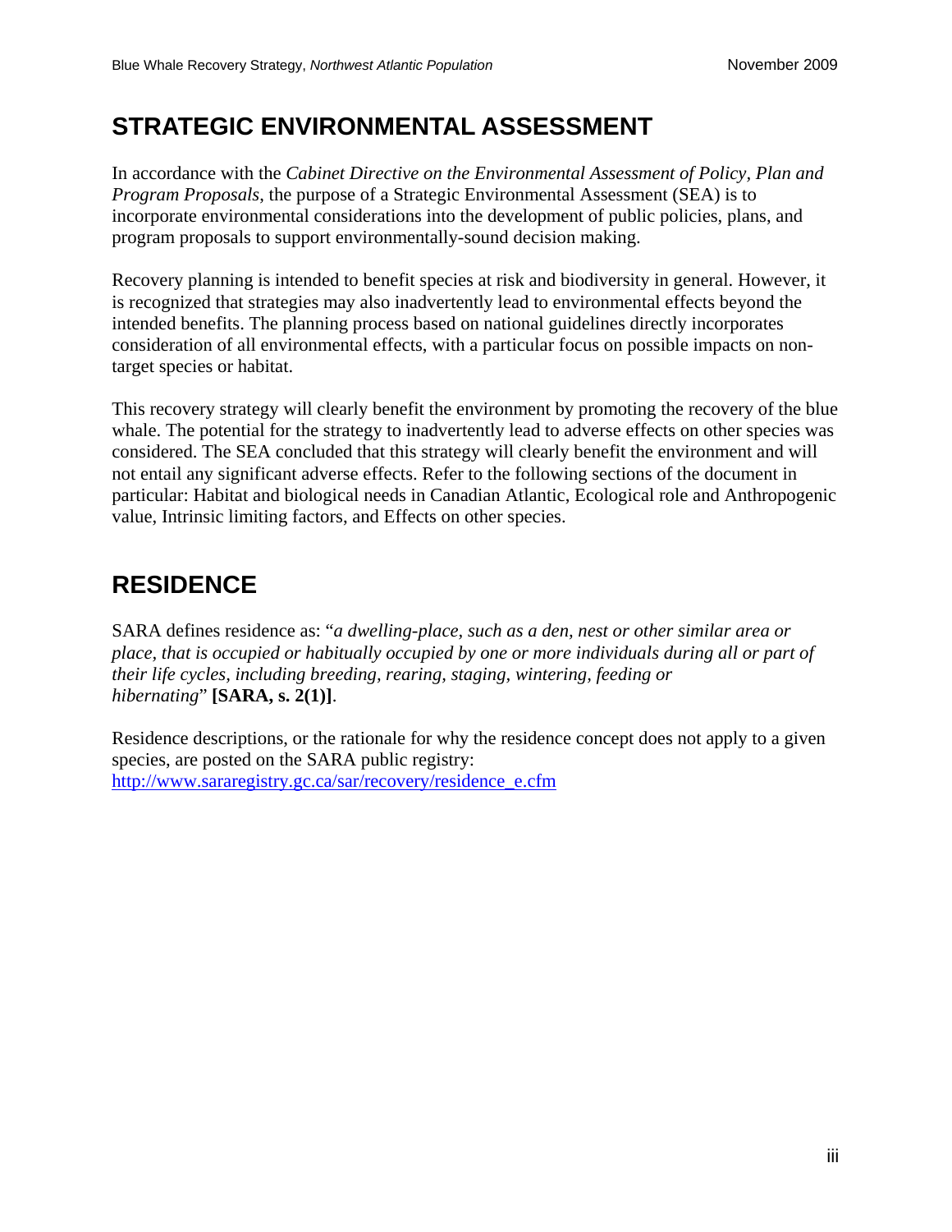## STRATEGIC ENVIRONMENTAL ASSESSMENT

In accordance with the *Cabinet Directive on the Environmental Assessment of Policy, Plan and Program Proposals*, the purpose of a Strategic Environmental Assessment (SEA) is to incorporate environmental considerations into the development of public policies, plans, and program proposals to support environmentally-sound decision making.

Recovery planning is intended to benefit species at risk and biodiversity in general. However, it is recognized that strategies may also inadvertently lead to environmental effects beyond the intended benefits. The planning process based on national guidelines directly incorporates consideration of all environmental effects, with a particular focus on possible impacts on non-target species or habitat.

This recovery strategy will clearly benefit the environment by promoting the recovery of the blue whale. The potential for the strategy to inadvertently lead to adverse effects on other species was considered. The SEA concluded that this strategy will clearly benefit the environment and will not entail any significant adverse effects. Refer to the following sections of the document in particular: Habitat and biological needs in Canadian Atlantic, Ecological role and Anthropogenic value, Intrinsic limiting factors, and Effects on other species.

## RESIDENCE

SARA defines residence as: "*a dwelling-place, such as a den, nest or other similar area or place, that is occupied or habitually occupied by one or more individuals during all or part of their life cycles, including breeding, rearing, staging, wintering, feeding or hibernating*" **[SARA, s. 2(1)]**.

Residence descriptions, or the rationale for why the residence concept does not apply to a given species, are posted on the SARA public registry: http://www.sararegistry.gc.ca/sar/recovery/residence_e.cfm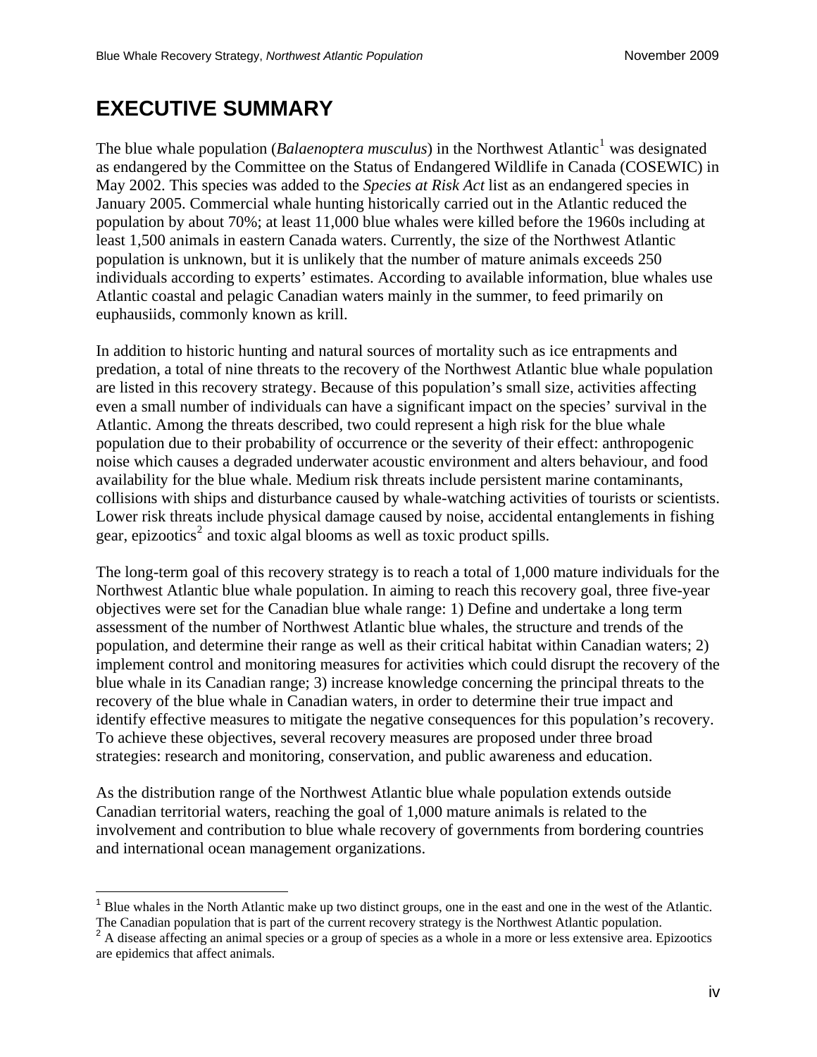# EXECUTIVE SUMMARY

The blue whale population (*Balaenoptera musculus*) in the Northwest Atlantic[1] was designated as endangered by the Committee on the Status of Endangered Wildlife in Canada (COSEWIC) in May 2002. This species was added to the *Species at Risk Act* list as an endangered species in January 2005. Commercial whale hunting historically carried out in the Atlantic reduced the population by about 70%; at least 11,000 blue whales were killed before the 1960s including at least 1,500 animals in eastern Canada waters. Currently, the size of the Northwest Atlantic population is unknown, but it is unlikely that the number of mature animals exceeds 250 individuals according to experts' estimates. According to available information, blue whales use Atlantic coastal and pelagic Canadian waters mainly in the summer, to feed primarily on euphausiids, commonly known as krill.

In addition to historic hunting and natural sources of mortality such as ice entrapments and predation, a total of nine threats to the recovery of the Northwest Atlantic blue whale population are listed in this recovery strategy. Because of this population's small size, activities affecting even a small number of individuals can have a significant impact on the species' survival in the Atlantic. Among the threats described, two could represent a high risk for the blue whale population due to their probability of occurrence or the severity of their effect: anthropogenic noise which causes a degraded underwater acoustic environment and alters behaviour, and food availability for the blue whale. Medium risk threats include persistent marine contaminants, collisions with ships and disturbance caused by whale-watching activities of tourists or scientists. Lower risk threats include physical damage caused by noise, accidental entanglements in fishing gear, epizootics[2] and toxic algal blooms as well as toxic product spills.

The long-term goal of this recovery strategy is to reach a total of 1,000 mature individuals for the Northwest Atlantic blue whale population. In aiming to reach this recovery goal, three five-year objectives were set for the Canadian blue whale range: 1) Define and undertake a long term assessment of the number of Northwest Atlantic blue whales, the structure and trends of the population, and determine their range as well as their critical habitat within Canadian waters; 2) implement control and monitoring measures for activities which could disrupt the recovery of the blue whale in its Canadian range; 3) increase knowledge concerning the principal threats to the recovery of the blue whale in Canadian waters, in order to determine their true impact and identify effective measures to mitigate the negative consequences for this population's recovery. To achieve these objectives, several recovery measures are proposed under three broad strategies: research and monitoring, conservation, and public awareness and education.

As the distribution range of the Northwest Atlantic blue whale population extends outside Canadian territorial waters, reaching the goal of 1,000 mature animals is related to the involvement and contribution to blue whale recovery of governments from bordering countries and international ocean management organizations.

---

[1] Blue whales in the North Atlantic make up two distinct groups, one in the east and one in the west of the Atlantic. The Canadian population that is part of the current recovery strategy is the Northwest Atlantic population.

[2] A disease affecting an animal species or a group of species as a whole in a more or less extensive area. Epizootics are epidemics that affect animals.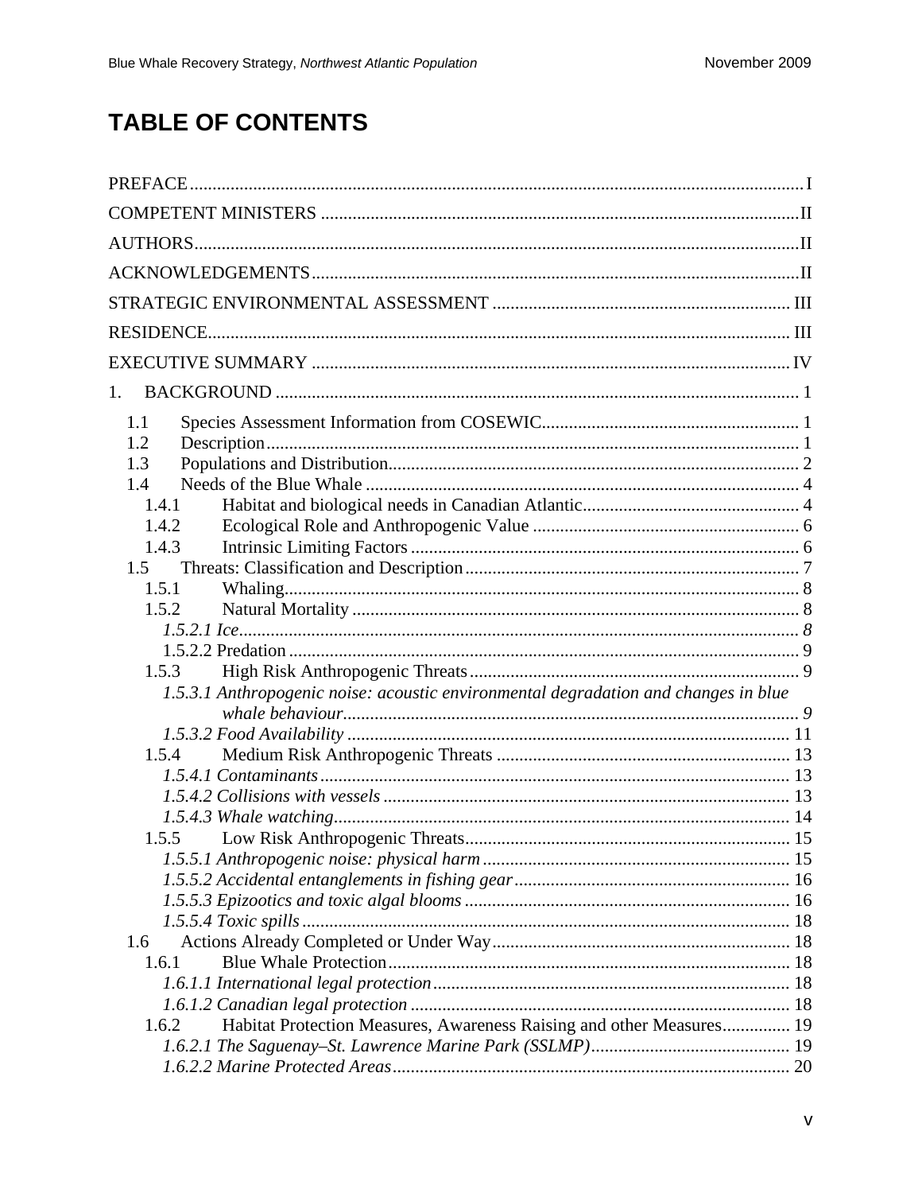# TABLE OF CONTENTS

PREFACE ..... I

COMPETENT MINISTERS ..... II

AUTHORS ..... II

ACKNOWLEDGEMENTS ..... II

STRATEGIC ENVIRONMENTAL ASSESSMENT ..... III

RESIDENCE ..... III

EXECUTIVE SUMMARY ..... IV

1. BACKGROUND ..... 1

- 1.1 Species Assessment Information from COSEWIC ..... 1
- 1.2 Description ..... 1
- 1.3 Populations and Distribution ..... 2
- 1.4 Needs of the Blue Whale ..... 4
  - 1.4.1 Habitat and biological needs in Canadian Atlantic ..... 4
  - 1.4.2 Ecological Role and Anthropogenic Value ..... 6
  - 1.4.3 Intrinsic Limiting Factors ..... 6
- 1.5 Threats: Classification and Description ..... 7
  - 1.5.1 Whaling ..... 8
  - 1.5.2 Natural Mortality ..... 8
    - *1.5.2.1 Ice ..... 8*
    - 1.5.2.2 Predation ..... 9
  - 1.5.3 High Risk Anthropogenic Threats ..... 9
    - *1.5.3.1 Anthropogenic noise: acoustic environmental degradation and changes in blue whale behaviour ..... 9*
    - *1.5.3.2 Food Availability ..... 11*
  - 1.5.4 Medium Risk Anthropogenic Threats ..... 13
    - *1.5.4.1 Contaminants ..... 13*
    - *1.5.4.2 Collisions with vessels ..... 13*
    - *1.5.4.3 Whale watching ..... 14*
  - 1.5.5 Low Risk Anthropogenic Threats ..... 15
    - *1.5.5.1 Anthropogenic noise: physical harm ..... 15*
    - *1.5.5.2 Accidental entanglements in fishing gear ..... 16*
    - *1.5.5.3 Epizootics and toxic algal blooms ..... 16*
    - *1.5.5.4 Toxic spills ..... 18*
- 1.6 Actions Already Completed or Under Way ..... 18
  - 1.6.1 Blue Whale Protection ..... 18
    - *1.6.1.1 International legal protection ..... 18*
    - *1.6.1.2 Canadian legal protection ..... 18*
  - 1.6.2 Habitat Protection Measures, Awareness Raising and other Measures ..... 19
    - *1.6.2.1 The Saguenay–St. Lawrence Marine Park (SSLMP) ..... 19*
    - *1.6.2.2 Marine Protected Areas ..... 20*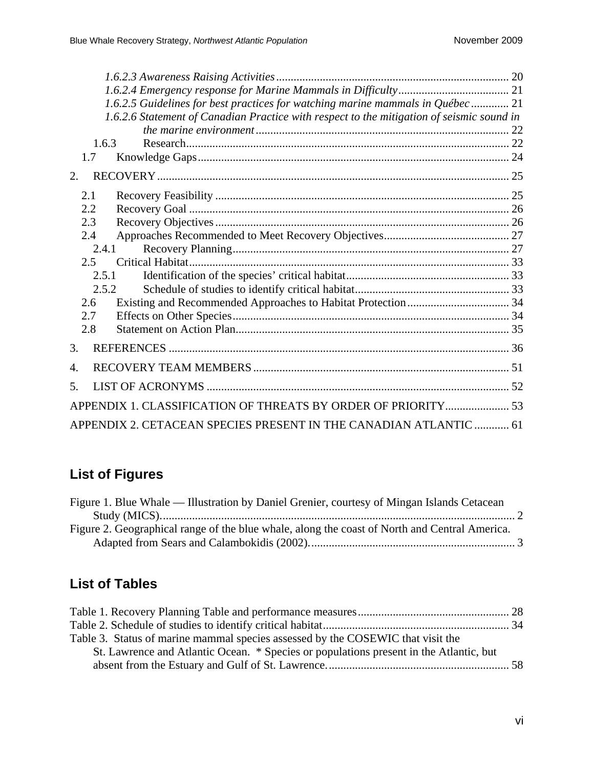*1.6.2.3 Awareness Raising Activities* ........................................................................ 20
*1.6.2.4 Emergency response for Marine Mammals in Difficulty* ...................................... 21
*1.6.2.5 Guidelines for best practices for watching marine mammals in Québec* ............. 21
*1.6.2.6 Statement of Canadian Practice with respect to the mitigation of seismic sound in the marine environment* ........................................................................................ 22
1.6.3 Research.............................................................................................................. 22
1.7 Knowledge Gaps..................................................................................................... 24

2. RECOVERY.......................................................................................................... 25

2.1 Recovery Feasibility .............................................................................................. 25
2.2 Recovery Goal ....................................................................................................... 26
2.3 Recovery Objectives .............................................................................................. 26
2.4 Approaches Recommended to Meet Recovery Objectives........................................ 27
2.4.1 Recovery Planning.............................................................................................. 27
2.5 Critical Habitat....................................................................................................... 33
2.5.1 Identification of the species' critical habitat........................................................ 33
2.5.2 Schedule of studies to identify critical habitat..................................................... 33
2.6 Existing and Recommended Approaches to Habitat Protection................................ 34
2.7 Effects on Other Species......................................................................................... 34
2.8 Statement on Action Plan........................................................................................ 35

3. REFERENCES ...................................................................................................... 36

4. RECOVERY TEAM MEMBERS ........................................................................... 51

5. LIST OF ACRONYMS .......................................................................................... 52

APPENDIX 1. CLASSIFICATION OF THREATS BY ORDER OF PRIORITY...................... 53

APPENDIX 2. CETACEAN SPECIES PRESENT IN THE CANADIAN ATLANTIC ............ 61

## List of Figures

Figure 1. Blue Whale — Illustration by Daniel Grenier, courtesy of Mingan Islands Cetacean Study (MICS)................................................................................................................ 2
Figure 2. Geographical range of the blue whale, along the coast of North and Central America. Adapted from Sears and Calambokidis (2002)....................................................................... 3

## List of Tables

Table 1. Recovery Planning Table and performance measures................................................... 28
Table 2. Schedule of studies to identify critical habitat............................................................... 34
Table 3. Status of marine mammal species assessed by the COSEWIC that visit the St. Lawrence and Atlantic Ocean. * Species or populations present in the Atlantic, but absent from the Estuary and Gulf of St. Lawrence............................................................... 58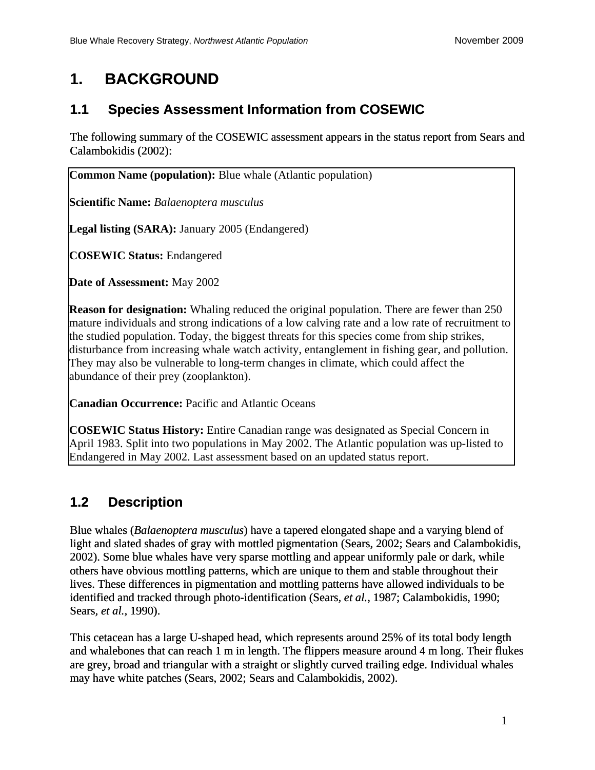# 1. BACKGROUND

## 1.1 Species Assessment Information from COSEWIC

The following summary of the COSEWIC assessment appears in the status report from Sears and Calambokidis (2002):

**Common Name (population):** Blue whale (Atlantic population)

**Scientific Name:** *Balaenoptera musculus*

**Legal listing (SARA):** January 2005 (Endangered)

**COSEWIC Status:** Endangered

**Date of Assessment:** May 2002

**Reason for designation:** Whaling reduced the original population. There are fewer than 250 mature individuals and strong indications of a low calving rate and a low rate of recruitment to the studied population. Today, the biggest threats for this species come from ship strikes, disturbance from increasing whale watch activity, entanglement in fishing gear, and pollution. They may also be vulnerable to long-term changes in climate, which could affect the abundance of their prey (zooplankton).

**Canadian Occurrence:** Pacific and Atlantic Oceans

**COSEWIC Status History:** Entire Canadian range was designated as Special Concern in April 1983. Split into two populations in May 2002. The Atlantic population was up-listed to Endangered in May 2002. Last assessment based on an updated status report.

## 1.2 Description

Blue whales (*Balaenoptera musculus*) have a tapered elongated shape and a varying blend of light and slated shades of gray with mottled pigmentation (Sears, 2002; Sears and Calambokidis, 2002). Some blue whales have very sparse mottling and appear uniformly pale or dark, while others have obvious mottling patterns, which are unique to them and stable throughout their lives. These differences in pigmentation and mottling patterns have allowed individuals to be identified and tracked through photo-identification (Sears, *et al.*, 1987; Calambokidis, 1990; Sears, *et al.*, 1990).

This cetacean has a large U-shaped head, which represents around 25% of its total body length and whalebones that can reach 1 m in length. The flippers measure around 4 m long. Their flukes are grey, broad and triangular with a straight or slightly curved trailing edge. Individual whales may have white patches (Sears, 2002; Sears and Calambokidis, 2002).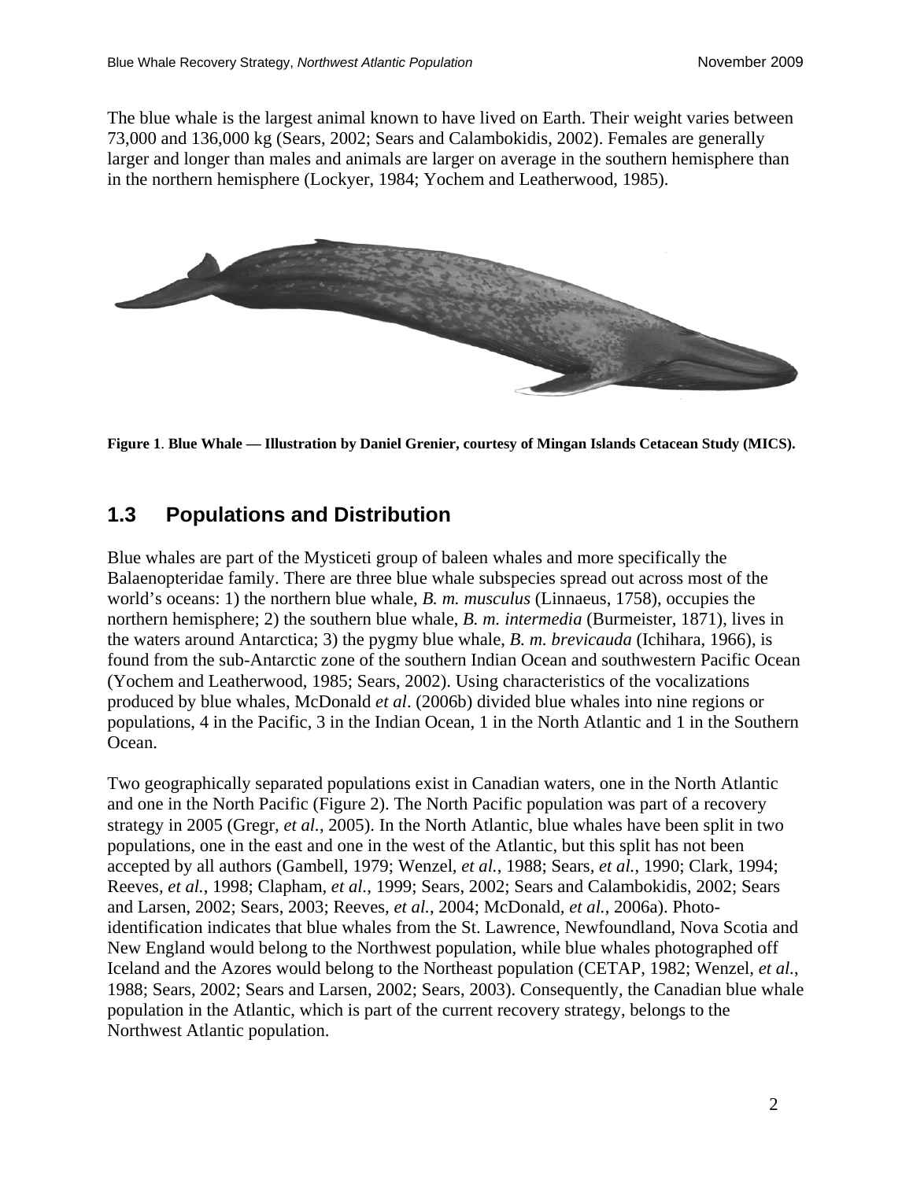The blue whale is the largest animal known to have lived on Earth. Their weight varies between 73,000 and 136,000 kg (Sears, 2002; Sears and Calambokidis, 2002). Females are generally larger and longer than males and animals are larger on average in the southern hemisphere than in the northern hemisphere (Lockyer, 1984; Yochem and Leatherwood, 1985).

**Figure 1**. **Blue Whale — Illustration by Daniel Grenier, courtesy of Mingan Islands Cetacean Study (MICS).**

## 1.3 Populations and Distribution

Blue whales are part of the Mysticeti group of baleen whales and more specifically the Balaenopteridae family. There are three blue whale subspecies spread out across most of the world's oceans: 1) the northern blue whale, *B. m. musculus* (Linnaeus, 1758), occupies the northern hemisphere; 2) the southern blue whale, *B. m. intermedia* (Burmeister, 1871), lives in the waters around Antarctica; 3) the pygmy blue whale, *B. m. brevicauda* (Ichihara, 1966), is found from the sub-Antarctic zone of the southern Indian Ocean and southwestern Pacific Ocean (Yochem and Leatherwood, 1985; Sears, 2002). Using characteristics of the vocalizations produced by blue whales, McDonald *et al*. (2006b) divided blue whales into nine regions or populations, 4 in the Pacific, 3 in the Indian Ocean, 1 in the North Atlantic and 1 in the Southern Ocean.

Two geographically separated populations exist in Canadian waters, one in the North Atlantic and one in the North Pacific (Figure 2). The North Pacific population was part of a recovery strategy in 2005 (Gregr, *et al.*, 2005). In the North Atlantic, blue whales have been split in two populations, one in the east and one in the west of the Atlantic, but this split has not been accepted by all authors (Gambell, 1979; Wenzel, *et al.*, 1988; Sears, *et al.*, 1990; Clark, 1994; Reeves, *et al.*, 1998; Clapham, *et al.*, 1999; Sears, 2002; Sears and Calambokidis, 2002; Sears and Larsen, 2002; Sears, 2003; Reeves, *et al.*, 2004; McDonald, *et al.*, 2006a). Photo-identification indicates that blue whales from the St. Lawrence, Newfoundland, Nova Scotia and New England would belong to the Northwest population, while blue whales photographed off Iceland and the Azores would belong to the Northeast population (CETAP, 1982; Wenzel, *et al.*, 1988; Sears, 2002; Sears and Larsen, 2002; Sears, 2003). Consequently, the Canadian blue whale population in the Atlantic, which is part of the current recovery strategy, belongs to the Northwest Atlantic population.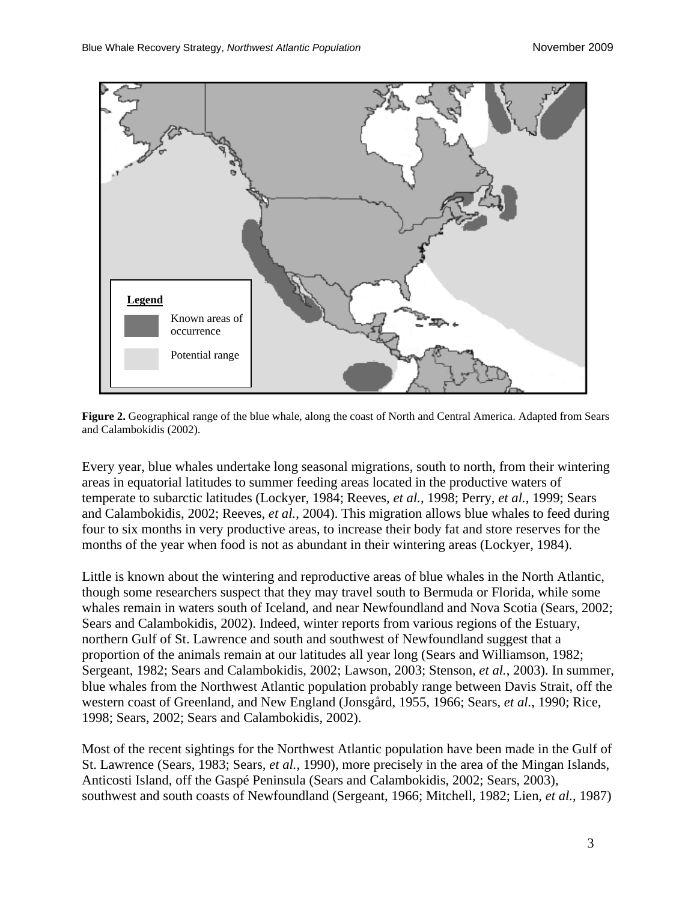Legend

Known areas of occurrence

Potential range

**Figure 2.** Geographical range of the blue whale, along the coast of North and Central America. Adapted from Sears and Calambokidis (2002).

Every year, blue whales undertake long seasonal migrations, south to north, from their wintering areas in equatorial latitudes to summer feeding areas located in the productive waters of temperate to subarctic latitudes (Lockyer, 1984; Reeves, *et al.*, 1998; Perry, *et al.*, 1999; Sears and Calambokidis, 2002; Reeves, *et al.*, 2004). This migration allows blue whales to feed during four to six months in very productive areas, to increase their body fat and store reserves for the months of the year when food is not as abundant in their wintering areas (Lockyer, 1984).

Little is known about the wintering and reproductive areas of blue whales in the North Atlantic, though some researchers suspect that they may travel south to Bermuda or Florida, while some whales remain in waters south of Iceland, and near Newfoundland and Nova Scotia (Sears, 2002; Sears and Calambokidis, 2002). Indeed, winter reports from various regions of the Estuary, northern Gulf of St. Lawrence and south and southwest of Newfoundland suggest that a proportion of the animals remain at our latitudes all year long (Sears and Williamson, 1982; Sergeant, 1982; Sears and Calambokidis, 2002; Lawson, 2003; Stenson, *et al.*, 2003). In summer, blue whales from the Northwest Atlantic population probably range between Davis Strait, off the western coast of Greenland, and New England (Jonsgård, 1955, 1966; Sears, *et al.*, 1990; Rice, 1998; Sears, 2002; Sears and Calambokidis, 2002).

Most of the recent sightings for the Northwest Atlantic population have been made in the Gulf of St. Lawrence (Sears, 1983; Sears, *et al.*, 1990), more precisely in the area of the Mingan Islands, Anticosti Island, off the Gaspé Peninsula (Sears and Calambokidis, 2002; Sears, 2003), southwest and south coasts of Newfoundland (Sergeant, 1966; Mitchell, 1982; Lien, *et al.*, 1987)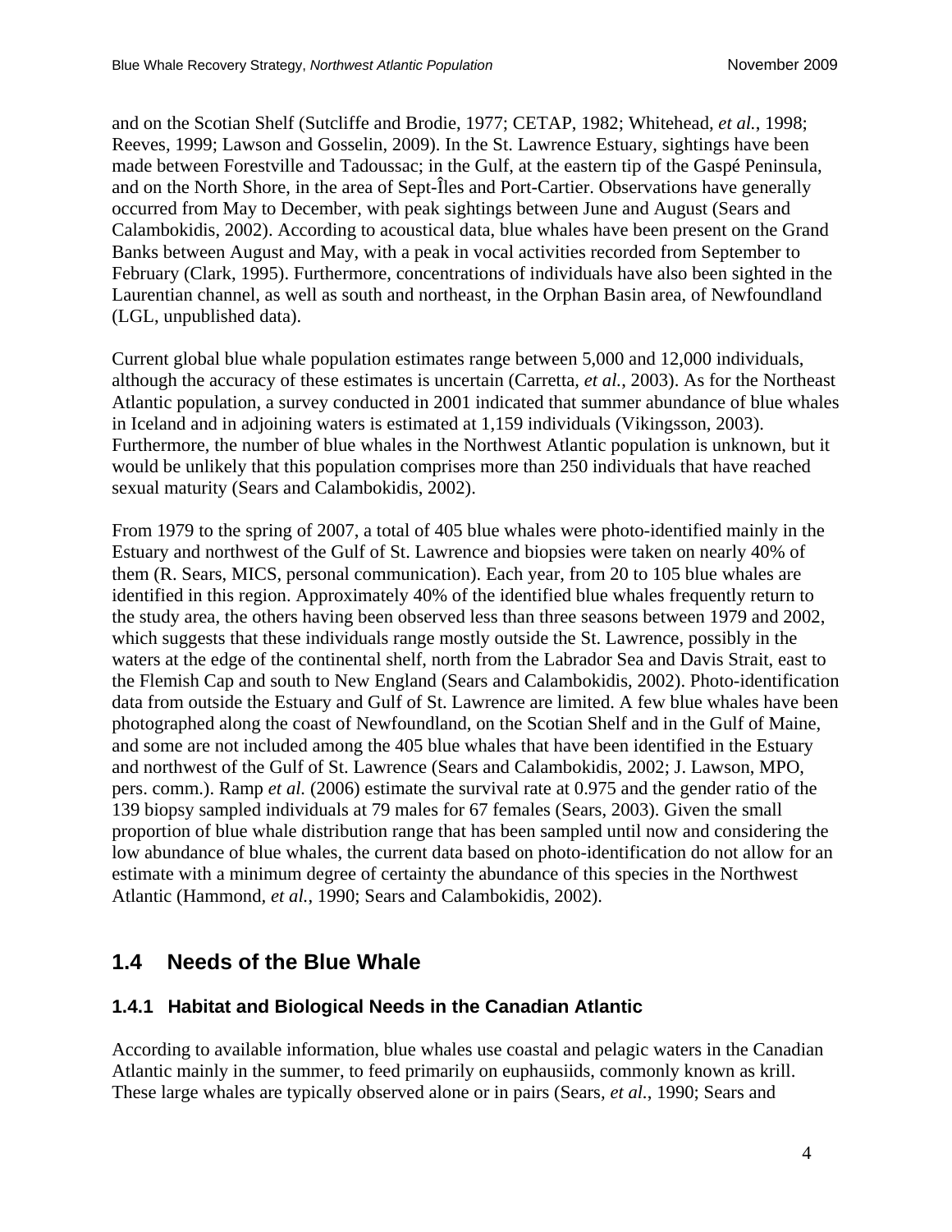and on the Scotian Shelf (Sutcliffe and Brodie, 1977; CETAP, 1982; Whitehead, *et al.*, 1998; Reeves, 1999; Lawson and Gosselin, 2009). In the St. Lawrence Estuary, sightings have been made between Forestville and Tadoussac; in the Gulf, at the eastern tip of the Gaspé Peninsula, and on the North Shore, in the area of Sept-Îles and Port-Cartier. Observations have generally occurred from May to December, with peak sightings between June and August (Sears and Calambokidis, 2002). According to acoustical data, blue whales have been present on the Grand Banks between August and May, with a peak in vocal activities recorded from September to February (Clark, 1995). Furthermore, concentrations of individuals have also been sighted in the Laurentian channel, as well as south and northeast, in the Orphan Basin area, of Newfoundland (LGL, unpublished data).

Current global blue whale population estimates range between 5,000 and 12,000 individuals, although the accuracy of these estimates is uncertain (Carretta, *et al.*, 2003). As for the Northeast Atlantic population, a survey conducted in 2001 indicated that summer abundance of blue whales in Iceland and in adjoining waters is estimated at 1,159 individuals (Vikingsson, 2003). Furthermore, the number of blue whales in the Northwest Atlantic population is unknown, but it would be unlikely that this population comprises more than 250 individuals that have reached sexual maturity (Sears and Calambokidis, 2002).

From 1979 to the spring of 2007, a total of 405 blue whales were photo-identified mainly in the Estuary and northwest of the Gulf of St. Lawrence and biopsies were taken on nearly 40% of them (R. Sears, MICS, personal communication). Each year, from 20 to 105 blue whales are identified in this region. Approximately 40% of the identified blue whales frequently return to the study area, the others having been observed less than three seasons between 1979 and 2002, which suggests that these individuals range mostly outside the St. Lawrence, possibly in the waters at the edge of the continental shelf, north from the Labrador Sea and Davis Strait, east to the Flemish Cap and south to New England (Sears and Calambokidis, 2002). Photo-identification data from outside the Estuary and Gulf of St. Lawrence are limited. A few blue whales have been photographed along the coast of Newfoundland, on the Scotian Shelf and in the Gulf of Maine, and some are not included among the 405 blue whales that have been identified in the Estuary and northwest of the Gulf of St. Lawrence (Sears and Calambokidis, 2002; J. Lawson, MPO, pers. comm.). Ramp *et al.* (2006) estimate the survival rate at 0.975 and the gender ratio of the 139 biopsy sampled individuals at 79 males for 67 females (Sears, 2003). Given the small proportion of blue whale distribution range that has been sampled until now and considering the low abundance of blue whales, the current data based on photo-identification do not allow for an estimate with a minimum degree of certainty the abundance of this species in the Northwest Atlantic (Hammond, *et al.*, 1990; Sears and Calambokidis, 2002).

## 1.4 Needs of the Blue Whale

### 1.4.1 Habitat and Biological Needs in the Canadian Atlantic

According to available information, blue whales use coastal and pelagic waters in the Canadian Atlantic mainly in the summer, to feed primarily on euphausiids, commonly known as krill. These large whales are typically observed alone or in pairs (Sears, *et al.*, 1990; Sears and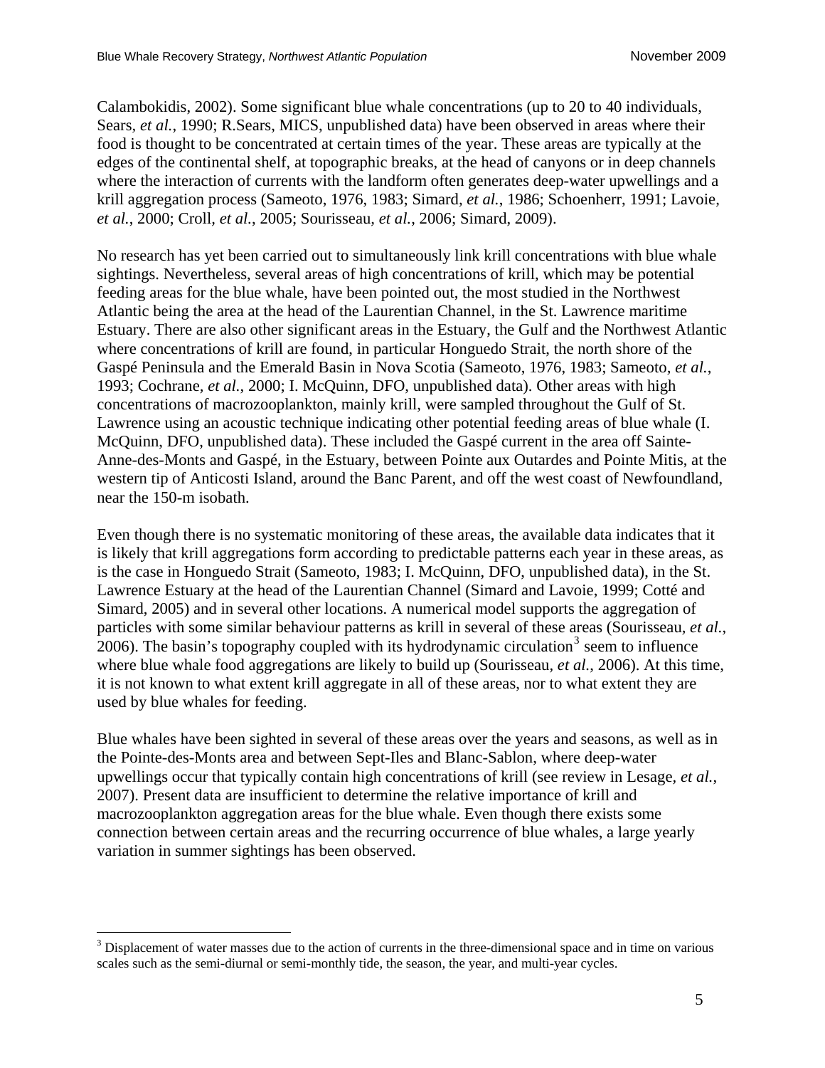Calambokidis, 2002). Some significant blue whale concentrations (up to 20 to 40 individuals, Sears, *et al.*, 1990; R.Sears, MICS, unpublished data) have been observed in areas where their food is thought to be concentrated at certain times of the year. These areas are typically at the edges of the continental shelf, at topographic breaks, at the head of canyons or in deep channels where the interaction of currents with the landform often generates deep-water upwellings and a krill aggregation process (Sameoto, 1976, 1983; Simard, *et al.*, 1986; Schoenherr, 1991; Lavoie, *et al.*, 2000; Croll, *et al.*, 2005; Sourisseau, *et al.*, 2006; Simard, 2009).

No research has yet been carried out to simultaneously link krill concentrations with blue whale sightings. Nevertheless, several areas of high concentrations of krill, which may be potential feeding areas for the blue whale, have been pointed out, the most studied in the Northwest Atlantic being the area at the head of the Laurentian Channel, in the St. Lawrence maritime Estuary. There are also other significant areas in the Estuary, the Gulf and the Northwest Atlantic where concentrations of krill are found, in particular Honguedo Strait, the north shore of the Gaspé Peninsula and the Emerald Basin in Nova Scotia (Sameoto, 1976, 1983; Sameoto, *et al.*, 1993; Cochrane, *et al.*, 2000; I. McQuinn, DFO, unpublished data). Other areas with high concentrations of macrozooplankton, mainly krill, were sampled throughout the Gulf of St. Lawrence using an acoustic technique indicating other potential feeding areas of blue whale (I. McQuinn, DFO, unpublished data). These included the Gaspé current in the area off Sainte-Anne-des-Monts and Gaspé, in the Estuary, between Pointe aux Outardes and Pointe Mitis, at the western tip of Anticosti Island, around the Banc Parent, and off the west coast of Newfoundland, near the 150-m isobath.

Even though there is no systematic monitoring of these areas, the available data indicates that it is likely that krill aggregations form according to predictable patterns each year in these areas, as is the case in Honguedo Strait (Sameoto, 1983; I. McQuinn, DFO, unpublished data), in the St. Lawrence Estuary at the head of the Laurentian Channel (Simard and Lavoie, 1999; Cotté and Simard, 2005) and in several other locations. A numerical model supports the aggregation of particles with some similar behaviour patterns as krill in several of these areas (Sourisseau, *et al.*, 2006). The basin's topography coupled with its hydrodynamic circulation[3] seem to influence where blue whale food aggregations are likely to build up (Sourisseau, *et al.*, 2006). At this time, it is not known to what extent krill aggregate in all of these areas, nor to what extent they are used by blue whales for feeding.

Blue whales have been sighted in several of these areas over the years and seasons, as well as in the Pointe-des-Monts area and between Sept-Iles and Blanc-Sablon, where deep-water upwellings occur that typically contain high concentrations of krill (see review in Lesage, *et al.*, 2007). Present data are insufficient to determine the relative importance of krill and macrozooplankton aggregation areas for the blue whale. Even though there exists some connection between certain areas and the recurring occurrence of blue whales, a large yearly variation in summer sightings has been observed.

[3] Displacement of water masses due to the action of currents in the three-dimensional space and in time on various scales such as the semi-diurnal or semi-monthly tide, the season, the year, and multi-year cycles.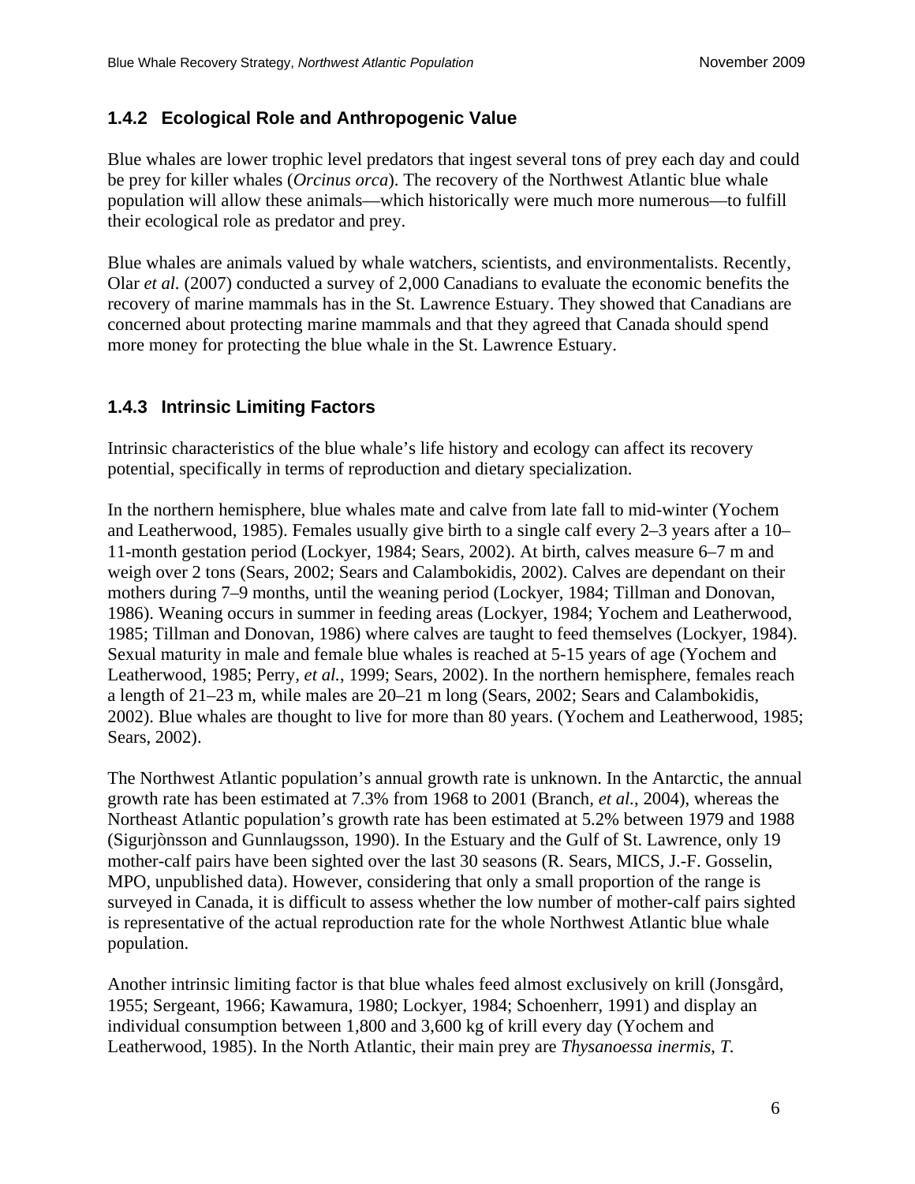### 1.4.2 Ecological Role and Anthropogenic Value

Blue whales are lower trophic level predators that ingest several tons of prey each day and could be prey for killer whales (*Orcinus orca*). The recovery of the Northwest Atlantic blue whale population will allow these animals—which historically were much more numerous—to fulfill their ecological role as predator and prey.

Blue whales are animals valued by whale watchers, scientists, and environmentalists. Recently, Olar *et al.* (2007) conducted a survey of 2,000 Canadians to evaluate the economic benefits the recovery of marine mammals has in the St. Lawrence Estuary. They showed that Canadians are concerned about protecting marine mammals and that they agreed that Canada should spend more money for protecting the blue whale in the St. Lawrence Estuary.

### 1.4.3 Intrinsic Limiting Factors

Intrinsic characteristics of the blue whale's life history and ecology can affect its recovery potential, specifically in terms of reproduction and dietary specialization.

In the northern hemisphere, blue whales mate and calve from late fall to mid-winter (Yochem and Leatherwood, 1985). Females usually give birth to a single calf every 2–3 years after a 10–11-month gestation period (Lockyer, 1984; Sears, 2002). At birth, calves measure 6–7 m and weigh over 2 tons (Sears, 2002; Sears and Calambokidis, 2002). Calves are dependant on their mothers during 7–9 months, until the weaning period (Lockyer, 1984; Tillman and Donovan, 1986). Weaning occurs in summer in feeding areas (Lockyer, 1984; Yochem and Leatherwood, 1985; Tillman and Donovan, 1986) where calves are taught to feed themselves (Lockyer, 1984). Sexual maturity in male and female blue whales is reached at 5-15 years of age (Yochem and Leatherwood, 1985; Perry, *et al.*, 1999; Sears, 2002). In the northern hemisphere, females reach a length of 21–23 m, while males are 20–21 m long (Sears, 2002; Sears and Calambokidis, 2002). Blue whales are thought to live for more than 80 years. (Yochem and Leatherwood, 1985; Sears, 2002).

The Northwest Atlantic population's annual growth rate is unknown. In the Antarctic, the annual growth rate has been estimated at 7.3% from 1968 to 2001 (Branch, *et al.*, 2004), whereas the Northeast Atlantic population's growth rate has been estimated at 5.2% between 1979 and 1988 (Sigurjònsson and Gunnlaugsson, 1990). In the Estuary and the Gulf of St. Lawrence, only 19 mother-calf pairs have been sighted over the last 30 seasons (R. Sears, MICS, J.-F. Gosselin, MPO, unpublished data). However, considering that only a small proportion of the range is surveyed in Canada, it is difficult to assess whether the low number of mother-calf pairs sighted is representative of the actual reproduction rate for the whole Northwest Atlantic blue whale population.

Another intrinsic limiting factor is that blue whales feed almost exclusively on krill (Jonsgård, 1955; Sergeant, 1966; Kawamura, 1980; Lockyer, 1984; Schoenherr, 1991) and display an individual consumption between 1,800 and 3,600 kg of krill every day (Yochem and Leatherwood, 1985). In the North Atlantic, their main prey are *Thysanoessa inermis*, *T.*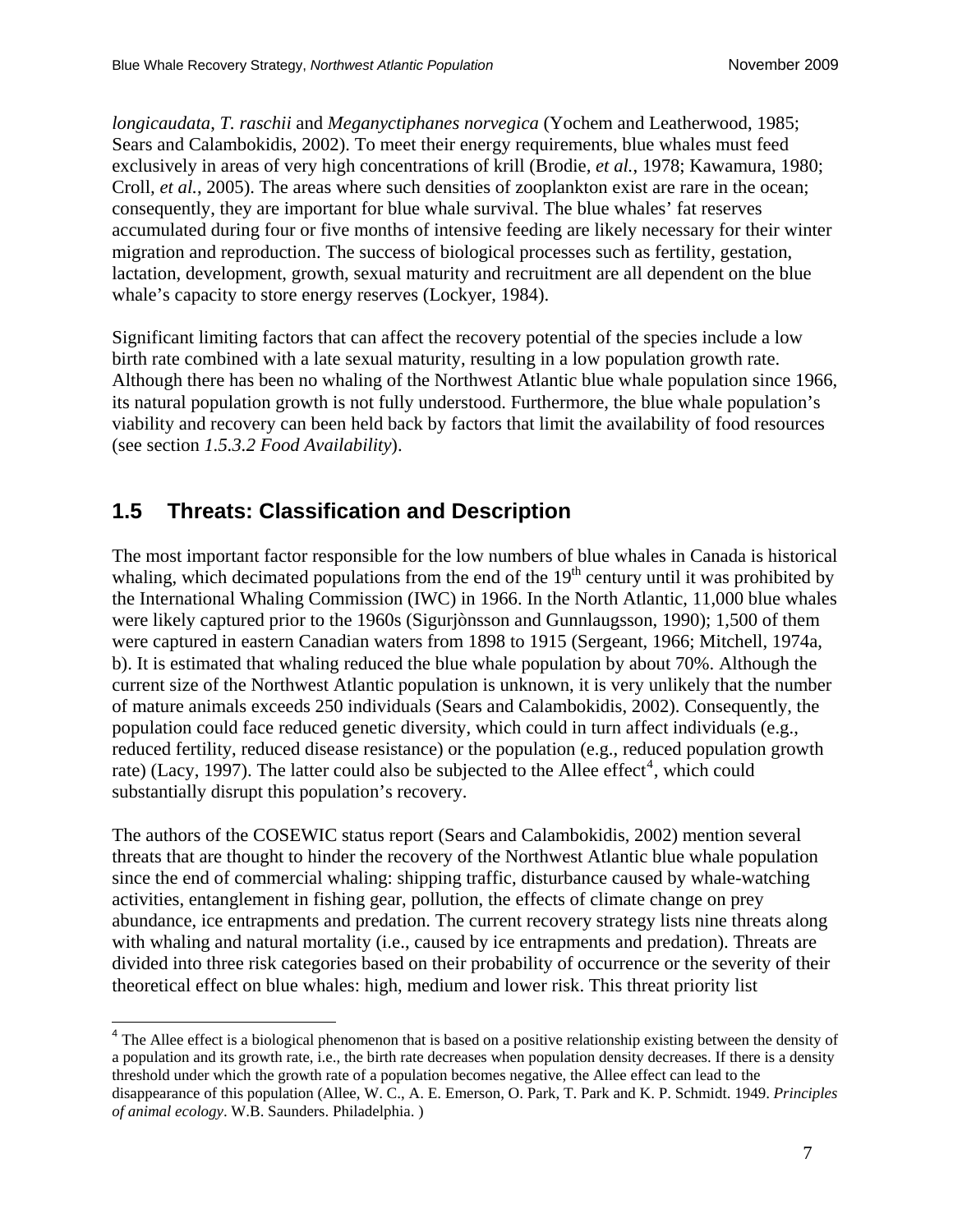*longicaudata*, *T. raschii* and *Meganyctiphanes norvegica* (Yochem and Leatherwood, 1985; Sears and Calambokidis, 2002). To meet their energy requirements, blue whales must feed exclusively in areas of very high concentrations of krill (Brodie, *et al.*, 1978; Kawamura, 1980; Croll, *et al.*, 2005). The areas where such densities of zooplankton exist are rare in the ocean; consequently, they are important for blue whale survival. The blue whales' fat reserves accumulated during four or five months of intensive feeding are likely necessary for their winter migration and reproduction. The success of biological processes such as fertility, gestation, lactation, development, growth, sexual maturity and recruitment are all dependent on the blue whale's capacity to store energy reserves (Lockyer, 1984).

Significant limiting factors that can affect the recovery potential of the species include a low birth rate combined with a late sexual maturity, resulting in a low population growth rate. Although there has been no whaling of the Northwest Atlantic blue whale population since 1966, its natural population growth is not fully understood. Furthermore, the blue whale population's viability and recovery can been held back by factors that limit the availability of food resources (see section *1.5.3.2 Food Availability*).

## 1.5 Threats: Classification and Description

The most important factor responsible for the low numbers of blue whales in Canada is historical whaling, which decimated populations from the end of the 19th century until it was prohibited by the International Whaling Commission (IWC) in 1966. In the North Atlantic, 11,000 blue whales were likely captured prior to the 1960s (Sigurjònsson and Gunnlaugsson, 1990); 1,500 of them were captured in eastern Canadian waters from 1898 to 1915 (Sergeant, 1966; Mitchell, 1974a, b). It is estimated that whaling reduced the blue whale population by about 70%. Although the current size of the Northwest Atlantic population is unknown, it is very unlikely that the number of mature animals exceeds 250 individuals (Sears and Calambokidis, 2002). Consequently, the population could face reduced genetic diversity, which could in turn affect individuals (e.g., reduced fertility, reduced disease resistance) or the population (e.g., reduced population growth rate) (Lacy, 1997). The latter could also be subjected to the Allee effect[4], which could substantially disrupt this population's recovery.

The authors of the COSEWIC status report (Sears and Calambokidis, 2002) mention several threats that are thought to hinder the recovery of the Northwest Atlantic blue whale population since the end of commercial whaling: shipping traffic, disturbance caused by whale-watching activities, entanglement in fishing gear, pollution, the effects of climate change on prey abundance, ice entrapments and predation. The current recovery strategy lists nine threats along with whaling and natural mortality (i.e., caused by ice entrapments and predation). Threats are divided into three risk categories based on their probability of occurrence or the severity of their theoretical effect on blue whales: high, medium and lower risk. This threat priority list

---

[4] The Allee effect is a biological phenomenon that is based on a positive relationship existing between the density of a population and its growth rate, i.e., the birth rate decreases when population density decreases. If there is a density threshold under which the growth rate of a population becomes negative, the Allee effect can lead to the disappearance of this population (Allee, W. C., A. E. Emerson, O. Park, T. Park and K. P. Schmidt. 1949. *Principles of animal ecology*. W.B. Saunders. Philadelphia. )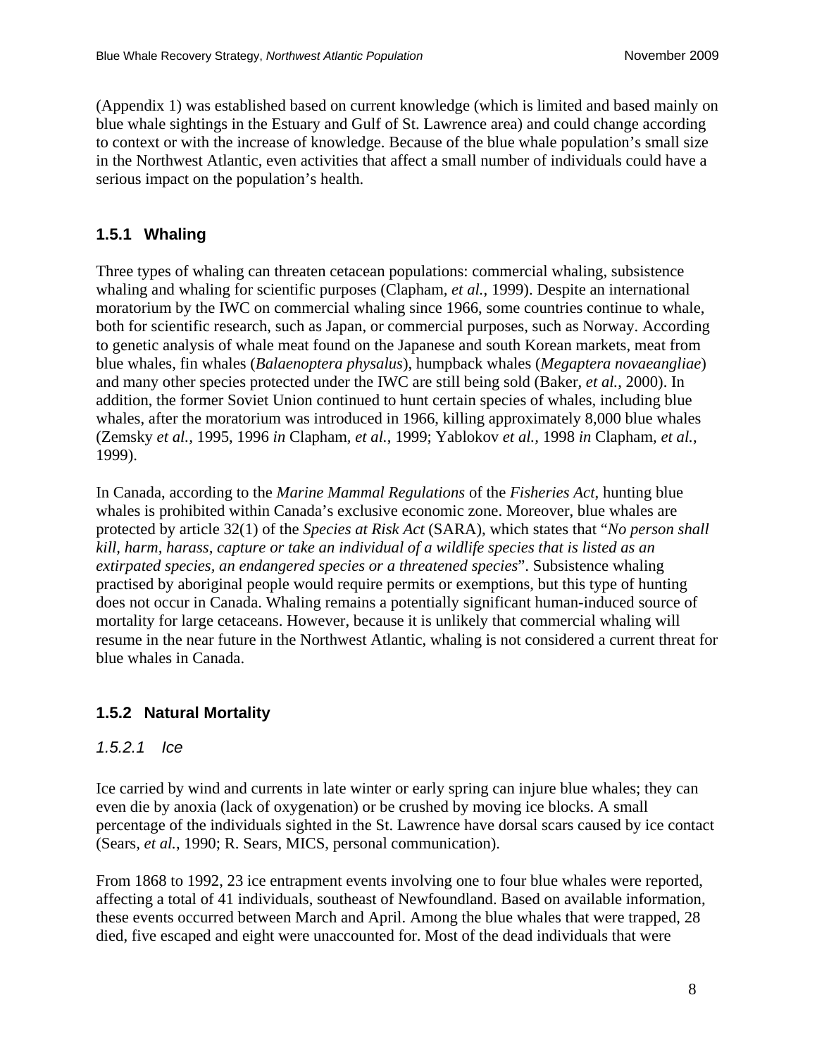(Appendix 1) was established based on current knowledge (which is limited and based mainly on blue whale sightings in the Estuary and Gulf of St. Lawrence area) and could change according to context or with the increase of knowledge. Because of the blue whale population's small size in the Northwest Atlantic, even activities that affect a small number of individuals could have a serious impact on the population's health.

### 1.5.1 Whaling

Three types of whaling can threaten cetacean populations: commercial whaling, subsistence whaling and whaling for scientific purposes (Clapham, *et al.*, 1999). Despite an international moratorium by the IWC on commercial whaling since 1966, some countries continue to whale, both for scientific research, such as Japan, or commercial purposes, such as Norway. According to genetic analysis of whale meat found on the Japanese and south Korean markets, meat from blue whales, fin whales (*Balaenoptera physalus*), humpback whales (*Megaptera novaeangliae*) and many other species protected under the IWC are still being sold (Baker, *et al.*, 2000). In addition, the former Soviet Union continued to hunt certain species of whales, including blue whales, after the moratorium was introduced in 1966, killing approximately 8,000 blue whales (Zemsky *et al.*, 1995, 1996 *in* Clapham, *et al.*, 1999; Yablokov *et al.*, 1998 *in* Clapham, *et al.*, 1999).

In Canada, according to the *Marine Mammal Regulations* of the *Fisheries Act*, hunting blue whales is prohibited within Canada's exclusive economic zone. Moreover, blue whales are protected by article 32(1) of the *Species at Risk Act* (SARA), which states that "*No person shall kill, harm, harass, capture or take an individual of a wildlife species that is listed as an extirpated species, an endangered species or a threatened species*". Subsistence whaling practised by aboriginal people would require permits or exemptions, but this type of hunting does not occur in Canada. Whaling remains a potentially significant human-induced source of mortality for large cetaceans. However, because it is unlikely that commercial whaling will resume in the near future in the Northwest Atlantic, whaling is not considered a current threat for blue whales in Canada.

### 1.5.2 Natural Mortality

#### *1.5.2.1 Ice*

Ice carried by wind and currents in late winter or early spring can injure blue whales; they can even die by anoxia (lack of oxygenation) or be crushed by moving ice blocks. A small percentage of the individuals sighted in the St. Lawrence have dorsal scars caused by ice contact (Sears, *et al.*, 1990; R. Sears, MICS, personal communication).

From 1868 to 1992, 23 ice entrapment events involving one to four blue whales were reported, affecting a total of 41 individuals, southeast of Newfoundland. Based on available information, these events occurred between March and April. Among the blue whales that were trapped, 28 died, five escaped and eight were unaccounted for. Most of the dead individuals that were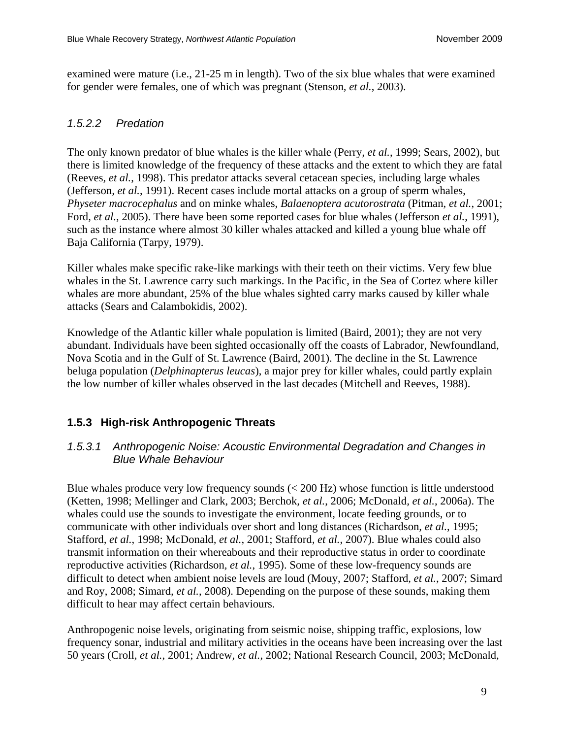examined were mature (i.e., 21-25 m in length). Two of the six blue whales that were examined for gender were females, one of which was pregnant (Stenson, *et al.*, 2003).

#### *1.5.2.2 Predation*

The only known predator of blue whales is the killer whale (Perry, *et al.*, 1999; Sears, 2002), but there is limited knowledge of the frequency of these attacks and the extent to which they are fatal (Reeves, *et al.*, 1998). This predator attacks several cetacean species, including large whales (Jefferson, *et al.*, 1991). Recent cases include mortal attacks on a group of sperm whales, *Physeter macrocephalus* and on minke whales, *Balaenoptera acutorostrata* (Pitman, *et al.*, 2001; Ford, *et al.*, 2005). There have been some reported cases for blue whales (Jefferson *et al.*, 1991), such as the instance where almost 30 killer whales attacked and killed a young blue whale off Baja California (Tarpy, 1979).

Killer whales make specific rake-like markings with their teeth on their victims. Very few blue whales in the St. Lawrence carry such markings. In the Pacific, in the Sea of Cortez where killer whales are more abundant, 25% of the blue whales sighted carry marks caused by killer whale attacks (Sears and Calambokidis, 2002).

Knowledge of the Atlantic killer whale population is limited (Baird, 2001); they are not very abundant. Individuals have been sighted occasionally off the coasts of Labrador, Newfoundland, Nova Scotia and in the Gulf of St. Lawrence (Baird, 2001). The decline in the St. Lawrence beluga population (*Delphinapterus leucas*), a major prey for killer whales, could partly explain the low number of killer whales observed in the last decades (Mitchell and Reeves, 1988).

### **1.5.3 High-risk Anthropogenic Threats**

#### *1.5.3.1 Anthropogenic Noise: Acoustic Environmental Degradation and Changes in Blue Whale Behaviour*

Blue whales produce very low frequency sounds (< 200 Hz) whose function is little understood (Ketten, 1998; Mellinger and Clark, 2003; Berchok, *et al.*, 2006; McDonald, *et al.*, 2006a). The whales could use the sounds to investigate the environment, locate feeding grounds, or to communicate with other individuals over short and long distances (Richardson, *et al.*, 1995; Stafford, *et al.*, 1998; McDonald, *et al.*, 2001; Stafford, *et al.*, 2007). Blue whales could also transmit information on their whereabouts and their reproductive status in order to coordinate reproductive activities (Richardson, *et al.*, 1995). Some of these low-frequency sounds are difficult to detect when ambient noise levels are loud (Mouy, 2007; Stafford, *et al.*, 2007; Simard and Roy, 2008; Simard, *et al.*, 2008). Depending on the purpose of these sounds, making them difficult to hear may affect certain behaviours.

Anthropogenic noise levels, originating from seismic noise, shipping traffic, explosions, low frequency sonar, industrial and military activities in the oceans have been increasing over the last 50 years (Croll, *et al.*, 2001; Andrew, *et al.*, 2002; National Research Council, 2003; McDonald,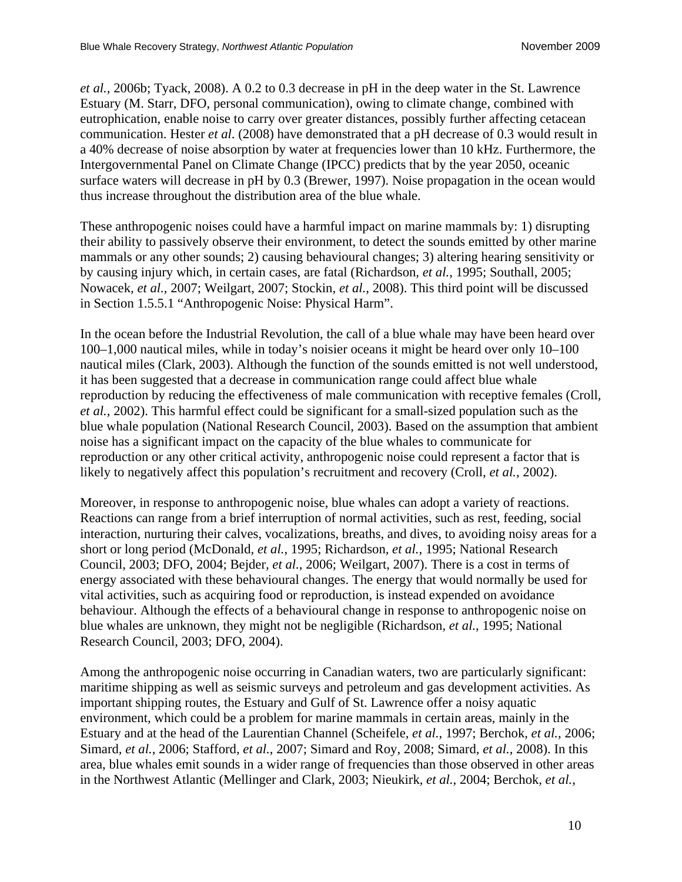*et al.*, 2006b; Tyack, 2008). A 0.2 to 0.3 decrease in pH in the deep water in the St. Lawrence Estuary (M. Starr, DFO, personal communication), owing to climate change, combined with eutrophication, enable noise to carry over greater distances, possibly further affecting cetacean communication. Hester *et al.* (2008) have demonstrated that a pH decrease of 0.3 would result in a 40% decrease of noise absorption by water at frequencies lower than 10 kHz. Furthermore, the Intergovernmental Panel on Climate Change (IPCC) predicts that by the year 2050, oceanic surface waters will decrease in pH by 0.3 (Brewer, 1997). Noise propagation in the ocean would thus increase throughout the distribution area of the blue whale.

These anthropogenic noises could have a harmful impact on marine mammals by: 1) disrupting their ability to passively observe their environment, to detect the sounds emitted by other marine mammals or any other sounds; 2) causing behavioural changes; 3) altering hearing sensitivity or by causing injury which, in certain cases, are fatal (Richardson, *et al.*, 1995; Southall, 2005; Nowacek, *et al.*, 2007; Weilgart, 2007; Stockin, *et al.*, 2008). This third point will be discussed in Section 1.5.5.1 "Anthropogenic Noise: Physical Harm".

In the ocean before the Industrial Revolution, the call of a blue whale may have been heard over 100–1,000 nautical miles, while in today's noisier oceans it might be heard over only 10–100 nautical miles (Clark, 2003). Although the function of the sounds emitted is not well understood, it has been suggested that a decrease in communication range could affect blue whale reproduction by reducing the effectiveness of male communication with receptive females (Croll, *et al.*, 2002). This harmful effect could be significant for a small-sized population such as the blue whale population (National Research Council, 2003). Based on the assumption that ambient noise has a significant impact on the capacity of the blue whales to communicate for reproduction or any other critical activity, anthropogenic noise could represent a factor that is likely to negatively affect this population's recruitment and recovery (Croll, *et al.*, 2002).

Moreover, in response to anthropogenic noise, blue whales can adopt a variety of reactions. Reactions can range from a brief interruption of normal activities, such as rest, feeding, social interaction, nurturing their calves, vocalizations, breaths, and dives, to avoiding noisy areas for a short or long period (McDonald, *et al.*, 1995; Richardson, *et al.*, 1995; National Research Council, 2003; DFO, 2004; Bejder, *et al.*, 2006; Weilgart, 2007). There is a cost in terms of energy associated with these behavioural changes. The energy that would normally be used for vital activities, such as acquiring food or reproduction, is instead expended on avoidance behaviour. Although the effects of a behavioural change in response to anthropogenic noise on blue whales are unknown, they might not be negligible (Richardson, *et al.*, 1995; National Research Council, 2003; DFO, 2004).

Among the anthropogenic noise occurring in Canadian waters, two are particularly significant: maritime shipping as well as seismic surveys and petroleum and gas development activities. As important shipping routes, the Estuary and Gulf of St. Lawrence offer a noisy aquatic environment, which could be a problem for marine mammals in certain areas, mainly in the Estuary and at the head of the Laurentian Channel (Scheifele, *et al.*, 1997; Berchok, *et al.*, 2006; Simard, *et al.*, 2006; Stafford, *et al.*, 2007; Simard and Roy, 2008; Simard, *et al.*, 2008). In this area, blue whales emit sounds in a wider range of frequencies than those observed in other areas in the Northwest Atlantic (Mellinger and Clark, 2003; Nieukirk, *et al.*, 2004; Berchok, *et al.*,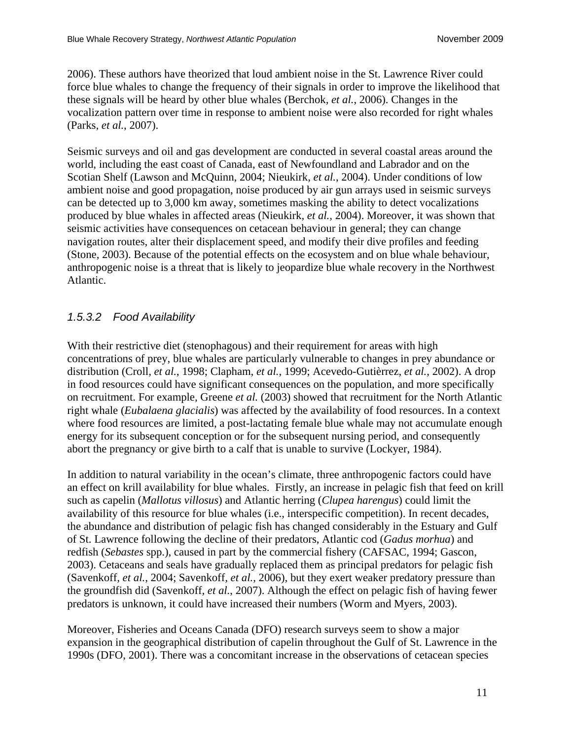2006). These authors have theorized that loud ambient noise in the St. Lawrence River could force blue whales to change the frequency of their signals in order to improve the likelihood that these signals will be heard by other blue whales (Berchok, *et al.*, 2006). Changes in the vocalization pattern over time in response to ambient noise were also recorded for right whales (Parks, *et al.*, 2007).

Seismic surveys and oil and gas development are conducted in several coastal areas around the world, including the east coast of Canada, east of Newfoundland and Labrador and on the Scotian Shelf (Lawson and McQuinn, 2004; Nieukirk, *et al.*, 2004). Under conditions of low ambient noise and good propagation, noise produced by air gun arrays used in seismic surveys can be detected up to 3,000 km away, sometimes masking the ability to detect vocalizations produced by blue whales in affected areas (Nieukirk, *et al.*, 2004). Moreover, it was shown that seismic activities have consequences on cetacean behaviour in general; they can change navigation routes, alter their displacement speed, and modify their dive profiles and feeding (Stone, 2003). Because of the potential effects on the ecosystem and on blue whale behaviour, anthropogenic noise is a threat that is likely to jeopardize blue whale recovery in the Northwest Atlantic.

#### *1.5.3.2 Food Availability*

With their restrictive diet (stenophagous) and their requirement for areas with high concentrations of prey, blue whales are particularly vulnerable to changes in prey abundance or distribution (Croll, *et al.*, 1998; Clapham, *et al.*, 1999; Acevedo-Gutièrrez, *et al.*, 2002). A drop in food resources could have significant consequences on the population, and more specifically on recruitment. For example, Greene *et al.* (2003) showed that recruitment for the North Atlantic right whale (*Eubalaena glacialis*) was affected by the availability of food resources. In a context where food resources are limited, a post-lactating female blue whale may not accumulate enough energy for its subsequent conception or for the subsequent nursing period, and consequently abort the pregnancy or give birth to a calf that is unable to survive (Lockyer, 1984).

In addition to natural variability in the ocean's climate, three anthropogenic factors could have an effect on krill availability for blue whales. Firstly, an increase in pelagic fish that feed on krill such as capelin (*Mallotus villosus*) and Atlantic herring (*Clupea harengus*) could limit the availability of this resource for blue whales (i.e., interspecific competition). In recent decades, the abundance and distribution of pelagic fish has changed considerably in the Estuary and Gulf of St. Lawrence following the decline of their predators, Atlantic cod (*Gadus morhua*) and redfish (*Sebastes* spp.), caused in part by the commercial fishery (CAFSAC, 1994; Gascon, 2003). Cetaceans and seals have gradually replaced them as principal predators for pelagic fish (Savenkoff, *et al.*, 2004; Savenkoff, *et al.*, 2006), but they exert weaker predatory pressure than the groundfish did (Savenkoff, *et al.*, 2007). Although the effect on pelagic fish of having fewer predators is unknown, it could have increased their numbers (Worm and Myers, 2003).

Moreover, Fisheries and Oceans Canada (DFO) research surveys seem to show a major expansion in the geographical distribution of capelin throughout the Gulf of St. Lawrence in the 1990s (DFO, 2001). There was a concomitant increase in the observations of cetacean species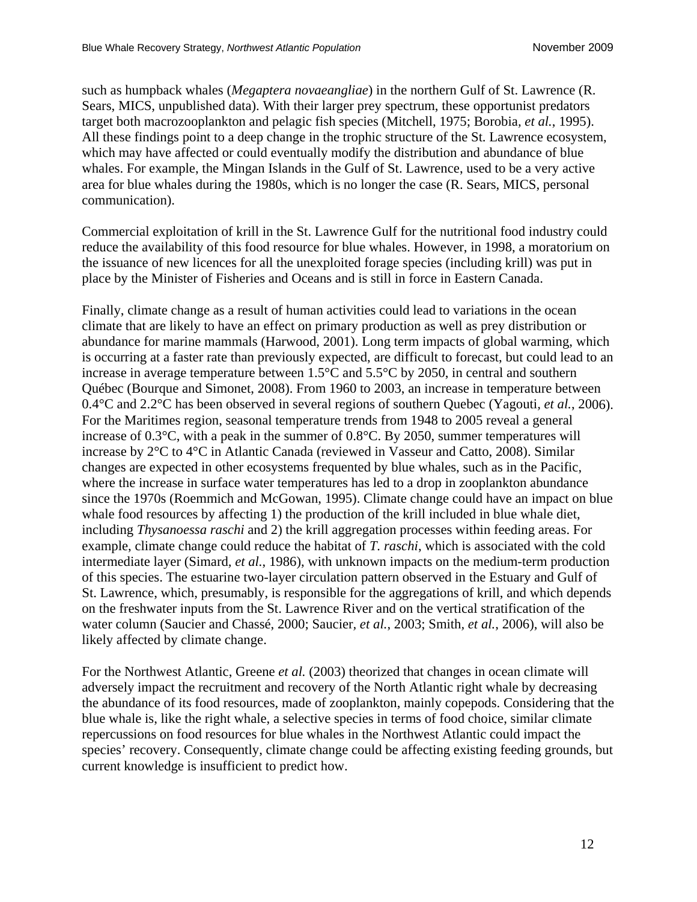such as humpback whales (*Megaptera novaeangliae*) in the northern Gulf of St. Lawrence (R. Sears, MICS, unpublished data). With their larger prey spectrum, these opportunist predators target both macrozooplankton and pelagic fish species (Mitchell, 1975; Borobia, *et al.*, 1995). All these findings point to a deep change in the trophic structure of the St. Lawrence ecosystem, which may have affected or could eventually modify the distribution and abundance of blue whales. For example, the Mingan Islands in the Gulf of St. Lawrence, used to be a very active area for blue whales during the 1980s, which is no longer the case (R. Sears, MICS, personal communication).

Commercial exploitation of krill in the St. Lawrence Gulf for the nutritional food industry could reduce the availability of this food resource for blue whales. However, in 1998, a moratorium on the issuance of new licences for all the unexploited forage species (including krill) was put in place by the Minister of Fisheries and Oceans and is still in force in Eastern Canada.

Finally, climate change as a result of human activities could lead to variations in the ocean climate that are likely to have an effect on primary production as well as prey distribution or abundance for marine mammals (Harwood, 2001). Long term impacts of global warming, which is occurring at a faster rate than previously expected, are difficult to forecast, but could lead to an increase in average temperature between 1.5°C and 5.5°C by 2050, in central and southern Québec (Bourque and Simonet, 2008). From 1960 to 2003, an increase in temperature between 0.4°C and 2.2°C has been observed in several regions of southern Quebec (Yagouti, *et al.*, 2006). For the Maritimes region, seasonal temperature trends from 1948 to 2005 reveal a general increase of 0.3°C, with a peak in the summer of 0.8°C. By 2050, summer temperatures will increase by 2°C to 4°C in Atlantic Canada (reviewed in Vasseur and Catto, 2008). Similar changes are expected in other ecosystems frequented by blue whales, such as in the Pacific, where the increase in surface water temperatures has led to a drop in zooplankton abundance since the 1970s (Roemmich and McGowan, 1995). Climate change could have an impact on blue whale food resources by affecting 1) the production of the krill included in blue whale diet, including *Thysanoessa raschi* and 2) the krill aggregation processes within feeding areas. For example, climate change could reduce the habitat of *T. raschi*, which is associated with the cold intermediate layer (Simard, *et al.*, 1986), with unknown impacts on the medium-term production of this species. The estuarine two-layer circulation pattern observed in the Estuary and Gulf of St. Lawrence, which, presumably, is responsible for the aggregations of krill, and which depends on the freshwater inputs from the St. Lawrence River and on the vertical stratification of the water column (Saucier and Chassé, 2000; Saucier, *et al.*, 2003; Smith, *et al.*, 2006), will also be likely affected by climate change.

For the Northwest Atlantic, Greene *et al.* (2003) theorized that changes in ocean climate will adversely impact the recruitment and recovery of the North Atlantic right whale by decreasing the abundance of its food resources, made of zooplankton, mainly copepods. Considering that the blue whale is, like the right whale, a selective species in terms of food choice, similar climate repercussions on food resources for blue whales in the Northwest Atlantic could impact the species' recovery. Consequently, climate change could be affecting existing feeding grounds, but current knowledge is insufficient to predict how.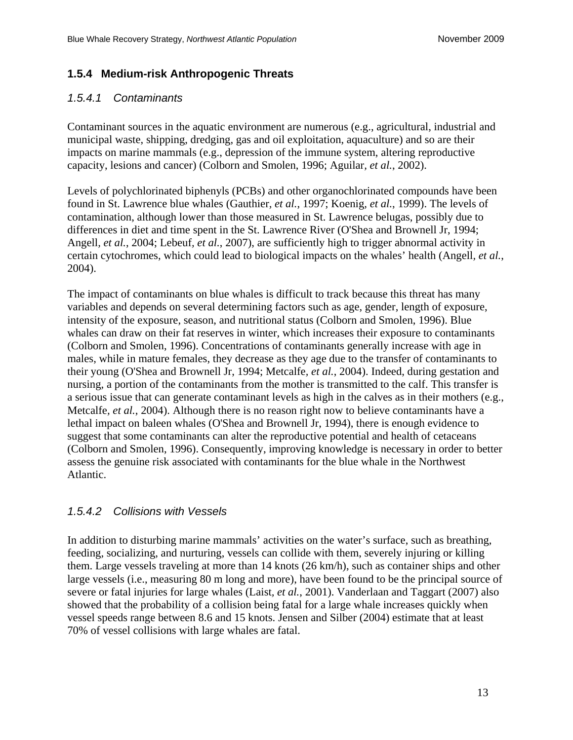### 1.5.4 Medium-risk Anthropogenic Threats

#### *1.5.4.1 Contaminants*

Contaminant sources in the aquatic environment are numerous (e.g., agricultural, industrial and municipal waste, shipping, dredging, gas and oil exploitation, aquaculture) and so are their impacts on marine mammals (e.g., depression of the immune system, altering reproductive capacity, lesions and cancer) (Colborn and Smolen, 1996; Aguilar, *et al.*, 2002).

Levels of polychlorinated biphenyls (PCBs) and other organochlorinated compounds have been found in St. Lawrence blue whales (Gauthier, *et al.*, 1997; Koenig, *et al.*, 1999). The levels of contamination, although lower than those measured in St. Lawrence belugas, possibly due to differences in diet and time spent in the St. Lawrence River (O'Shea and Brownell Jr, 1994; Angell, *et al.*, 2004; Lebeuf, *et al.*, 2007), are sufficiently high to trigger abnormal activity in certain cytochromes, which could lead to biological impacts on the whales' health (Angell, *et al.*, 2004).

The impact of contaminants on blue whales is difficult to track because this threat has many variables and depends on several determining factors such as age, gender, length of exposure, intensity of the exposure, season, and nutritional status (Colborn and Smolen, 1996). Blue whales can draw on their fat reserves in winter, which increases their exposure to contaminants (Colborn and Smolen, 1996). Concentrations of contaminants generally increase with age in males, while in mature females, they decrease as they age due to the transfer of contaminants to their young (O'Shea and Brownell Jr, 1994; Metcalfe, *et al.*, 2004). Indeed, during gestation and nursing, a portion of the contaminants from the mother is transmitted to the calf. This transfer is a serious issue that can generate contaminant levels as high in the calves as in their mothers (e.g., Metcalfe, *et al.*, 2004). Although there is no reason right now to believe contaminants have a lethal impact on baleen whales (O'Shea and Brownell Jr, 1994), there is enough evidence to suggest that some contaminants can alter the reproductive potential and health of cetaceans (Colborn and Smolen, 1996). Consequently, improving knowledge is necessary in order to better assess the genuine risk associated with contaminants for the blue whale in the Northwest Atlantic.

#### *1.5.4.2 Collisions with Vessels*

In addition to disturbing marine mammals' activities on the water's surface, such as breathing, feeding, socializing, and nurturing, vessels can collide with them, severely injuring or killing them. Large vessels traveling at more than 14 knots (26 km/h), such as container ships and other large vessels (i.e., measuring 80 m long and more), have been found to be the principal source of severe or fatal injuries for large whales (Laist, *et al.*, 2001). Vanderlaan and Taggart (2007) also showed that the probability of a collision being fatal for a large whale increases quickly when vessel speeds range between 8.6 and 15 knots. Jensen and Silber (2004) estimate that at least 70% of vessel collisions with large whales are fatal.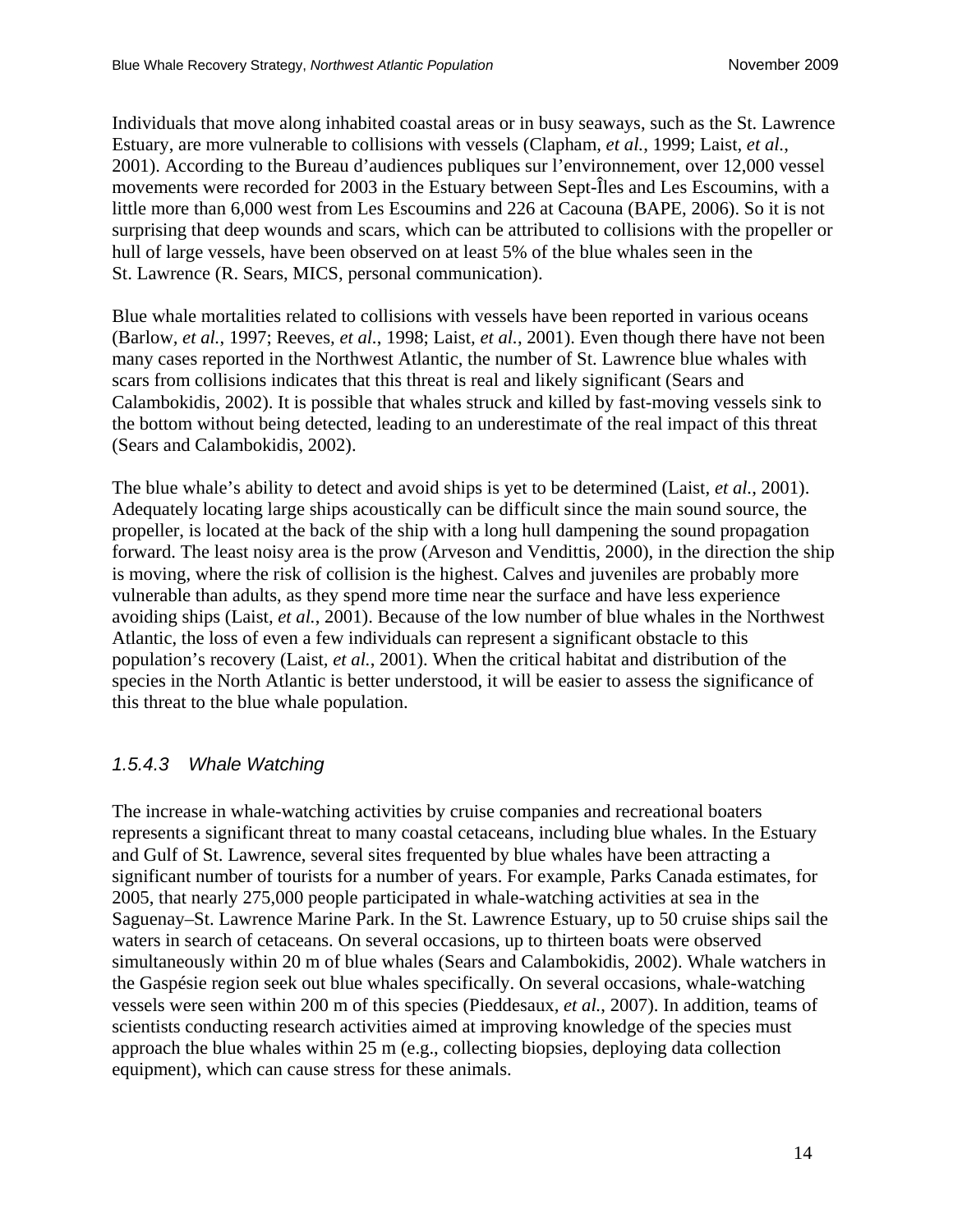Individuals that move along inhabited coastal areas or in busy seaways, such as the St. Lawrence Estuary, are more vulnerable to collisions with vessels (Clapham, *et al.*, 1999; Laist, *et al*., 2001). According to the Bureau d'audiences publiques sur l'environnement, over 12,000 vessel movements were recorded for 2003 in the Estuary between Sept-Îles and Les Escoumins, with a little more than 6,000 west from Les Escoumins and 226 at Cacouna (BAPE, 2006). So it is not surprising that deep wounds and scars, which can be attributed to collisions with the propeller or hull of large vessels, have been observed on at least 5% of the blue whales seen in the St. Lawrence (R. Sears, MICS, personal communication).

Blue whale mortalities related to collisions with vessels have been reported in various oceans (Barlow, *et al.*, 1997; Reeves, *et al.*, 1998; Laist, *et al.*, 2001). Even though there have not been many cases reported in the Northwest Atlantic, the number of St. Lawrence blue whales with scars from collisions indicates that this threat is real and likely significant (Sears and Calambokidis, 2002). It is possible that whales struck and killed by fast-moving vessels sink to the bottom without being detected, leading to an underestimate of the real impact of this threat (Sears and Calambokidis, 2002).

The blue whale's ability to detect and avoid ships is yet to be determined (Laist, *et al.*, 2001). Adequately locating large ships acoustically can be difficult since the main sound source, the propeller, is located at the back of the ship with a long hull dampening the sound propagation forward. The least noisy area is the prow (Arveson and Vendittis, 2000), in the direction the ship is moving, where the risk of collision is the highest. Calves and juveniles are probably more vulnerable than adults, as they spend more time near the surface and have less experience avoiding ships (Laist, *et al.*, 2001). Because of the low number of blue whales in the Northwest Atlantic, the loss of even a few individuals can represent a significant obstacle to this population's recovery (Laist, *et al.*, 2001). When the critical habitat and distribution of the species in the North Atlantic is better understood, it will be easier to assess the significance of this threat to the blue whale population.

#### *1.5.4.3 Whale Watching*

The increase in whale-watching activities by cruise companies and recreational boaters represents a significant threat to many coastal cetaceans, including blue whales. In the Estuary and Gulf of St. Lawrence, several sites frequented by blue whales have been attracting a significant number of tourists for a number of years. For example, Parks Canada estimates, for 2005, that nearly 275,000 people participated in whale-watching activities at sea in the Saguenay–St. Lawrence Marine Park. In the St. Lawrence Estuary, up to 50 cruise ships sail the waters in search of cetaceans. On several occasions, up to thirteen boats were observed simultaneously within 20 m of blue whales (Sears and Calambokidis, 2002). Whale watchers in the Gaspésie region seek out blue whales specifically. On several occasions, whale-watching vessels were seen within 200 m of this species (Pieddesaux, *et al.*, 2007). In addition, teams of scientists conducting research activities aimed at improving knowledge of the species must approach the blue whales within 25 m (e.g., collecting biopsies, deploying data collection equipment), which can cause stress for these animals.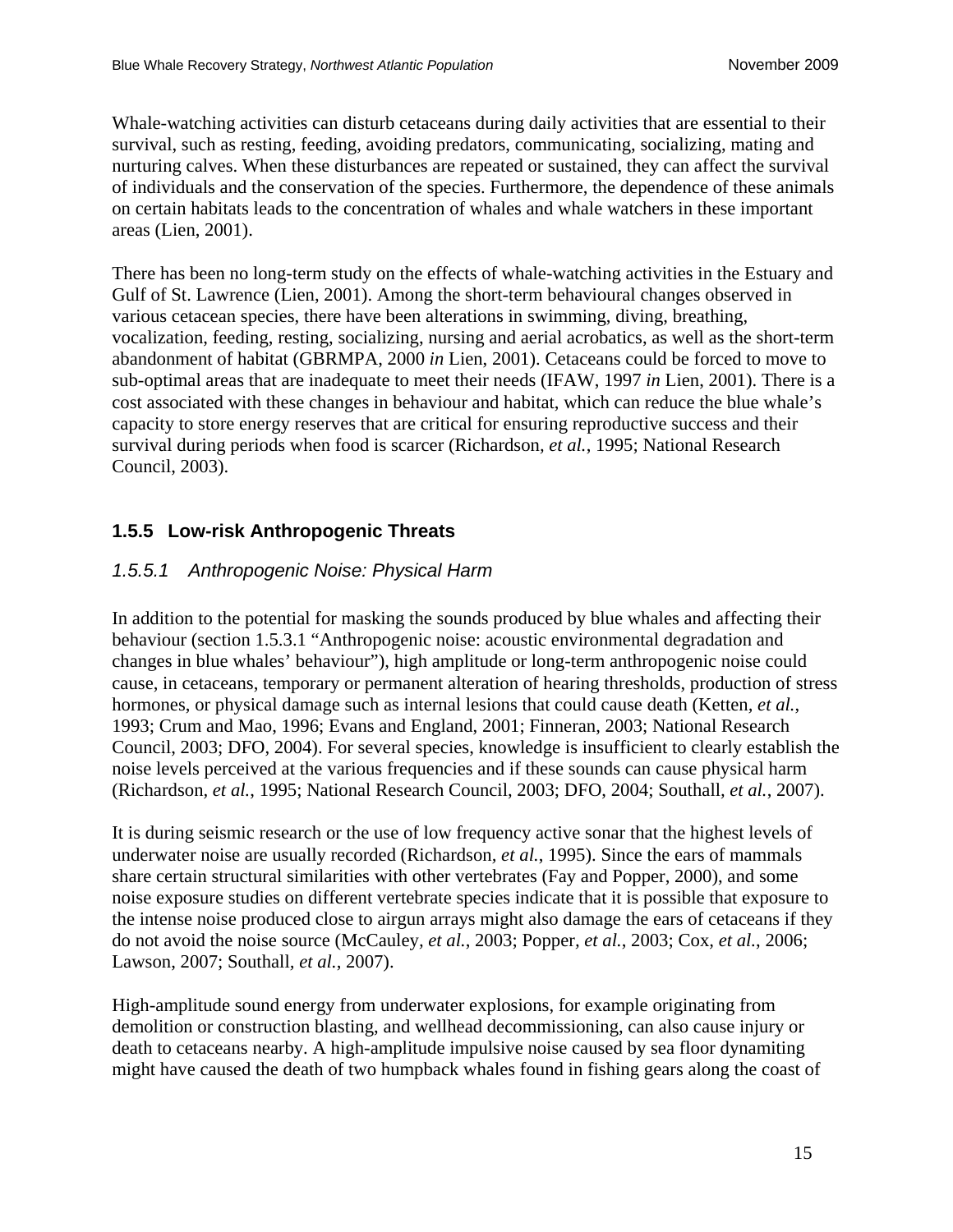Whale-watching activities can disturb cetaceans during daily activities that are essential to their survival, such as resting, feeding, avoiding predators, communicating, socializing, mating and nurturing calves. When these disturbances are repeated or sustained, they can affect the survival of individuals and the conservation of the species. Furthermore, the dependence of these animals on certain habitats leads to the concentration of whales and whale watchers in these important areas (Lien, 2001).

There has been no long-term study on the effects of whale-watching activities in the Estuary and Gulf of St. Lawrence (Lien, 2001). Among the short-term behavioural changes observed in various cetacean species, there have been alterations in swimming, diving, breathing, vocalization, feeding, resting, socializing, nursing and aerial acrobatics, as well as the short-term abandonment of habitat (GBRMPA, 2000 *in* Lien, 2001). Cetaceans could be forced to move to sub-optimal areas that are inadequate to meet their needs (IFAW, 1997 *in* Lien, 2001). There is a cost associated with these changes in behaviour and habitat, which can reduce the blue whale's capacity to store energy reserves that are critical for ensuring reproductive success and their survival during periods when food is scarcer (Richardson, *et al.*, 1995; National Research Council, 2003).

### 1.5.5 Low-risk Anthropogenic Threats

#### *1.5.5.1 Anthropogenic Noise: Physical Harm*

In addition to the potential for masking the sounds produced by blue whales and affecting their behaviour (section 1.5.3.1 "Anthropogenic noise: acoustic environmental degradation and changes in blue whales' behaviour"), high amplitude or long-term anthropogenic noise could cause, in cetaceans, temporary or permanent alteration of hearing thresholds, production of stress hormones, or physical damage such as internal lesions that could cause death (Ketten, *et al.*, 1993; Crum and Mao, 1996; Evans and England, 2001; Finneran, 2003; National Research Council, 2003; DFO, 2004). For several species, knowledge is insufficient to clearly establish the noise levels perceived at the various frequencies and if these sounds can cause physical harm (Richardson, *et al.*, 1995; National Research Council, 2003; DFO, 2004; Southall, *et al.*, 2007).

It is during seismic research or the use of low frequency active sonar that the highest levels of underwater noise are usually recorded (Richardson, *et al.*, 1995). Since the ears of mammals share certain structural similarities with other vertebrates (Fay and Popper, 2000), and some noise exposure studies on different vertebrate species indicate that it is possible that exposure to the intense noise produced close to airgun arrays might also damage the ears of cetaceans if they do not avoid the noise source (McCauley, *et al.*, 2003; Popper, *et al.*, 2003; Cox, *et al.*, 2006; Lawson, 2007; Southall, *et al.*, 2007).

High-amplitude sound energy from underwater explosions, for example originating from demolition or construction blasting, and wellhead decommissioning, can also cause injury or death to cetaceans nearby. A high-amplitude impulsive noise caused by sea floor dynamiting might have caused the death of two humpback whales found in fishing gears along the coast of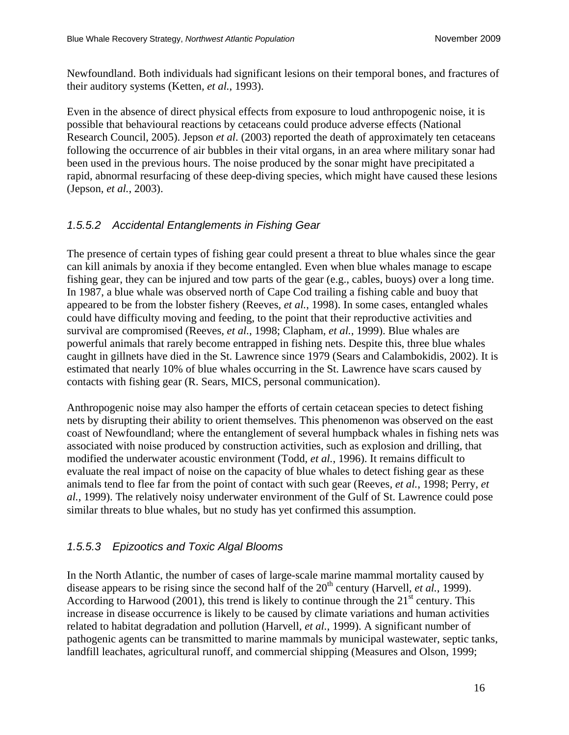Newfoundland. Both individuals had significant lesions on their temporal bones, and fractures of their auditory systems (Ketten, *et al.*, 1993).

Even in the absence of direct physical effects from exposure to loud anthropogenic noise, it is possible that behavioural reactions by cetaceans could produce adverse effects (National Research Council, 2005). Jepson *et al*. (2003) reported the death of approximately ten cetaceans following the occurrence of air bubbles in their vital organs, in an area where military sonar had been used in the previous hours. The noise produced by the sonar might have precipitated a rapid, abnormal resurfacing of these deep-diving species, which might have caused these lesions (Jepson, *et al.*, 2003).

#### *1.5.5.2 Accidental Entanglements in Fishing Gear*

The presence of certain types of fishing gear could present a threat to blue whales since the gear can kill animals by anoxia if they become entangled. Even when blue whales manage to escape fishing gear, they can be injured and tow parts of the gear (e.g., cables, buoys) over a long time. In 1987, a blue whale was observed north of Cape Cod trailing a fishing cable and buoy that appeared to be from the lobster fishery (Reeves, *et al.*, 1998). In some cases, entangled whales could have difficulty moving and feeding, to the point that their reproductive activities and survival are compromised (Reeves, *et al.*, 1998; Clapham, *et al.*, 1999). Blue whales are powerful animals that rarely become entrapped in fishing nets. Despite this, three blue whales caught in gillnets have died in the St. Lawrence since 1979 (Sears and Calambokidis, 2002). It is estimated that nearly 10% of blue whales occurring in the St. Lawrence have scars caused by contacts with fishing gear (R. Sears, MICS, personal communication).

Anthropogenic noise may also hamper the efforts of certain cetacean species to detect fishing nets by disrupting their ability to orient themselves. This phenomenon was observed on the east coast of Newfoundland; where the entanglement of several humpback whales in fishing nets was associated with noise produced by construction activities, such as explosion and drilling, that modified the underwater acoustic environment (Todd, *et al.*, 1996). It remains difficult to evaluate the real impact of noise on the capacity of blue whales to detect fishing gear as these animals tend to flee far from the point of contact with such gear (Reeves, *et al.*, 1998; Perry, *et al.*, 1999). The relatively noisy underwater environment of the Gulf of St. Lawrence could pose similar threats to blue whales, but no study has yet confirmed this assumption.

#### *1.5.5.3 Epizootics and Toxic Algal Blooms*

In the North Atlantic, the number of cases of large-scale marine mammal mortality caused by disease appears to be rising since the second half of the 20th century (Harvell, *et al.*, 1999). According to Harwood (2001), this trend is likely to continue through the 21st century. This increase in disease occurrence is likely to be caused by climate variations and human activities related to habitat degradation and pollution (Harvell, *et al.*, 1999). A significant number of pathogenic agents can be transmitted to marine mammals by municipal wastewater, septic tanks, landfill leachates, agricultural runoff, and commercial shipping (Measures and Olson, 1999;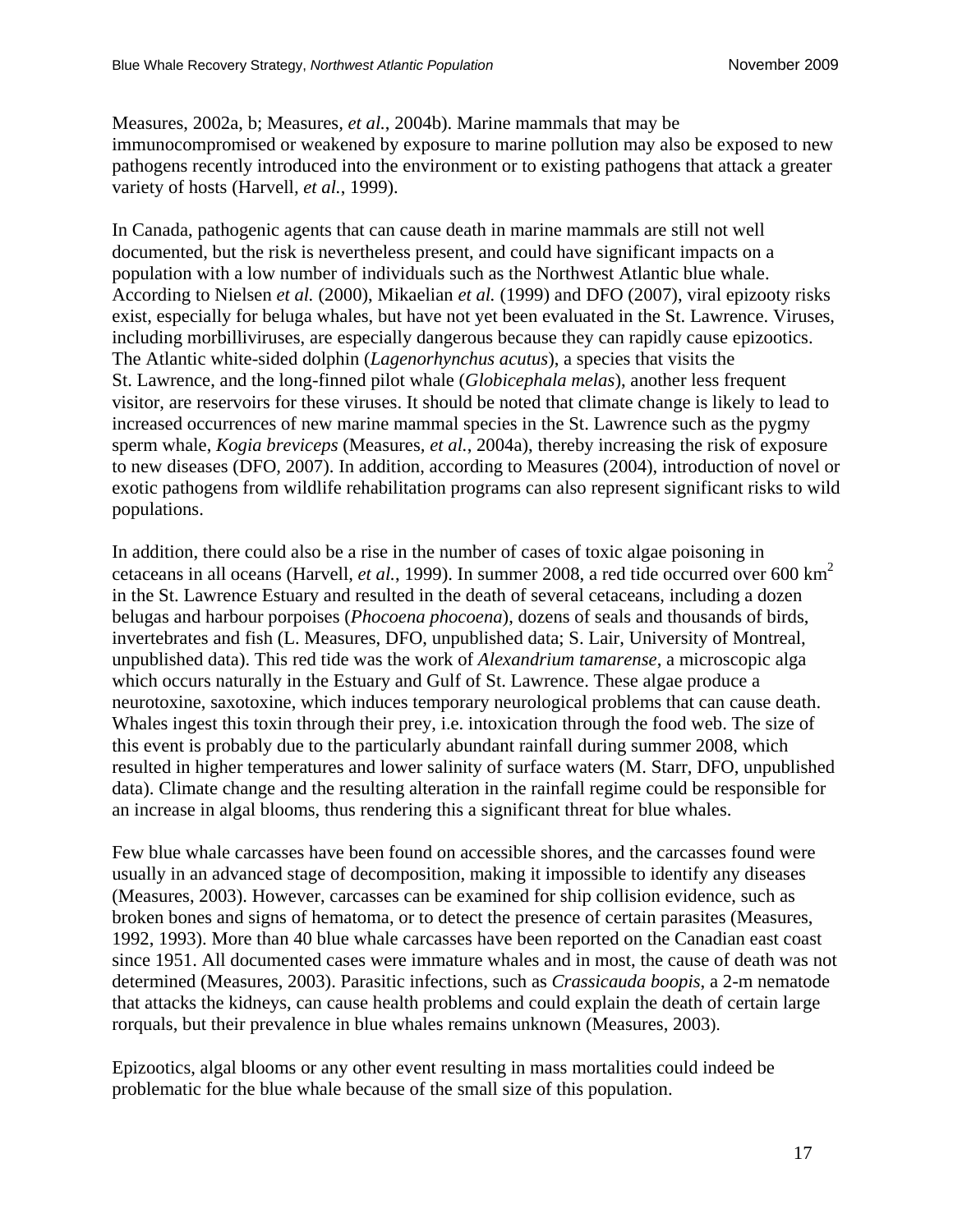Measures, 2002a, b; Measures, *et al.*, 2004b). Marine mammals that may be immunocompromised or weakened by exposure to marine pollution may also be exposed to new pathogens recently introduced into the environment or to existing pathogens that attack a greater variety of hosts (Harvell, *et al.*, 1999).

In Canada, pathogenic agents that can cause death in marine mammals are still not well documented, but the risk is nevertheless present, and could have significant impacts on a population with a low number of individuals such as the Northwest Atlantic blue whale. According to Nielsen *et al.* (2000), Mikaelian *et al.* (1999) and DFO (2007), viral epizooty risks exist, especially for beluga whales, but have not yet been evaluated in the St. Lawrence. Viruses, including morbilliviruses, are especially dangerous because they can rapidly cause epizootics. The Atlantic white-sided dolphin (*Lagenorhynchus acutus*), a species that visits the St. Lawrence, and the long-finned pilot whale (*Globicephala melas*), another less frequent visitor, are reservoirs for these viruses. It should be noted that climate change is likely to lead to increased occurrences of new marine mammal species in the St. Lawrence such as the pygmy sperm whale, *Kogia breviceps* (Measures, *et al.*, 2004a), thereby increasing the risk of exposure to new diseases (DFO, 2007). In addition, according to Measures (2004), introduction of novel or exotic pathogens from wildlife rehabilitation programs can also represent significant risks to wild populations.

In addition, there could also be a rise in the number of cases of toxic algae poisoning in cetaceans in all oceans (Harvell, *et al.*, 1999). In summer 2008, a red tide occurred over 600 $km^2$ in the St. Lawrence Estuary and resulted in the death of several cetaceans, including a dozen belugas and harbour porpoises (*Phocoena phocoena*), dozens of seals and thousands of birds, invertebrates and fish (L. Measures, DFO, unpublished data; S. Lair, University of Montreal, unpublished data). This red tide was the work of *Alexandrium tamarense*, a microscopic alga which occurs naturally in the Estuary and Gulf of St. Lawrence. These algae produce a neurotoxine, saxotoxine, which induces temporary neurological problems that can cause death. Whales ingest this toxin through their prey, i.e. intoxication through the food web. The size of this event is probably due to the particularly abundant rainfall during summer 2008, which resulted in higher temperatures and lower salinity of surface waters (M. Starr, DFO, unpublished data). Climate change and the resulting alteration in the rainfall regime could be responsible for an increase in algal blooms, thus rendering this a significant threat for blue whales.

Few blue whale carcasses have been found on accessible shores, and the carcasses found were usually in an advanced stage of decomposition, making it impossible to identify any diseases (Measures, 2003). However, carcasses can be examined for ship collision evidence, such as broken bones and signs of hematoma, or to detect the presence of certain parasites (Measures, 1992, 1993). More than 40 blue whale carcasses have been reported on the Canadian east coast since 1951. All documented cases were immature whales and in most, the cause of death was not determined (Measures, 2003). Parasitic infections, such as *Crassicauda boopis*, a 2-m nematode that attacks the kidneys, can cause health problems and could explain the death of certain large rorquals, but their prevalence in blue whales remains unknown (Measures, 2003).

Epizootics, algal blooms or any other event resulting in mass mortalities could indeed be problematic for the blue whale because of the small size of this population.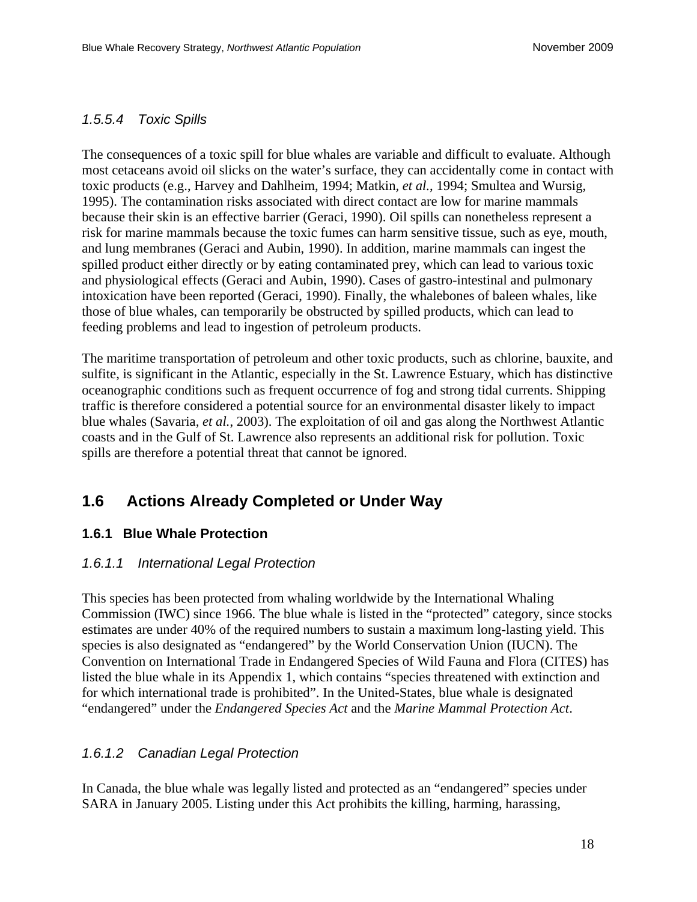#### *1.5.5.4 Toxic Spills*

The consequences of a toxic spill for blue whales are variable and difficult to evaluate. Although most cetaceans avoid oil slicks on the water's surface, they can accidentally come in contact with toxic products (e.g., Harvey and Dahlheim, 1994; Matkin, *et al*., 1994; Smultea and Wursig, 1995). The contamination risks associated with direct contact are low for marine mammals because their skin is an effective barrier (Geraci, 1990). Oil spills can nonetheless represent a risk for marine mammals because the toxic fumes can harm sensitive tissue, such as eye, mouth, and lung membranes (Geraci and Aubin, 1990). In addition, marine mammals can ingest the spilled product either directly or by eating contaminated prey, which can lead to various toxic and physiological effects (Geraci and Aubin, 1990). Cases of gastro-intestinal and pulmonary intoxication have been reported (Geraci, 1990). Finally, the whalebones of baleen whales, like those of blue whales, can temporarily be obstructed by spilled products, which can lead to feeding problems and lead to ingestion of petroleum products.

The maritime transportation of petroleum and other toxic products, such as chlorine, bauxite, and sulfite, is significant in the Atlantic, especially in the St. Lawrence Estuary, which has distinctive oceanographic conditions such as frequent occurrence of fog and strong tidal currents. Shipping traffic is therefore considered a potential source for an environmental disaster likely to impact blue whales (Savaria, *et al.*, 2003). The exploitation of oil and gas along the Northwest Atlantic coasts and in the Gulf of St. Lawrence also represents an additional risk for pollution. Toxic spills are therefore a potential threat that cannot be ignored.

## 1.6 Actions Already Completed or Under Way

### 1.6.1 Blue Whale Protection

#### *1.6.1.1 International Legal Protection*

This species has been protected from whaling worldwide by the International Whaling Commission (IWC) since 1966. The blue whale is listed in the "protected" category, since stocks estimates are under 40% of the required numbers to sustain a maximum long-lasting yield. This species is also designated as "endangered" by the World Conservation Union (IUCN). The Convention on International Trade in Endangered Species of Wild Fauna and Flora (CITES) has listed the blue whale in its Appendix 1, which contains "species threatened with extinction and for which international trade is prohibited". In the United-States, blue whale is designated "endangered" under the *Endangered Species Act* and the *Marine Mammal Protection Act*.

#### *1.6.1.2 Canadian Legal Protection*

In Canada, the blue whale was legally listed and protected as an "endangered" species under SARA in January 2005. Listing under this Act prohibits the killing, harming, harassing,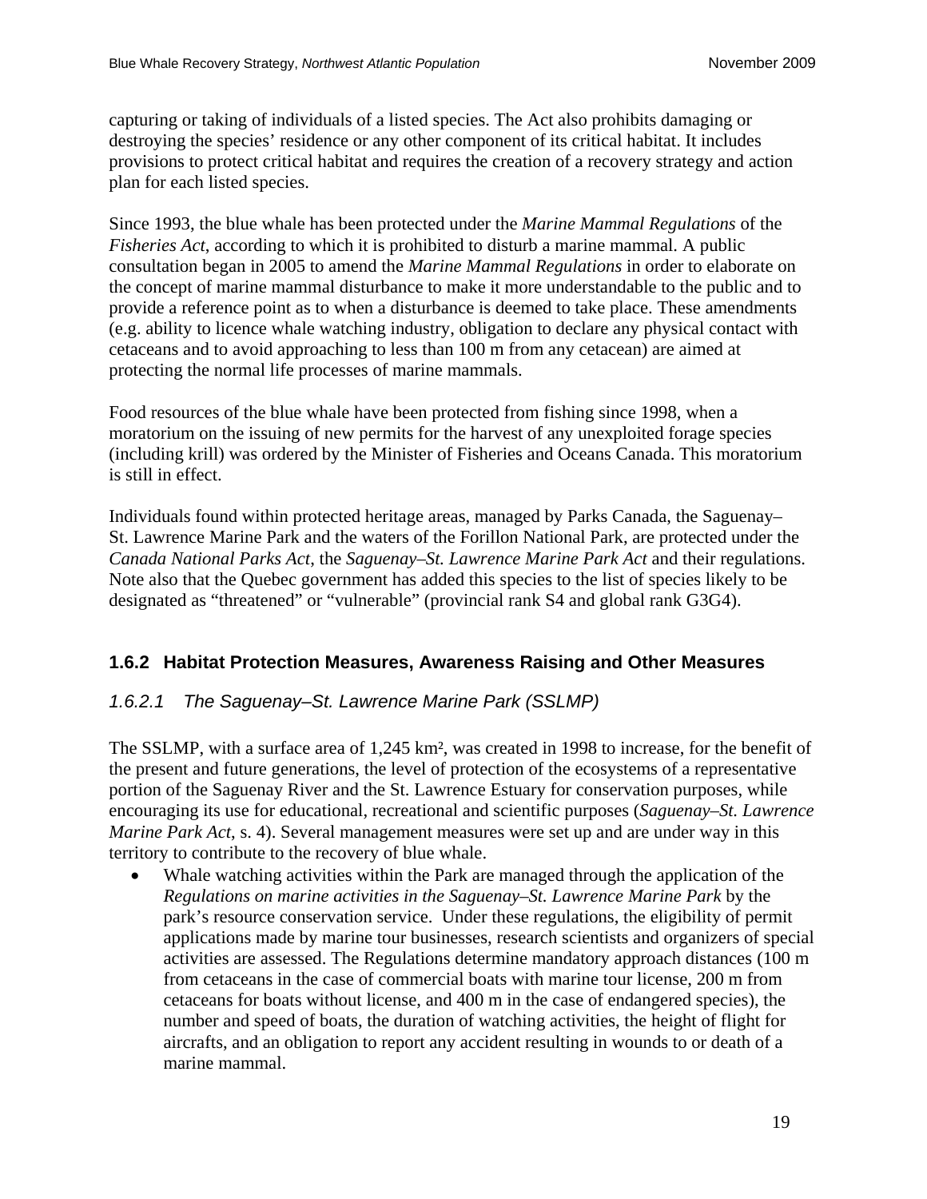capturing or taking of individuals of a listed species. The Act also prohibits damaging or destroying the species' residence or any other component of its critical habitat. It includes provisions to protect critical habitat and requires the creation of a recovery strategy and action plan for each listed species.

Since 1993, the blue whale has been protected under the *Marine Mammal Regulations* of the *Fisheries Act*, according to which it is prohibited to disturb a marine mammal. A public consultation began in 2005 to amend the *Marine Mammal Regulations* in order to elaborate on the concept of marine mammal disturbance to make it more understandable to the public and to provide a reference point as to when a disturbance is deemed to take place. These amendments (e.g. ability to licence whale watching industry, obligation to declare any physical contact with cetaceans and to avoid approaching to less than 100 m from any cetacean) are aimed at protecting the normal life processes of marine mammals.

Food resources of the blue whale have been protected from fishing since 1998, when a moratorium on the issuing of new permits for the harvest of any unexploited forage species (including krill) was ordered by the Minister of Fisheries and Oceans Canada. This moratorium is still in effect.

Individuals found within protected heritage areas, managed by Parks Canada, the Saguenay–St. Lawrence Marine Park and the waters of the Forillon National Park, are protected under the *Canada National Parks Act*, the *Saguenay–St. Lawrence Marine Park Act* and their regulations. Note also that the Quebec government has added this species to the list of species likely to be designated as "threatened" or "vulnerable" (provincial rank S4 and global rank G3G4).

### 1.6.2 Habitat Protection Measures, Awareness Raising and Other Measures

#### *1.6.2.1 The Saguenay–St. Lawrence Marine Park (SSLMP)*

The SSLMP, with a surface area of 1,245 km², was created in 1998 to increase, for the benefit of the present and future generations, the level of protection of the ecosystems of a representative portion of the Saguenay River and the St. Lawrence Estuary for conservation purposes, while encouraging its use for educational, recreational and scientific purposes (*Saguenay–St. Lawrence Marine Park Act*, s. 4). Several management measures were set up and are under way in this territory to contribute to the recovery of blue whale.

- Whale watching activities within the Park are managed through the application of the *Regulations on marine activities in the Saguenay–St. Lawrence Marine Park* by the park's resource conservation service. Under these regulations, the eligibility of permit applications made by marine tour businesses, research scientists and organizers of special activities are assessed. The Regulations determine mandatory approach distances (100 m from cetaceans in the case of commercial boats with marine tour license, 200 m from cetaceans for boats without license, and 400 m in the case of endangered species), the number and speed of boats, the duration of watching activities, the height of flight for aircrafts, and an obligation to report any accident resulting in wounds to or death of a marine mammal.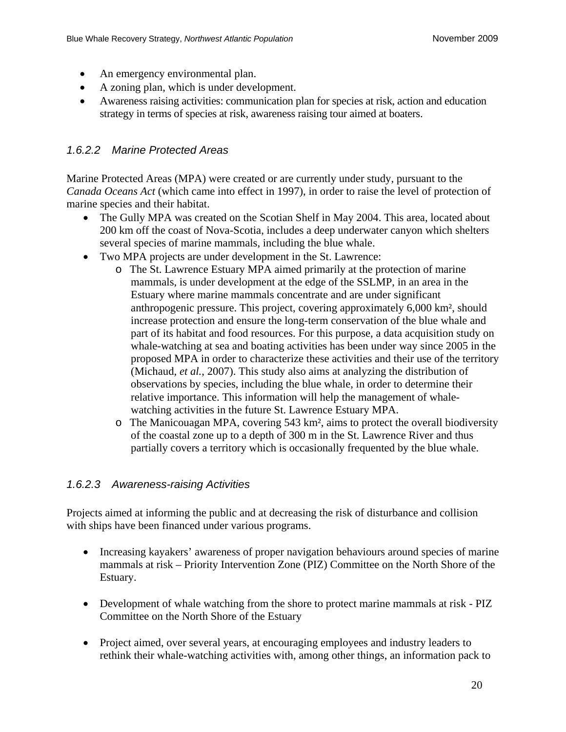- An emergency environmental plan.
- A zoning plan, which is under development.
- Awareness raising activities: communication plan for species at risk, action and education strategy in terms of species at risk, awareness raising tour aimed at boaters.

#### *1.6.2.2 Marine Protected Areas*

Marine Protected Areas (MPA) were created or are currently under study, pursuant to the *Canada Oceans Act* (which came into effect in 1997), in order to raise the level of protection of marine species and their habitat.

- The Gully MPA was created on the Scotian Shelf in May 2004. This area, located about 200 km off the coast of Nova-Scotia, includes a deep underwater canyon which shelters several species of marine mammals, including the blue whale.
- Two MPA projects are under development in the St. Lawrence:
  - The St. Lawrence Estuary MPA aimed primarily at the protection of marine mammals, is under development at the edge of the SSLMP, in an area in the Estuary where marine mammals concentrate and are under significant anthropogenic pressure. This project, covering approximately 6,000 km², should increase protection and ensure the long-term conservation of the blue whale and part of its habitat and food resources. For this purpose, a data acquisition study on whale-watching at sea and boating activities has been under way since 2005 in the proposed MPA in order to characterize these activities and their use of the territory (Michaud, *et al.*, 2007). This study also aims at analyzing the distribution of observations by species, including the blue whale, in order to determine their relative importance. This information will help the management of whale-watching activities in the future St. Lawrence Estuary MPA.
  - The Manicouagan MPA, covering 543 km², aims to protect the overall biodiversity of the coastal zone up to a depth of 300 m in the St. Lawrence River and thus partially covers a territory which is occasionally frequented by the blue whale.

#### *1.6.2.3 Awareness-raising Activities*

Projects aimed at informing the public and at decreasing the risk of disturbance and collision with ships have been financed under various programs.

- Increasing kayakers' awareness of proper navigation behaviours around species of marine mammals at risk – Priority Intervention Zone (PIZ) Committee on the North Shore of the Estuary.

- Development of whale watching from the shore to protect marine mammals at risk - PIZ Committee on the North Shore of the Estuary

- Project aimed, over several years, at encouraging employees and industry leaders to rethink their whale-watching activities with, among other things, an information pack to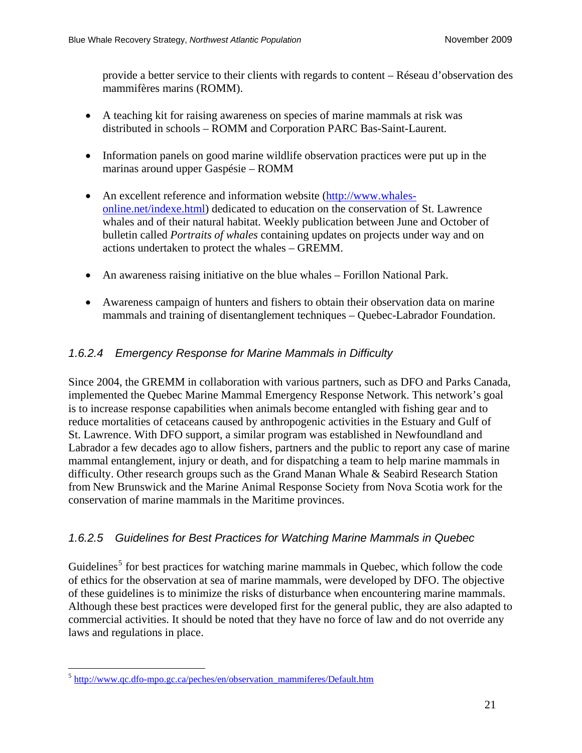provide a better service to their clients with regards to content – Réseau d'observation des mammifères marins (ROMM).

- A teaching kit for raising awareness on species of marine mammals at risk was distributed in schools – ROMM and Corporation PARC Bas-Saint-Laurent.
- Information panels on good marine wildlife observation practices were put up in the marinas around upper Gaspésie – ROMM
- An excellent reference and information website (http://www.whales-online.net/indexe.html) dedicated to education on the conservation of St. Lawrence whales and of their natural habitat. Weekly publication between June and October of bulletin called *Portraits of whales* containing updates on projects under way and on actions undertaken to protect the whales – GREMM.
- An awareness raising initiative on the blue whales – Forillon National Park.
- Awareness campaign of hunters and fishers to obtain their observation data on marine mammals and training of disentanglement techniques – Quebec-Labrador Foundation.

#### *1.6.2.4 Emergency Response for Marine Mammals in Difficulty*

Since 2004, the GREMM in collaboration with various partners, such as DFO and Parks Canada, implemented the Quebec Marine Mammal Emergency Response Network. This network's goal is to increase response capabilities when animals become entangled with fishing gear and to reduce mortalities of cetaceans caused by anthropogenic activities in the Estuary and Gulf of St. Lawrence. With DFO support, a similar program was established in Newfoundland and Labrador a few decades ago to allow fishers, partners and the public to report any case of marine mammal entanglement, injury or death, and for dispatching a team to help marine mammals in difficulty. Other research groups such as the Grand Manan Whale & Seabird Research Station from New Brunswick and the Marine Animal Response Society from Nova Scotia work for the conservation of marine mammals in the Maritime provinces.

#### *1.6.2.5 Guidelines for Best Practices for Watching Marine Mammals in Quebec*

Guidelines[5] for best practices for watching marine mammals in Quebec, which follow the code of ethics for the observation at sea of marine mammals, were developed by DFO. The objective of these guidelines is to minimize the risks of disturbance when encountering marine mammals. Although these best practices were developed first for the general public, they are also adapted to commercial activities. It should be noted that they have no force of law and do not override any laws and regulations in place.

---

[5] http://www.qc.dfo-mpo.gc.ca/peches/en/observation_mammiferes/Default.htm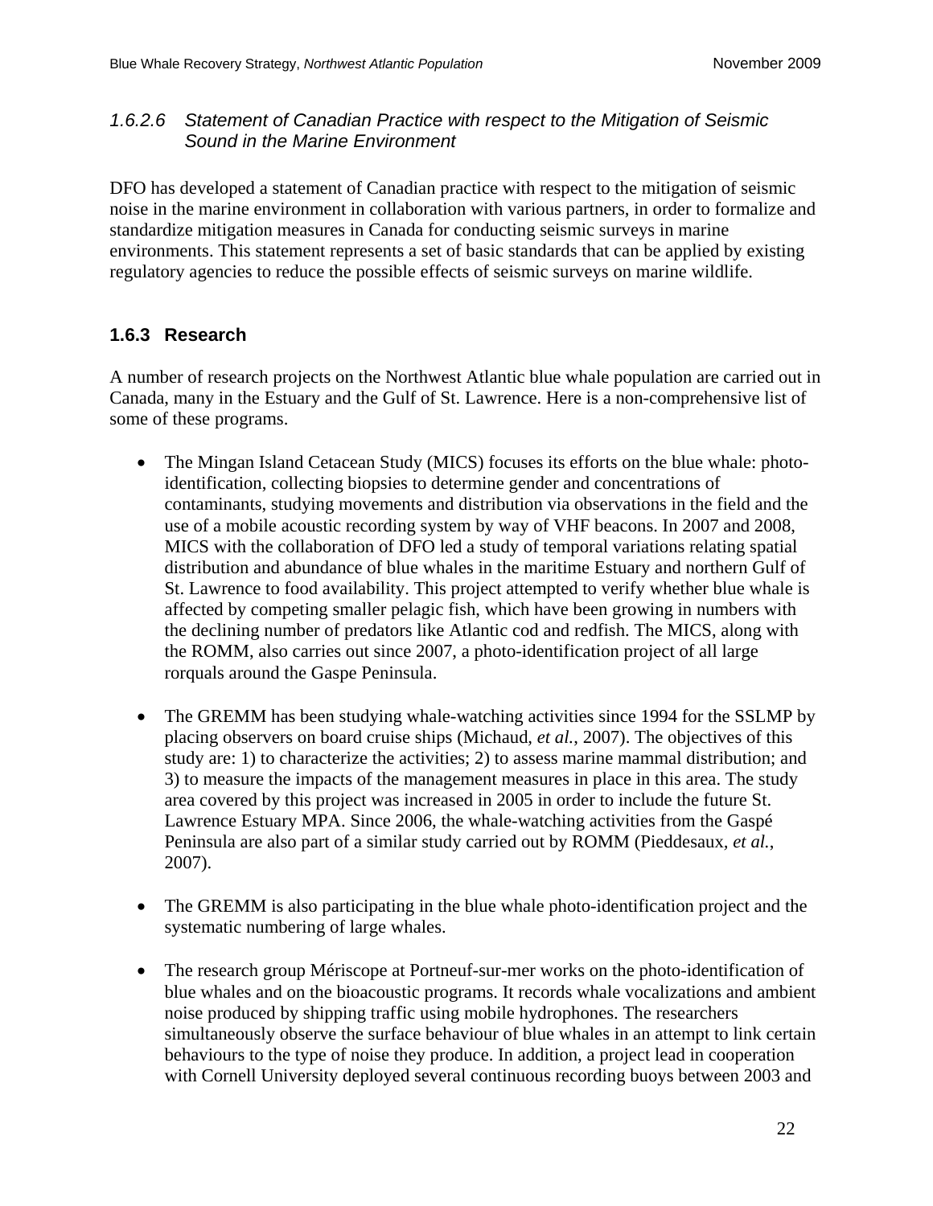#### *1.6.2.6 Statement of Canadian Practice with respect to the Mitigation of Seismic Sound in the Marine Environment*

DFO has developed a statement of Canadian practice with respect to the mitigation of seismic noise in the marine environment in collaboration with various partners, in order to formalize and standardize mitigation measures in Canada for conducting seismic surveys in marine environments. This statement represents a set of basic standards that can be applied by existing regulatory agencies to reduce the possible effects of seismic surveys on marine wildlife.

### 1.6.3 Research

A number of research projects on the Northwest Atlantic blue whale population are carried out in Canada, many in the Estuary and the Gulf of St. Lawrence. Here is a non-comprehensive list of some of these programs.

- The Mingan Island Cetacean Study (MICS) focuses its efforts on the blue whale: photo-identification, collecting biopsies to determine gender and concentrations of contaminants, studying movements and distribution via observations in the field and the use of a mobile acoustic recording system by way of VHF beacons. In 2007 and 2008, MICS with the collaboration of DFO led a study of temporal variations relating spatial distribution and abundance of blue whales in the maritime Estuary and northern Gulf of St. Lawrence to food availability. This project attempted to verify whether blue whale is affected by competing smaller pelagic fish, which have been growing in numbers with the declining number of predators like Atlantic cod and redfish. The MICS, along with the ROMM, also carries out since 2007, a photo-identification project of all large rorquals around the Gaspe Peninsula.

- The GREMM has been studying whale-watching activities since 1994 for the SSLMP by placing observers on board cruise ships (Michaud, *et al.*, 2007). The objectives of this study are: 1) to characterize the activities; 2) to assess marine mammal distribution; and 3) to measure the impacts of the management measures in place in this area. The study area covered by this project was increased in 2005 in order to include the future St. Lawrence Estuary MPA. Since 2006, the whale-watching activities from the Gaspé Peninsula are also part of a similar study carried out by ROMM (Pieddesaux, *et al.*, 2007).

- The GREMM is also participating in the blue whale photo-identification project and the systematic numbering of large whales.

- The research group Mériscope at Portneuf-sur-mer works on the photo-identification of blue whales and on the bioacoustic programs. It records whale vocalizations and ambient noise produced by shipping traffic using mobile hydrophones. The researchers simultaneously observe the surface behaviour of blue whales in an attempt to link certain behaviours to the type of noise they produce. In addition, a project lead in cooperation with Cornell University deployed several continuous recording buoys between 2003 and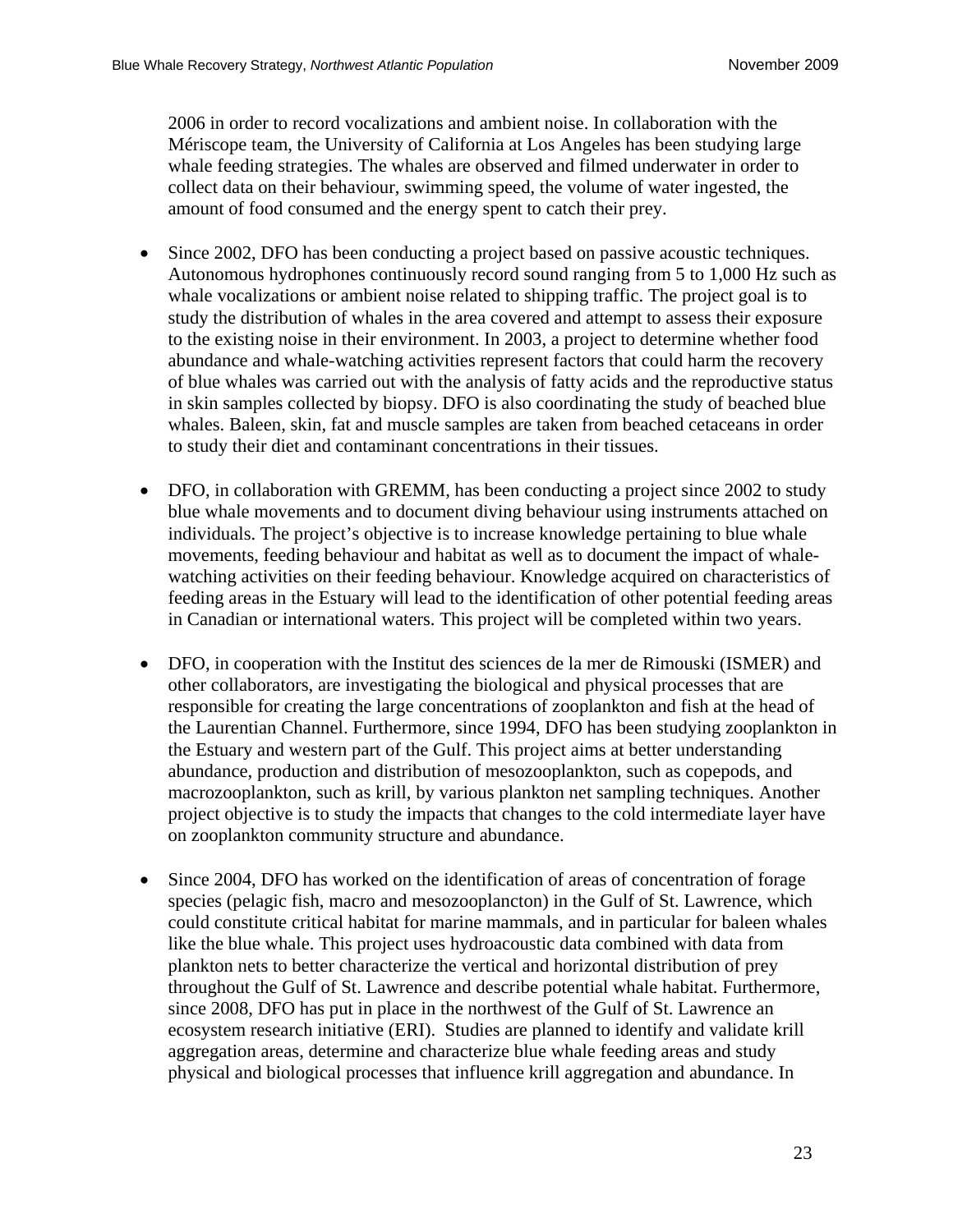2006 in order to record vocalizations and ambient noise. In collaboration with the Mériscope team, the University of California at Los Angeles has been studying large whale feeding strategies. The whales are observed and filmed underwater in order to collect data on their behaviour, swimming speed, the volume of water ingested, the amount of food consumed and the energy spent to catch their prey.

- Since 2002, DFO has been conducting a project based on passive acoustic techniques. Autonomous hydrophones continuously record sound ranging from 5 to 1,000 Hz such as whale vocalizations or ambient noise related to shipping traffic. The project goal is to study the distribution of whales in the area covered and attempt to assess their exposure to the existing noise in their environment. In 2003, a project to determine whether food abundance and whale-watching activities represent factors that could harm the recovery of blue whales was carried out with the analysis of fatty acids and the reproductive status in skin samples collected by biopsy. DFO is also coordinating the study of beached blue whales. Baleen, skin, fat and muscle samples are taken from beached cetaceans in order to study their diet and contaminant concentrations in their tissues.

- DFO, in collaboration with GREMM, has been conducting a project since 2002 to study blue whale movements and to document diving behaviour using instruments attached on individuals. The project's objective is to increase knowledge pertaining to blue whale movements, feeding behaviour and habitat as well as to document the impact of whale-watching activities on their feeding behaviour. Knowledge acquired on characteristics of feeding areas in the Estuary will lead to the identification of other potential feeding areas in Canadian or international waters. This project will be completed within two years.

- DFO, in cooperation with the Institut des sciences de la mer de Rimouski (ISMER) and other collaborators, are investigating the biological and physical processes that are responsible for creating the large concentrations of zooplankton and fish at the head of the Laurentian Channel. Furthermore, since 1994, DFO has been studying zooplankton in the Estuary and western part of the Gulf. This project aims at better understanding abundance, production and distribution of mesozooplankton, such as copepods, and macrozooplankton, such as krill, by various plankton net sampling techniques. Another project objective is to study the impacts that changes to the cold intermediate layer have on zooplankton community structure and abundance.

- Since 2004, DFO has worked on the identification of areas of concentration of forage species (pelagic fish, macro and mesozooplancton) in the Gulf of St. Lawrence, which could constitute critical habitat for marine mammals, and in particular for baleen whales like the blue whale. This project uses hydroacoustic data combined with data from plankton nets to better characterize the vertical and horizontal distribution of prey throughout the Gulf of St. Lawrence and describe potential whale habitat. Furthermore, since 2008, DFO has put in place in the northwest of the Gulf of St. Lawrence an ecosystem research initiative (ERI). Studies are planned to identify and validate krill aggregation areas, determine and characterize blue whale feeding areas and study physical and biological processes that influence krill aggregation and abundance. In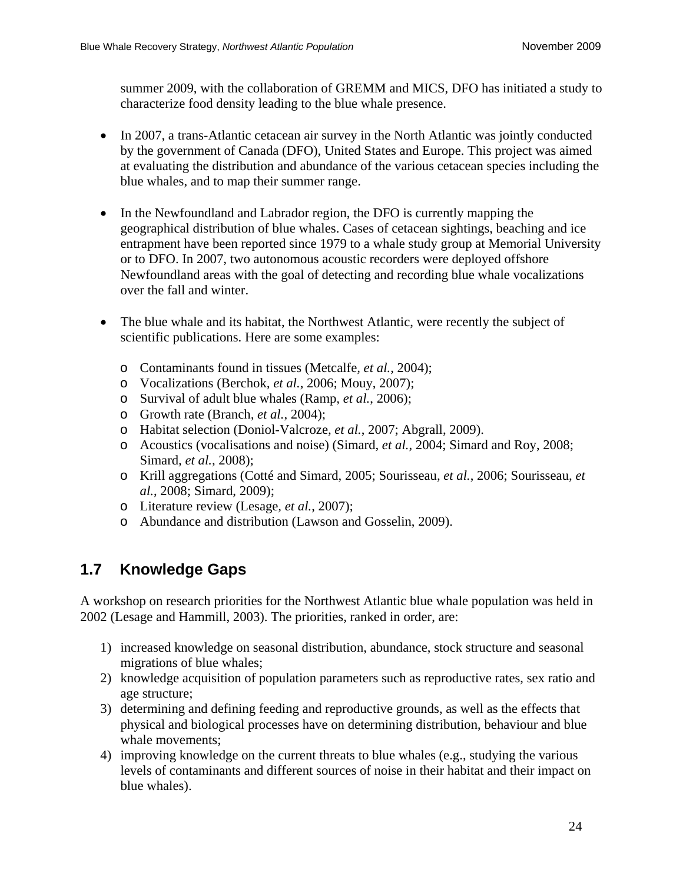summer 2009, with the collaboration of GREMM and MICS, DFO has initiated a study to characterize food density leading to the blue whale presence.

- In 2007, a trans-Atlantic cetacean air survey in the North Atlantic was jointly conducted by the government of Canada (DFO), United States and Europe. This project was aimed at evaluating the distribution and abundance of the various cetacean species including the blue whales, and to map their summer range.

- In the Newfoundland and Labrador region, the DFO is currently mapping the geographical distribution of blue whales. Cases of cetacean sightings, beaching and ice entrapment have been reported since 1979 to a whale study group at Memorial University or to DFO. In 2007, two autonomous acoustic recorders were deployed offshore Newfoundland areas with the goal of detecting and recording blue whale vocalizations over the fall and winter.

- The blue whale and its habitat, the Northwest Atlantic, were recently the subject of scientific publications. Here are some examples:

  - Contaminants found in tissues (Metcalfe, *et al.*, 2004);
  - Vocalizations (Berchok, *et al.*, 2006; Mouy, 2007);
  - Survival of adult blue whales (Ramp, *et al.*, 2006);
  - Growth rate (Branch, *et al.*, 2004);
  - Habitat selection (Doniol-Valcroze, *et al.*, 2007; Abgrall, 2009).
  - Acoustics (vocalisations and noise) (Simard, *et al.*, 2004; Simard and Roy, 2008; Simard, *et al.*, 2008);
  - Krill aggregations (Cotté and Simard, 2005; Sourisseau, *et al.*, 2006; Sourisseau, *et al.*, 2008; Simard, 2009);
  - Literature review (Lesage, *et al.*, 2007);
  - Abundance and distribution (Lawson and Gosselin, 2009).

## 1.7 Knowledge Gaps

A workshop on research priorities for the Northwest Atlantic blue whale population was held in 2002 (Lesage and Hammill, 2003). The priorities, ranked in order, are:

1) increased knowledge on seasonal distribution, abundance, stock structure and seasonal migrations of blue whales;
2) knowledge acquisition of population parameters such as reproductive rates, sex ratio and age structure;
3) determining and defining feeding and reproductive grounds, as well as the effects that physical and biological processes have on determining distribution, behaviour and blue whale movements;
4) improving knowledge on the current threats to blue whales (e.g., studying the various levels of contaminants and different sources of noise in their habitat and their impact on blue whales).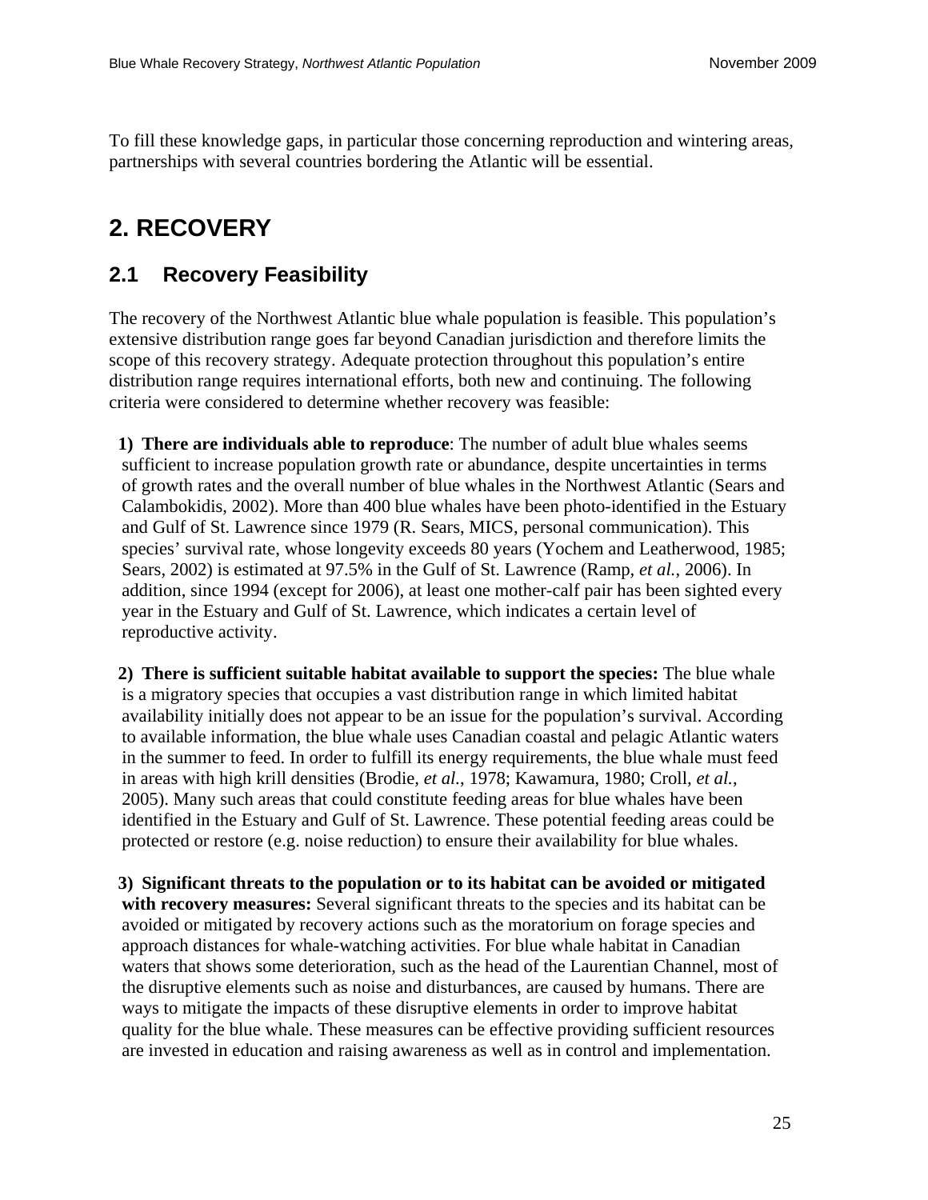To fill these knowledge gaps, in particular those concerning reproduction and wintering areas, partnerships with several countries bordering the Atlantic will be essential.

# 2. RECOVERY

## 2.1 Recovery Feasibility

The recovery of the Northwest Atlantic blue whale population is feasible. This population's extensive distribution range goes far beyond Canadian jurisdiction and therefore limits the scope of this recovery strategy. Adequate protection throughout this population's entire distribution range requires international efforts, both new and continuing. The following criteria were considered to determine whether recovery was feasible:

1) **There are individuals able to reproduce**: The number of adult blue whales seems sufficient to increase population growth rate or abundance, despite uncertainties in terms of growth rates and the overall number of blue whales in the Northwest Atlantic (Sears and Calambokidis, 2002). More than 400 blue whales have been photo-identified in the Estuary and Gulf of St. Lawrence since 1979 (R. Sears, MICS, personal communication). This species' survival rate, whose longevity exceeds 80 years (Yochem and Leatherwood, 1985; Sears, 2002) is estimated at 97.5% in the Gulf of St. Lawrence (Ramp, *et al.*, 2006). In addition, since 1994 (except for 2006), at least one mother-calf pair has been sighted every year in the Estuary and Gulf of St. Lawrence, which indicates a certain level of reproductive activity.

2) **There is sufficient suitable habitat available to support the species:** The blue whale is a migratory species that occupies a vast distribution range in which limited habitat availability initially does not appear to be an issue for the population's survival. According to available information, the blue whale uses Canadian coastal and pelagic Atlantic waters in the summer to feed. In order to fulfill its energy requirements, the blue whale must feed in areas with high krill densities (Brodie, *et al.*, 1978; Kawamura, 1980; Croll, *et al.*, 2005). Many such areas that could constitute feeding areas for blue whales have been identified in the Estuary and Gulf of St. Lawrence. These potential feeding areas could be protected or restore (e.g. noise reduction) to ensure their availability for blue whales.

3) **Significant threats to the population or to its habitat can be avoided or mitigated with recovery measures:** Several significant threats to the species and its habitat can be avoided or mitigated by recovery actions such as the moratorium on forage species and approach distances for whale-watching activities. For blue whale habitat in Canadian waters that shows some deterioration, such as the head of the Laurentian Channel, most of the disruptive elements such as noise and disturbances, are caused by humans. There are ways to mitigate the impacts of these disruptive elements in order to improve habitat quality for the blue whale. These measures can be effective providing sufficient resources are invested in education and raising awareness as well as in control and implementation.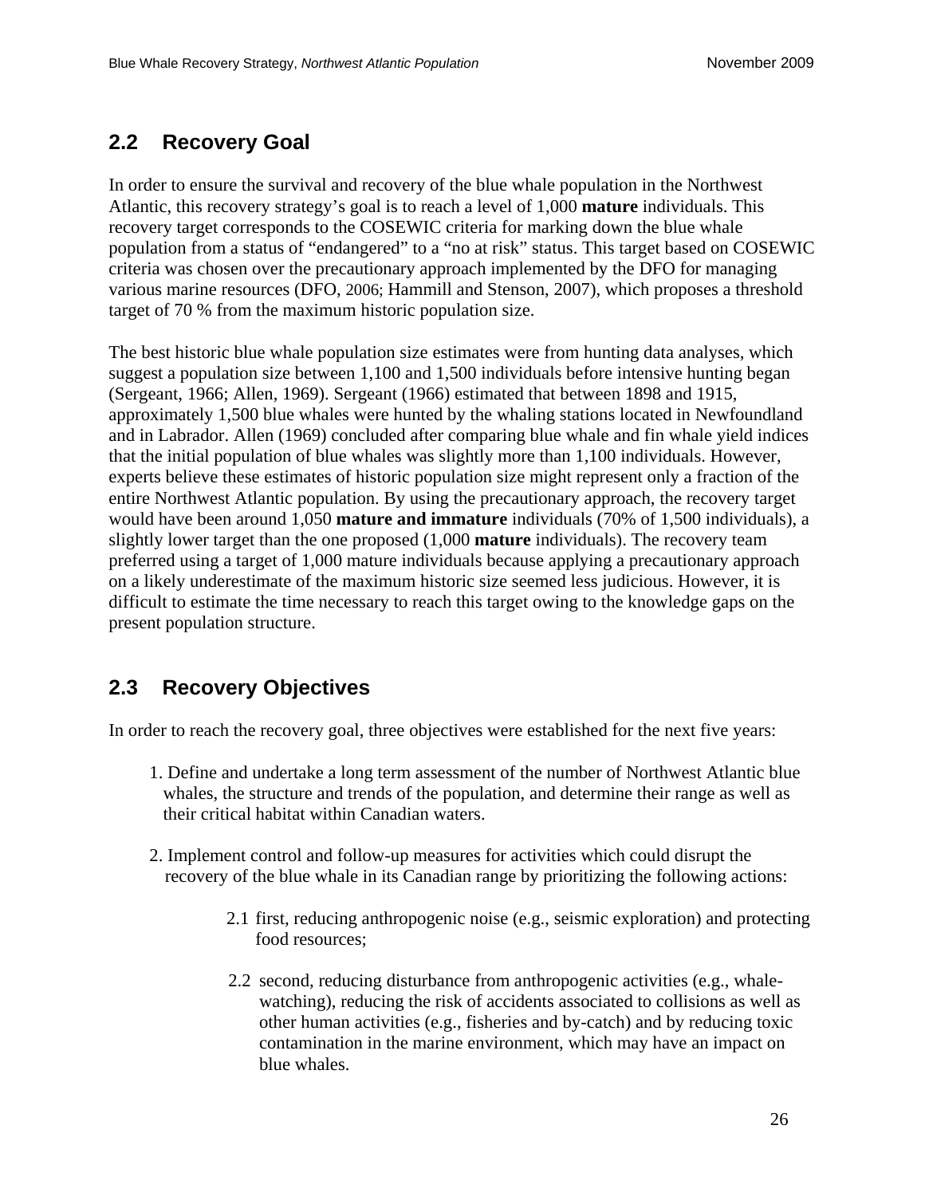## 2.2 Recovery Goal

In order to ensure the survival and recovery of the blue whale population in the Northwest Atlantic, this recovery strategy's goal is to reach a level of 1,000 **mature** individuals. This recovery target corresponds to the COSEWIC criteria for marking down the blue whale population from a status of "endangered" to a "no at risk" status. This target based on COSEWIC criteria was chosen over the precautionary approach implemented by the DFO for managing various marine resources (DFO, 2006; Hammill and Stenson, 2007), which proposes a threshold target of 70 % from the maximum historic population size.

The best historic blue whale population size estimates were from hunting data analyses, which suggest a population size between 1,100 and 1,500 individuals before intensive hunting began (Sergeant, 1966; Allen, 1969). Sergeant (1966) estimated that between 1898 and 1915, approximately 1,500 blue whales were hunted by the whaling stations located in Newfoundland and in Labrador. Allen (1969) concluded after comparing blue whale and fin whale yield indices that the initial population of blue whales was slightly more than 1,100 individuals. However, experts believe these estimates of historic population size might represent only a fraction of the entire Northwest Atlantic population. By using the precautionary approach, the recovery target would have been around 1,050 **mature and immature** individuals (70% of 1,500 individuals), a slightly lower target than the one proposed (1,000 **mature** individuals). The recovery team preferred using a target of 1,000 mature individuals because applying a precautionary approach on a likely underestimate of the maximum historic size seemed less judicious. However, it is difficult to estimate the time necessary to reach this target owing to the knowledge gaps on the present population structure.

## 2.3 Recovery Objectives

In order to reach the recovery goal, three objectives were established for the next five years:

1. Define and undertake a long term assessment of the number of Northwest Atlantic blue whales, the structure and trends of the population, and determine their range as well as their critical habitat within Canadian waters.

2. Implement control and follow-up measures for activities which could disrupt the recovery of the blue whale in its Canadian range by prioritizing the following actions:

   2.1 first, reducing anthropogenic noise (e.g., seismic exploration) and protecting food resources;

   2.2 second, reducing disturbance from anthropogenic activities (e.g., whale-watching), reducing the risk of accidents associated to collisions as well as other human activities (e.g., fisheries and by-catch) and by reducing toxic contamination in the marine environment, which may have an impact on blue whales.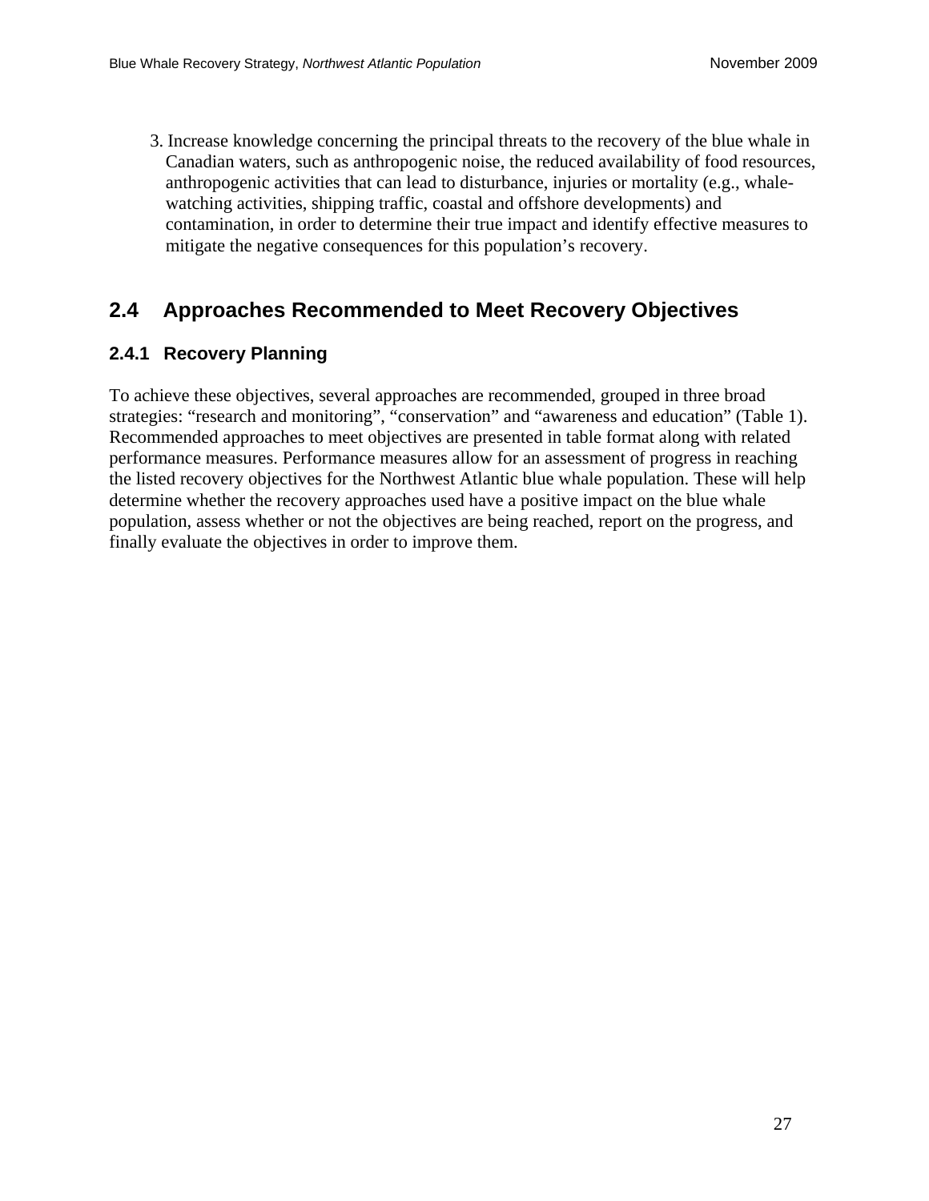3. Increase knowledge concerning the principal threats to the recovery of the blue whale in Canadian waters, such as anthropogenic noise, the reduced availability of food resources, anthropogenic activities that can lead to disturbance, injuries or mortality (e.g., whale-watching activities, shipping traffic, coastal and offshore developments) and contamination, in order to determine their true impact and identify effective measures to mitigate the negative consequences for this population's recovery.

## 2.4 Approaches Recommended to Meet Recovery Objectives

### 2.4.1 Recovery Planning

To achieve these objectives, several approaches are recommended, grouped in three broad strategies: "research and monitoring", "conservation" and "awareness and education" (Table 1). Recommended approaches to meet objectives are presented in table format along with related performance measures. Performance measures allow for an assessment of progress in reaching the listed recovery objectives for the Northwest Atlantic blue whale population. These will help determine whether the recovery approaches used have a positive impact on the blue whale population, assess whether or not the objectives are being reached, report on the progress, and finally evaluate the objectives in order to improve them.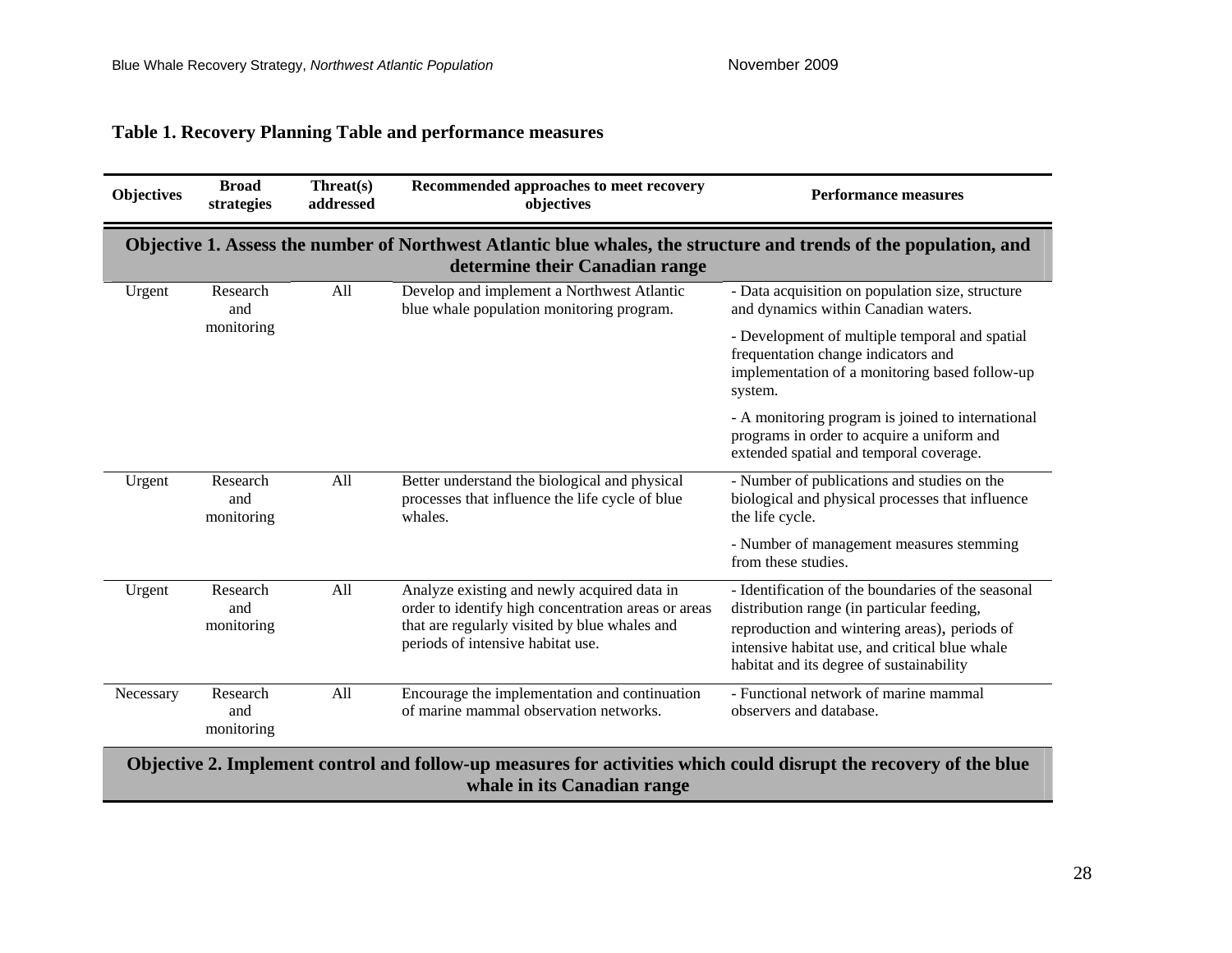**Table 1. Recovery Planning Table and performance measures**

| Objectives | Broad strategies | Threat(s) addressed | Recommended approaches to meet recovery objectives | Performance measures |
|---|---|---|---|---|
| **Objective 1. Assess the number of Northwest Atlantic blue whales, the structure and trends of the population, and determine their Canadian range** | | | | |
| Urgent | Research and monitoring | All | Develop and implement a Northwest Atlantic blue whale population monitoring program. | - Data acquisition on population size, structure and dynamics within Canadian waters.<br>- Development of multiple temporal and spatial frequentation change indicators and implementation of a monitoring based follow-up system.<br>- A monitoring program is joined to international programs in order to acquire a uniform and extended spatial and temporal coverage. |
| Urgent | Research and monitoring | All | Better understand the biological and physical processes that influence the life cycle of blue whales. | - Number of publications and studies on the biological and physical processes that influence the life cycle.<br>- Number of management measures stemming from these studies. |
| Urgent | Research and monitoring | All | Analyze existing and newly acquired data in order to identify high concentration areas or areas that are regularly visited by blue whales and periods of intensive habitat use. | - Identification of the boundaries of the seasonal distribution range (in particular feeding, reproduction and wintering areas), periods of intensive habitat use, and critical blue whale habitat and its degree of sustainability |
| Necessary | Research and monitoring | All | Encourage the implementation and continuation of marine mammal observation networks. | - Functional network of marine mammal observers and database. |
| **Objective 2. Implement control and follow-up measures for activities which could disrupt the recovery of the blue whale in its Canadian range** | | | | |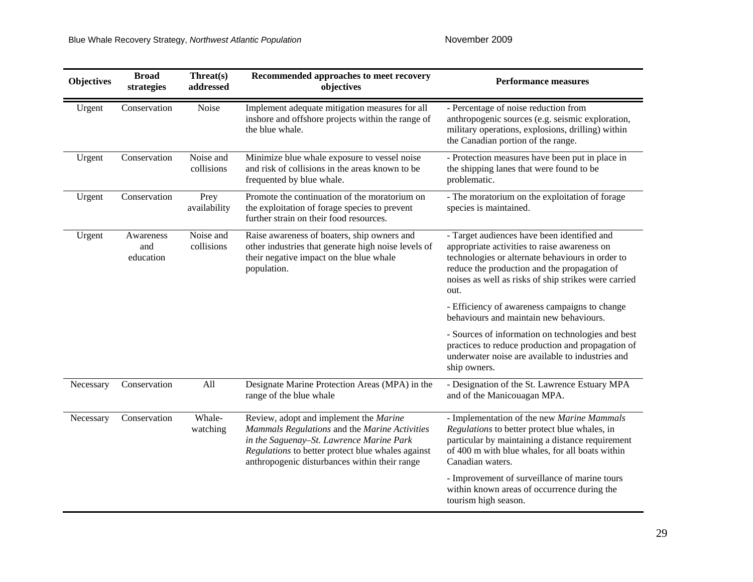| Objectives | Broad strategies | Threat(s) addressed | Recommended approaches to meet recovery objectives | Performance measures |
|---|---|---|---|---|
| Urgent | Conservation | Noise | Implement adequate mitigation measures for all inshore and offshore projects within the range of the blue whale. | - Percentage of noise reduction from anthropogenic sources (e.g. seismic exploration, military operations, explosions, drilling) within the Canadian portion of the range. |
| Urgent | Conservation | Noise and collisions | Minimize blue whale exposure to vessel noise and risk of collisions in the areas known to be frequented by blue whale. | - Protection measures have been put in place in the shipping lanes that were found to be problematic. |
| Urgent | Conservation | Prey availability | Promote the continuation of the moratorium on the exploitation of forage species to prevent further strain on their food resources. | - The moratorium on the exploitation of forage species is maintained. |
| Urgent | Awareness and education | Noise and collisions | Raise awareness of boaters, ship owners and other industries that generate high noise levels of their negative impact on the blue whale population. | - Target audiences have been identified and appropriate activities to raise awareness on technologies or alternate behaviours in order to reduce the production and the propagation of noises as well as risks of ship strikes were carried out.<br><br>- Efficiency of awareness campaigns to change behaviours and maintain new behaviours.<br><br>- Sources of information on technologies and best practices to reduce production and propagation of underwater noise are available to industries and ship owners. |
| Necessary | Conservation | All | Designate Marine Protection Areas (MPA) in the range of the blue whale | - Designation of the St. Lawrence Estuary MPA and of the Manicouagan MPA. |
| Necessary | Conservation | Whale-watching | Review, adopt and implement the *Marine Mammals Regulations* and the *Marine Activities in the Saguenay–St. Lawrence Marine Park Regulations* to better protect blue whales against anthropogenic disturbances within their range | - Implementation of the new *Marine Mammals Regulations* to better protect blue whales, in particular by maintaining a distance requirement of 400 m with blue whales, for all boats within Canadian waters.<br><br>- Improvement of surveillance of marine tours within known areas of occurrence during the tourism high season. |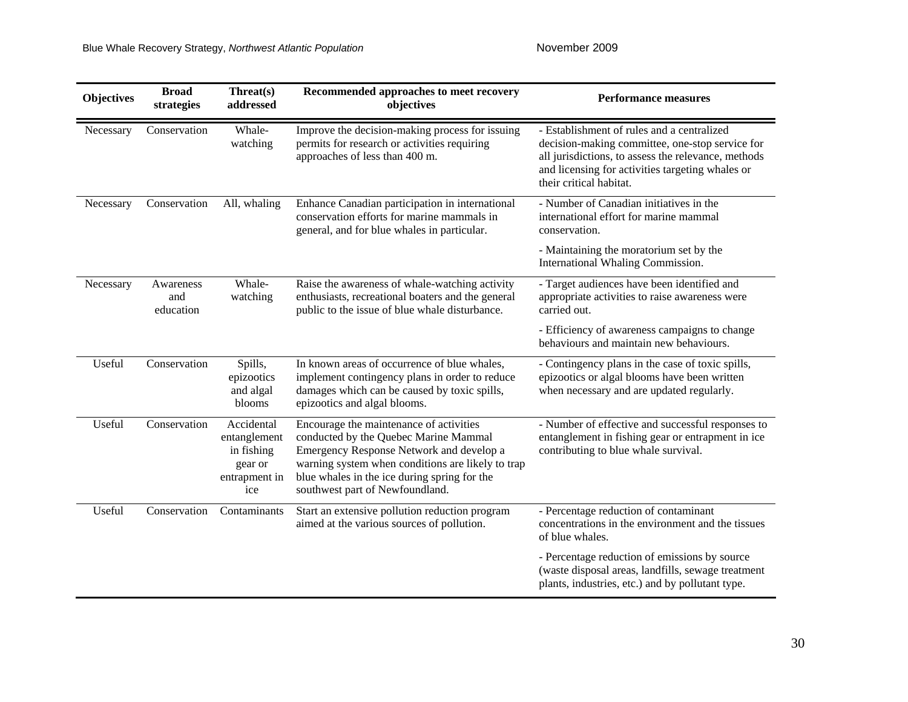| Objectives | Broad strategies | Threat(s) addressed | Recommended approaches to meet recovery objectives | Performance measures |
|---|---|---|---|---|
| Necessary | Conservation | Whale-watching | Improve the decision-making process for issuing permits for research or activities requiring approaches of less than 400 m. | - Establishment of rules and a centralized decision-making committee, one-stop service for all jurisdictions, to assess the relevance, methods and licensing for activities targeting whales or their critical habitat. |
| Necessary | Conservation | All, whaling | Enhance Canadian participation in international conservation efforts for marine mammals in general, and for blue whales in particular. | - Number of Canadian initiatives in the international effort for marine mammal conservation.<br>- Maintaining the moratorium set by the International Whaling Commission. |
| Necessary | Awareness and education | Whale-watching | Raise the awareness of whale-watching activity enthusiasts, recreational boaters and the general public to the issue of blue whale disturbance. | - Target audiences have been identified and appropriate activities to raise awareness were carried out.<br>- Efficiency of awareness campaigns to change behaviours and maintain new behaviours. |
| Useful | Conservation | Spills, epizootics and algal blooms | In known areas of occurrence of blue whales, implement contingency plans in order to reduce damages which can be caused by toxic spills, epizootics and algal blooms. | - Contingency plans in the case of toxic spills, epizootics or algal blooms have been written when necessary and are updated regularly. |
| Useful | Conservation | Accidental entanglement in fishing gear or entrapment in ice | Encourage the maintenance of activities conducted by the Quebec Marine Mammal Emergency Response Network and develop a warning system when conditions are likely to trap blue whales in the ice during spring for the southwest part of Newfoundland. | - Number of effective and successful responses to entanglement in fishing gear or entrapment in ice contributing to blue whale survival. |
| Useful | Conservation | Contaminants | Start an extensive pollution reduction program aimed at the various sources of pollution. | - Percentage reduction of contaminant concentrations in the environment and the tissues of blue whales.<br>- Percentage reduction of emissions by source (waste disposal areas, landfills, sewage treatment plants, industries, etc.) and by pollutant type. |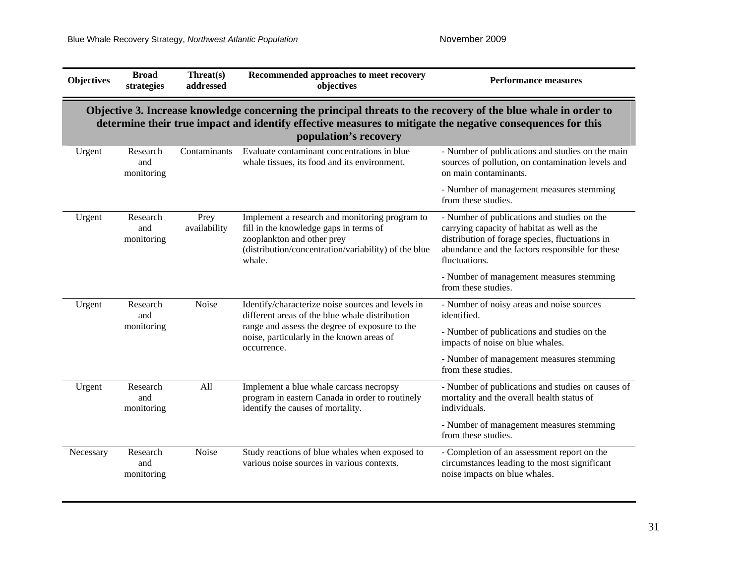| Objectives | Broad strategies | Threat(s) addressed | Recommended approaches to meet recovery objectives | Performance measures |
|---|---|---|---|---|
| **Objective 3. Increase knowledge concerning the principal threats to the recovery of the blue whale in order to determine their true impact and identify effective measures to mitigate the negative consequences for this population's recovery** | | | | |
| Urgent | Research and monitoring | Contaminants | Evaluate contaminant concentrations in blue whale tissues, its food and its environment. | - Number of publications and studies on the main sources of pollution, on contamination levels and on main contaminants.<br><br>- Number of management measures stemming from these studies. |
| Urgent | Research and monitoring | Prey availability | Implement a research and monitoring program to fill in the knowledge gaps in terms of zooplankton and other prey (distribution/concentration/variability) of the blue whale. | - Number of publications and studies on the carrying capacity of habitat as well as the distribution of forage species, fluctuations in abundance and the factors responsible for these fluctuations.<br><br>- Number of management measures stemming from these studies. |
| Urgent | Research and monitoring | Noise | Identify/characterize noise sources and levels in different areas of the blue whale distribution range and assess the degree of exposure to the noise, particularly in the known areas of occurrence. | - Number of noisy areas and noise sources identified.<br><br>- Number of publications and studies on the impacts of noise on blue whales.<br><br>- Number of management measures stemming from these studies. |
| Urgent | Research and monitoring | All | Implement a blue whale carcass necropsy program in eastern Canada in order to routinely identify the causes of mortality. | - Number of publications and studies on causes of mortality and the overall health status of individuals.<br><br>- Number of management measures stemming from these studies. |
| Necessary | Research and monitoring | Noise | Study reactions of blue whales when exposed to various noise sources in various contexts. | - Completion of an assessment report on the circumstances leading to the most significant noise impacts on blue whales. |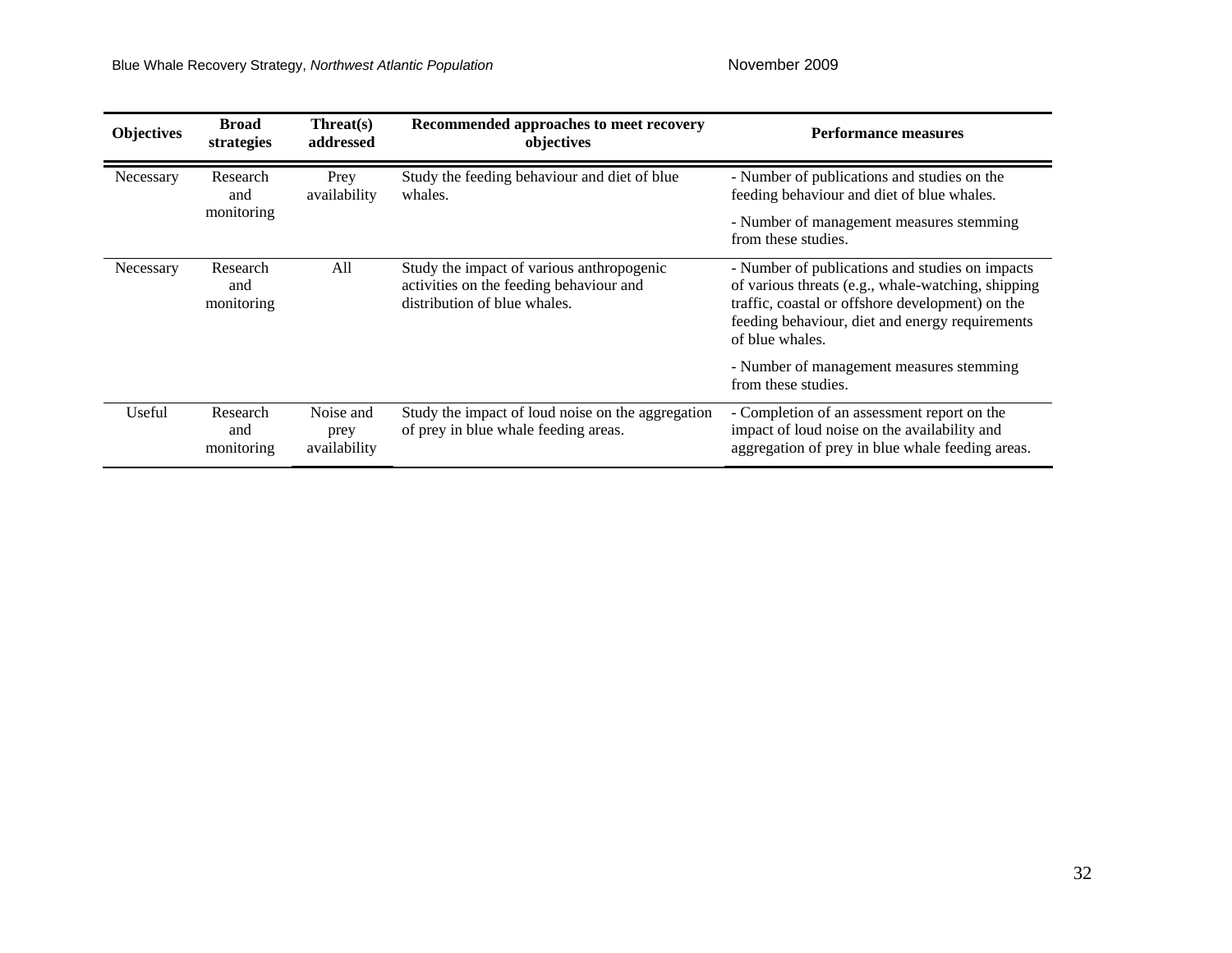| Objectives | Broad strategies | Threat(s) addressed | Recommended approaches to meet recovery objectives | Performance measures |
|---|---|---|---|---|
| Necessary | Research and monitoring | Prey availability | Study the feeding behaviour and diet of blue whales. | - Number of publications and studies on the feeding behaviour and diet of blue whales.<br><br>- Number of management measures stemming from these studies. |
| Necessary | Research and monitoring | All | Study the impact of various anthropogenic activities on the feeding behaviour and distribution of blue whales. | - Number of publications and studies on impacts of various threats (e.g., whale-watching, shipping traffic, coastal or offshore development) on the feeding behaviour, diet and energy requirements of blue whales.<br><br>- Number of management measures stemming from these studies. |
| Useful | Research and monitoring | Noise and prey availability | Study the impact of loud noise on the aggregation of prey in blue whale feeding areas. | - Completion of an assessment report on the impact of loud noise on the availability and aggregation of prey in blue whale feeding areas. |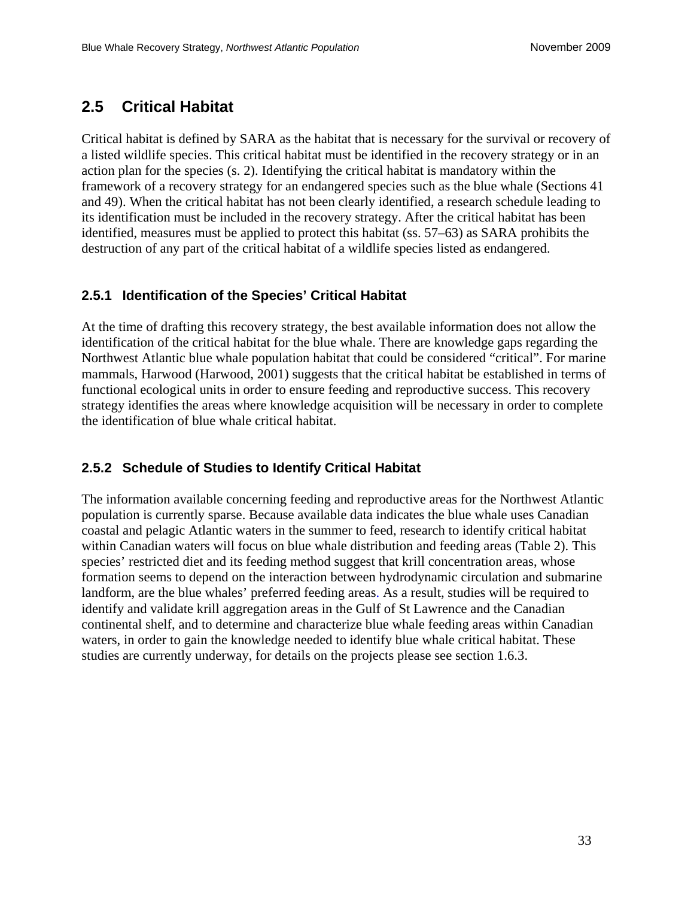## 2.5 Critical Habitat

Critical habitat is defined by SARA as the habitat that is necessary for the survival or recovery of a listed wildlife species. This critical habitat must be identified in the recovery strategy or in an action plan for the species (s. 2). Identifying the critical habitat is mandatory within the framework of a recovery strategy for an endangered species such as the blue whale (Sections 41 and 49). When the critical habitat has not been clearly identified, a research schedule leading to its identification must be included in the recovery strategy. After the critical habitat has been identified, measures must be applied to protect this habitat (ss. 57–63) as SARA prohibits the destruction of any part of the critical habitat of a wildlife species listed as endangered.

### 2.5.1 Identification of the Species' Critical Habitat

At the time of drafting this recovery strategy, the best available information does not allow the identification of the critical habitat for the blue whale. There are knowledge gaps regarding the Northwest Atlantic blue whale population habitat that could be considered "critical". For marine mammals, Harwood (Harwood, 2001) suggests that the critical habitat be established in terms of functional ecological units in order to ensure feeding and reproductive success. This recovery strategy identifies the areas where knowledge acquisition will be necessary in order to complete the identification of blue whale critical habitat.

### 2.5.2 Schedule of Studies to Identify Critical Habitat

The information available concerning feeding and reproductive areas for the Northwest Atlantic population is currently sparse. Because available data indicates the blue whale uses Canadian coastal and pelagic Atlantic waters in the summer to feed, research to identify critical habitat within Canadian waters will focus on blue whale distribution and feeding areas (Table 2). This species' restricted diet and its feeding method suggest that krill concentration areas, whose formation seems to depend on the interaction between hydrodynamic circulation and submarine landform, are the blue whales' preferred feeding areas. As a result, studies will be required to identify and validate krill aggregation areas in the Gulf of St Lawrence and the Canadian continental shelf, and to determine and characterize blue whale feeding areas within Canadian waters, in order to gain the knowledge needed to identify blue whale critical habitat. These studies are currently underway, for details on the projects please see section 1.6.3.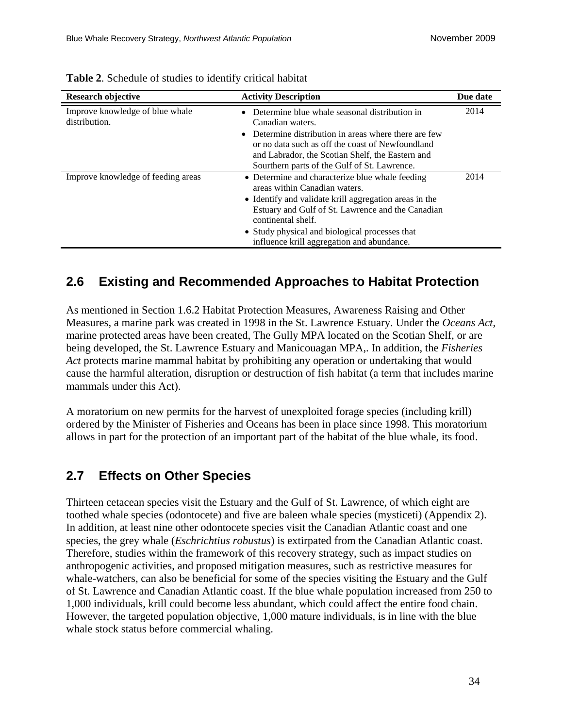**Table 2**. Schedule of studies to identify critical habitat

| Research objective | Activity Description | Due date |
|---|---|---|
| Improve knowledge of blue whale distribution. | • Determine blue whale seasonal distribution in Canadian waters.<br>• Determine distribution in areas where there are few or no data such as off the coast of Newfoundland and Labrador, the Scotian Shelf, the Eastern and Sourthern parts of the Gulf of St. Lawrence. | 2014 |
| Improve knowledge of feeding areas | • Determine and characterize blue whale feeding areas within Canadian waters.<br>• Identify and validate krill aggregation areas in the Estuary and Gulf of St. Lawrence and the Canadian continental shelf.<br>• Study physical and biological processes that influence krill aggregation and abundance. | 2014 |

## 2.6 Existing and Recommended Approaches to Habitat Protection

As mentioned in Section 1.6.2 Habitat Protection Measures, Awareness Raising and Other Measures, a marine park was created in 1998 in the St. Lawrence Estuary. Under the *Oceans Act*, marine protected areas have been created, The Gully MPA located on the Scotian Shelf, or are being developed, the St. Lawrence Estuary and Manicouagan MPA,. In addition, the *Fisheries Act* protects marine mammal habitat by prohibiting any operation or undertaking that would cause the harmful alteration, disruption or destruction of fish habitat (a term that includes marine mammals under this Act).

A moratorium on new permits for the harvest of unexploited forage species (including krill) ordered by the Minister of Fisheries and Oceans has been in place since 1998. This moratorium allows in part for the protection of an important part of the habitat of the blue whale, its food.

## 2.7 Effects on Other Species

Thirteen cetacean species visit the Estuary and the Gulf of St. Lawrence, of which eight are toothed whale species (odontocete) and five are baleen whale species (mysticeti) (Appendix 2). In addition, at least nine other odontocete species visit the Canadian Atlantic coast and one species, the grey whale (*Eschrichtius robustus*) is extirpated from the Canadian Atlantic coast. Therefore, studies within the framework of this recovery strategy, such as impact studies on anthropogenic activities, and proposed mitigation measures, such as restrictive measures for whale-watchers, can also be beneficial for some of the species visiting the Estuary and the Gulf of St. Lawrence and Canadian Atlantic coast. If the blue whale population increased from 250 to 1,000 individuals, krill could become less abundant, which could affect the entire food chain. However, the targeted population objective, 1,000 mature individuals, is in line with the blue whale stock status before commercial whaling.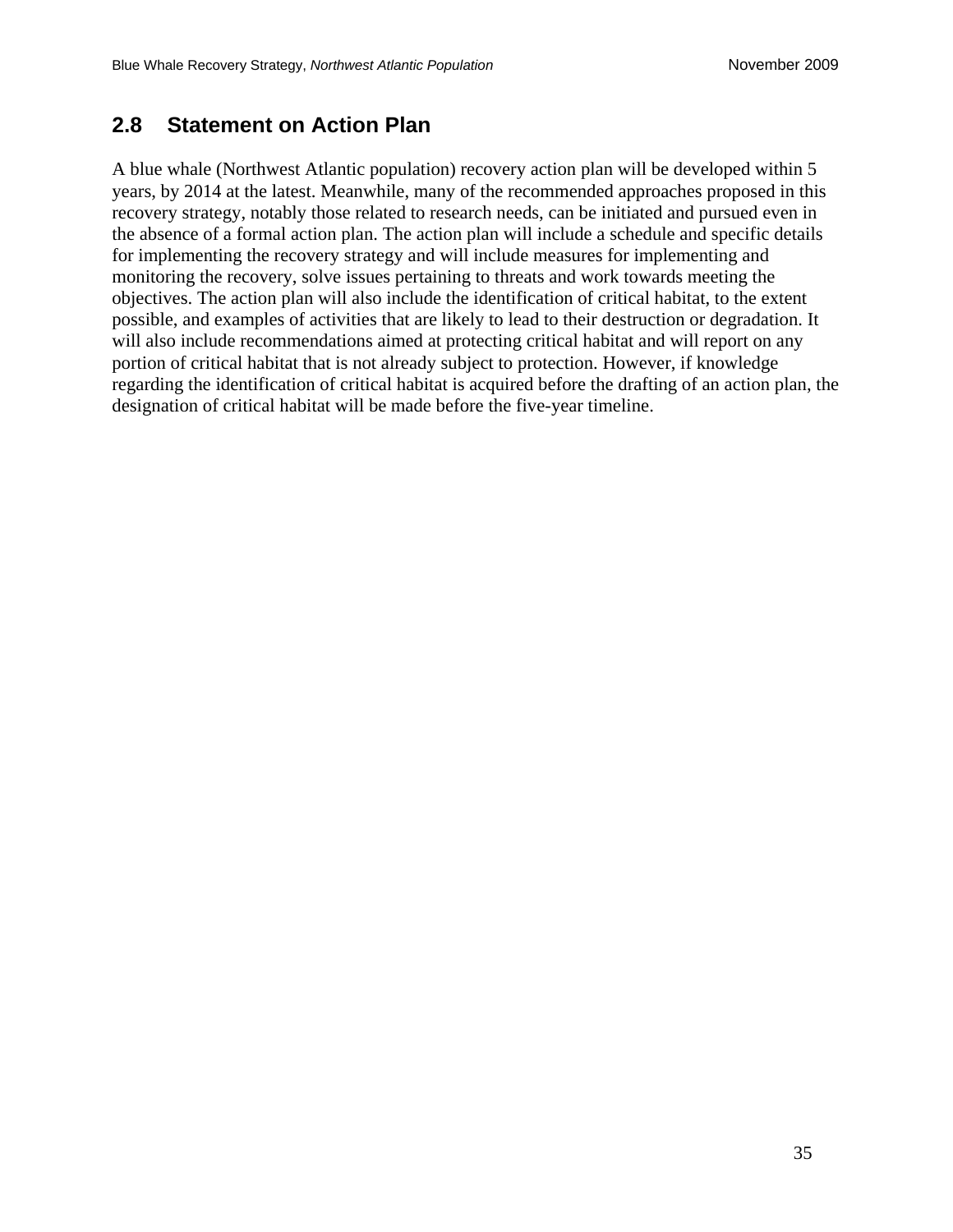## 2.8 Statement on Action Plan

A blue whale (Northwest Atlantic population) recovery action plan will be developed within 5 years, by 2014 at the latest. Meanwhile, many of the recommended approaches proposed in this recovery strategy, notably those related to research needs, can be initiated and pursued even in the absence of a formal action plan. The action plan will include a schedule and specific details for implementing the recovery strategy and will include measures for implementing and monitoring the recovery, solve issues pertaining to threats and work towards meeting the objectives. The action plan will also include the identification of critical habitat, to the extent possible, and examples of activities that are likely to lead to their destruction or degradation. It will also include recommendations aimed at protecting critical habitat and will report on any portion of critical habitat that is not already subject to protection. However, if knowledge regarding the identification of critical habitat is acquired before the drafting of an action plan, the designation of critical habitat will be made before the five-year timeline.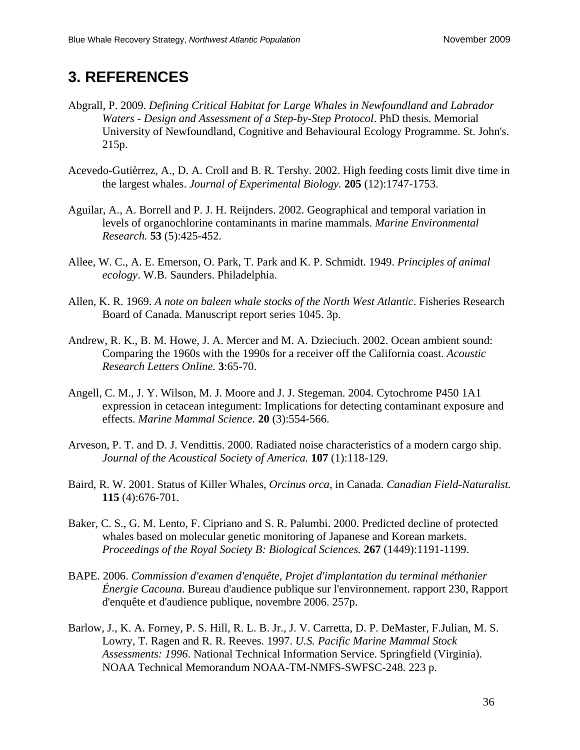# 3. REFERENCES

Abgrall, P. 2009. *Defining Critical Habitat for Large Whales in Newfoundland and Labrador Waters - Design and Assessment of a Step-by-Step Protocol*. PhD thesis. Memorial University of Newfoundland, Cognitive and Behavioural Ecology Programme. St. John's. 215p.

Acevedo-Gutièrrez, A., D. A. Croll and B. R. Tershy. 2002. High feeding costs limit dive time in the largest whales. *Journal of Experimental Biology.* **205** (12):1747-1753.

Aguilar, A., A. Borrell and P. J. H. Reijnders. 2002. Geographical and temporal variation in levels of organochlorine contaminants in marine mammals. *Marine Environmental Research.* **53** (5):425-452.

Allee, W. C., A. E. Emerson, O. Park, T. Park and K. P. Schmidt. 1949. *Principles of animal ecology*. W.B. Saunders. Philadelphia.

Allen, K. R. 1969. *A note on baleen whale stocks of the North West Atlantic*. Fisheries Research Board of Canada. Manuscript report series 1045. 3p.

Andrew, R. K., B. M. Howe, J. A. Mercer and M. A. Dzieciuch. 2002. Ocean ambient sound: Comparing the 1960s with the 1990s for a receiver off the California coast. *Acoustic Research Letters Online.* **3**:65-70.

Angell, C. M., J. Y. Wilson, M. J. Moore and J. J. Stegeman. 2004. Cytochrome P450 1A1 expression in cetacean integument: Implications for detecting contaminant exposure and effects. *Marine Mammal Science.* **20** (3):554-566.

Arveson, P. T. and D. J. Vendittis. 2000. Radiated noise characteristics of a modern cargo ship. *Journal of the Acoustical Society of America.* **107** (1):118-129.

Baird, R. W. 2001. Status of Killer Whales, *Orcinus orca*, in Canada. *Canadian Field-Naturalist.* **115** (4):676-701.

Baker, C. S., G. M. Lento, F. Cipriano and S. R. Palumbi. 2000. Predicted decline of protected whales based on molecular genetic monitoring of Japanese and Korean markets. *Proceedings of the Royal Society B: Biological Sciences.* **267** (1449):1191-1199.

BAPE. 2006. *Commission d'examen d'enquête, Projet d'implantation du terminal méthanier Énergie Cacouna*. Bureau d'audience publique sur l'environnement. rapport 230, Rapport d'enquête et d'audience publique, novembre 2006. 257p.

Barlow, J., K. A. Forney, P. S. Hill, R. L. B. Jr., J. V. Carretta, D. P. DeMaster, F.Julian, M. S. Lowry, T. Ragen and R. R. Reeves. 1997. *U.S. Pacific Marine Mammal Stock Assessments: 1996*. National Technical Information Service. Springfield (Virginia). NOAA Technical Memorandum NOAA-TM-NMFS-SWFSC-248. 223 p.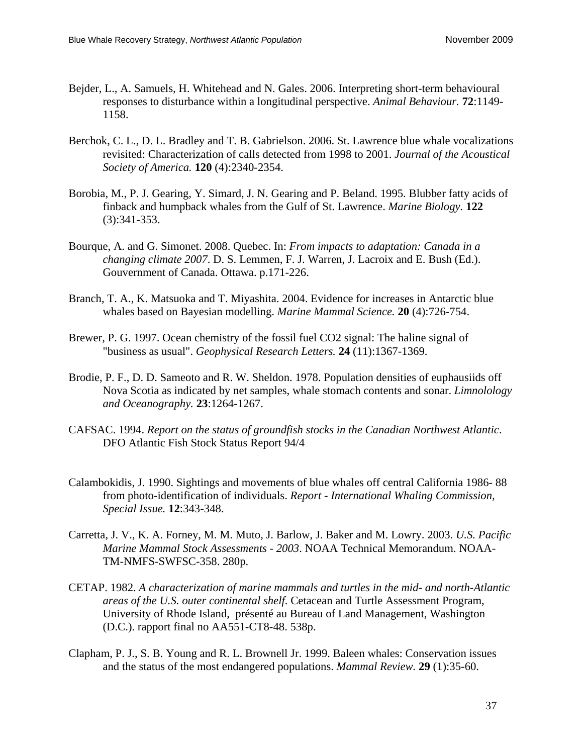Bejder, L., A. Samuels, H. Whitehead and N. Gales. 2006. Interpreting short-term behavioural responses to disturbance within a longitudinal perspective. *Animal Behaviour.* **72**:1149-1158.

Berchok, C. L., D. L. Bradley and T. B. Gabrielson. 2006. St. Lawrence blue whale vocalizations revisited: Characterization of calls detected from 1998 to 2001. *Journal of the Acoustical Society of America.* **120** (4):2340-2354.

Borobia, M., P. J. Gearing, Y. Simard, J. N. Gearing and P. Beland. 1995. Blubber fatty acids of finback and humpback whales from the Gulf of St. Lawrence. *Marine Biology.* **122** (3):341-353.

Bourque, A. and G. Simonet. 2008. Quebec. In: *From impacts to adaptation: Canada in a changing climate 2007*. D. S. Lemmen, F. J. Warren, J. Lacroix and E. Bush (Ed.). Gouvernment of Canada. Ottawa. p.171-226.

Branch, T. A., K. Matsuoka and T. Miyashita. 2004. Evidence for increases in Antarctic blue whales based on Bayesian modelling. *Marine Mammal Science.* **20** (4):726-754.

Brewer, P. G. 1997. Ocean chemistry of the fossil fuel CO2 signal: The haline signal of "business as usual". *Geophysical Research Letters.* **24** (11):1367-1369.

Brodie, P. F., D. D. Sameoto and R. W. Sheldon. 1978. Population densities of euphausiids off Nova Scotia as indicated by net samples, whale stomach contents and sonar. *Limnolology and Oceanography.* **23**:1264-1267.

CAFSAC. 1994. *Report on the status of groundfish stocks in the Canadian Northwest Atlantic*. DFO Atlantic Fish Stock Status Report 94/4

Calambokidis, J. 1990. Sightings and movements of blue whales off central California 1986- 88 from photo-identification of individuals. *Report - International Whaling Commission, Special Issue.* **12**:343-348.

Carretta, J. V., K. A. Forney, M. M. Muto, J. Barlow, J. Baker and M. Lowry. 2003. *U.S. Pacific Marine Mammal Stock Assessments - 2003*. NOAA Technical Memorandum. NOAA-TM-NMFS-SWFSC-358. 280p.

CETAP. 1982. *A characterization of marine mammals and turtles in the mid- and north-Atlantic areas of the U.S. outer continental shelf*. Cetacean and Turtle Assessment Program, University of Rhode Island, présenté au Bureau of Land Management, Washington (D.C.). rapport final no AA551-CT8-48. 538p.

Clapham, P. J., S. B. Young and R. L. Brownell Jr. 1999. Baleen whales: Conservation issues and the status of the most endangered populations. *Mammal Review.* **29** (1):35-60.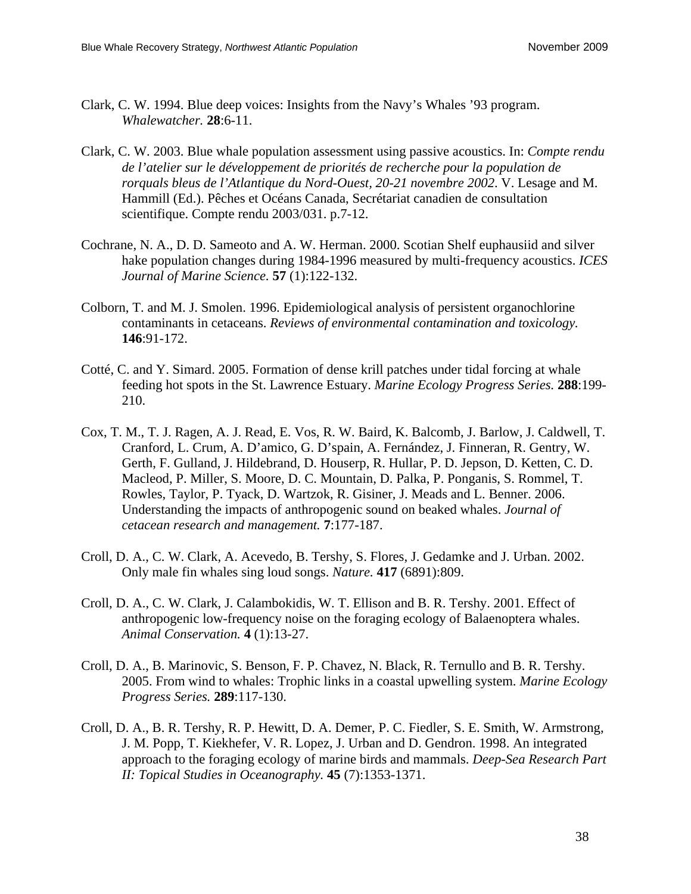Clark, C. W. 1994. Blue deep voices: Insights from the Navy's Whales '93 program. *Whalewatcher.* **28**:6-11.

Clark, C. W. 2003. Blue whale population assessment using passive acoustics. In: *Compte rendu de l'atelier sur le développement de priorités de recherche pour la population de rorquals bleus de l'Atlantique du Nord-Ouest, 20-21 novembre 2002*. V. Lesage and M. Hammill (Ed.). Pêches et Océans Canada, Secrétariat canadien de consultation scientifique. Compte rendu 2003/031. p.7-12.

Cochrane, N. A., D. D. Sameoto and A. W. Herman. 2000. Scotian Shelf euphausiid and silver hake population changes during 1984-1996 measured by multi-frequency acoustics. *ICES Journal of Marine Science.* **57** (1):122-132.

Colborn, T. and M. J. Smolen. 1996. Epidemiological analysis of persistent organochlorine contaminants in cetaceans. *Reviews of environmental contamination and toxicology.* **146**:91-172.

Cotté, C. and Y. Simard. 2005. Formation of dense krill patches under tidal forcing at whale feeding hot spots in the St. Lawrence Estuary. *Marine Ecology Progress Series.* **288**:199-210.

Cox, T. M., T. J. Ragen, A. J. Read, E. Vos, R. W. Baird, K. Balcomb, J. Barlow, J. Caldwell, T. Cranford, L. Crum, A. D'amico, G. D'spain, A. Fernández, J. Finneran, R. Gentry, W. Gerth, F. Gulland, J. Hildebrand, D. Houserp, R. Hullar, P. D. Jepson, D. Ketten, C. D. Macleod, P. Miller, S. Moore, D. C. Mountain, D. Palka, P. Ponganis, S. Rommel, T. Rowles, Taylor, P. Tyack, D. Wartzok, R. Gisiner, J. Meads and L. Benner. 2006. Understanding the impacts of anthropogenic sound on beaked whales. *Journal of cetacean research and management.* **7**:177-187.

Croll, D. A., C. W. Clark, A. Acevedo, B. Tershy, S. Flores, J. Gedamke and J. Urban. 2002. Only male fin whales sing loud songs. *Nature.* **417** (6891):809.

Croll, D. A., C. W. Clark, J. Calambokidis, W. T. Ellison and B. R. Tershy. 2001. Effect of anthropogenic low-frequency noise on the foraging ecology of Balaenoptera whales. *Animal Conservation.* **4** (1):13-27.

Croll, D. A., B. Marinovic, S. Benson, F. P. Chavez, N. Black, R. Ternullo and B. R. Tershy. 2005. From wind to whales: Trophic links in a coastal upwelling system. *Marine Ecology Progress Series.* **289**:117-130.

Croll, D. A., B. R. Tershy, R. P. Hewitt, D. A. Demer, P. C. Fiedler, S. E. Smith, W. Armstrong, J. M. Popp, T. Kiekhefer, V. R. Lopez, J. Urban and D. Gendron. 1998. An integrated approach to the foraging ecology of marine birds and mammals. *Deep-Sea Research Part II: Topical Studies in Oceanography.* **45** (7):1353-1371.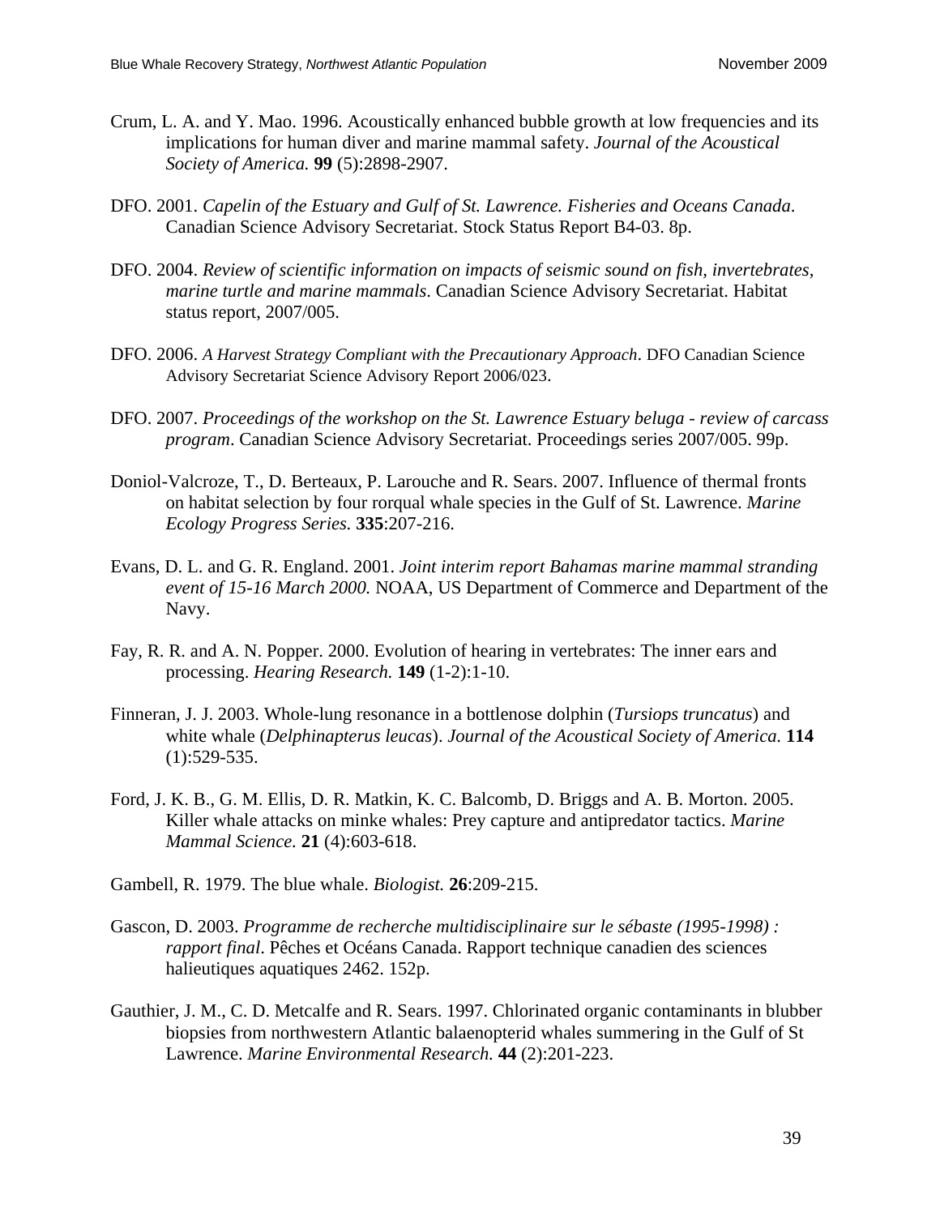Crum, L. A. and Y. Mao. 1996. Acoustically enhanced bubble growth at low frequencies and its implications for human diver and marine mammal safety. *Journal of the Acoustical Society of America.* **99** (5):2898-2907.

DFO. 2001. *Capelin of the Estuary and Gulf of St. Lawrence. Fisheries and Oceans Canada*. Canadian Science Advisory Secretariat. Stock Status Report B4-03. 8p.

DFO. 2004. *Review of scientific information on impacts of seismic sound on fish, invertebrates, marine turtle and marine mammals*. Canadian Science Advisory Secretariat. Habitat status report, 2007/005.

DFO. 2006. *A Harvest Strategy Compliant with the Precautionary Approach*. DFO Canadian Science Advisory Secretariat Science Advisory Report 2006/023.

DFO. 2007. *Proceedings of the workshop on the St. Lawrence Estuary beluga - review of carcass program*. Canadian Science Advisory Secretariat. Proceedings series 2007/005. 99p.

Doniol-Valcroze, T., D. Berteaux, P. Larouche and R. Sears. 2007. Influence of thermal fronts on habitat selection by four rorqual whale species in the Gulf of St. Lawrence. *Marine Ecology Progress Series.* **335**:207-216.

Evans, D. L. and G. R. England. 2001. *Joint interim report Bahamas marine mammal stranding event of 15-16 March 2000.* NOAA, US Department of Commerce and Department of the Navy.

Fay, R. R. and A. N. Popper. 2000. Evolution of hearing in vertebrates: The inner ears and processing. *Hearing Research.* **149** (1-2):1-10.

Finneran, J. J. 2003. Whole-lung resonance in a bottlenose dolphin (*Tursiops truncatus*) and white whale (*Delphinapterus leucas*). *Journal of the Acoustical Society of America.* **114** (1):529-535.

Ford, J. K. B., G. M. Ellis, D. R. Matkin, K. C. Balcomb, D. Briggs and A. B. Morton. 2005. Killer whale attacks on minke whales: Prey capture and antipredator tactics. *Marine Mammal Science.* **21** (4):603-618.

Gambell, R. 1979. The blue whale. *Biologist.* **26**:209-215.

Gascon, D. 2003. *Programme de recherche multidisciplinaire sur le sébaste (1995-1998) : rapport final*. Pêches et Océans Canada. Rapport technique canadien des sciences halieutiques aquatiques 2462. 152p.

Gauthier, J. M., C. D. Metcalfe and R. Sears. 1997. Chlorinated organic contaminants in blubber biopsies from northwestern Atlantic balaenopterid whales summering in the Gulf of St Lawrence. *Marine Environmental Research.* **44** (2):201-223.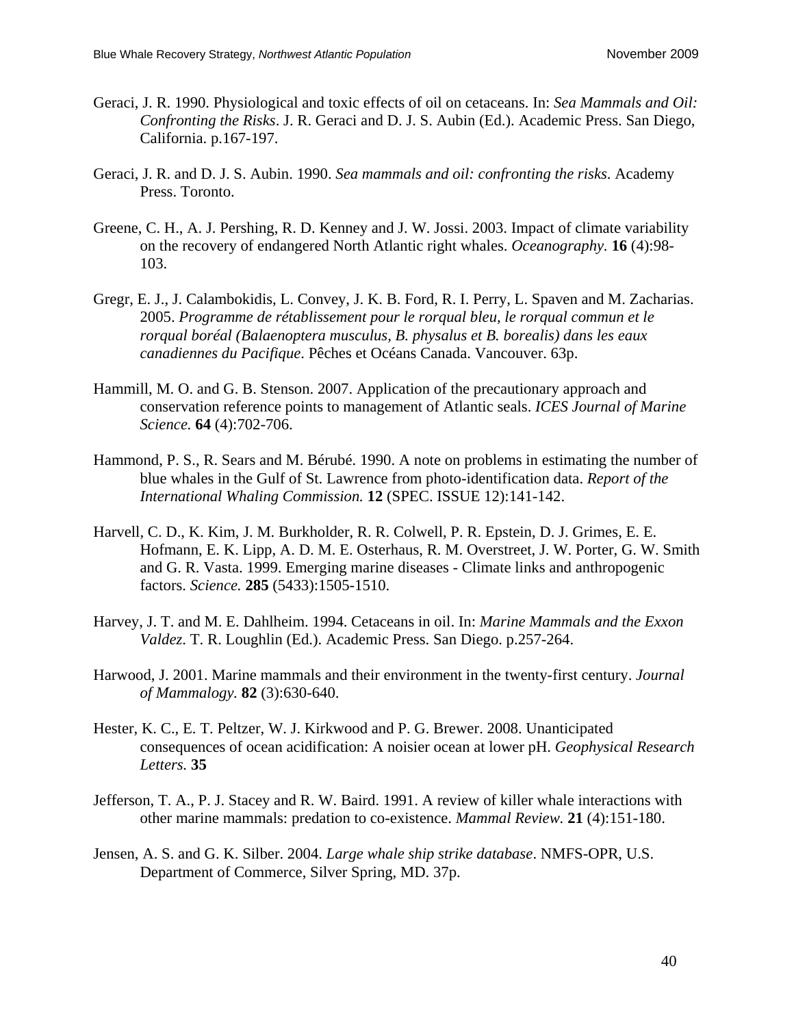Geraci, J. R. 1990. Physiological and toxic effects of oil on cetaceans. In: *Sea Mammals and Oil: Confronting the Risks*. J. R. Geraci and D. J. S. Aubin (Ed.). Academic Press. San Diego, California. p.167-197.

Geraci, J. R. and D. J. S. Aubin. 1990. *Sea mammals and oil: confronting the risks*. Academy Press. Toronto.

Greene, C. H., A. J. Pershing, R. D. Kenney and J. W. Jossi. 2003. Impact of climate variability on the recovery of endangered North Atlantic right whales. *Oceanography*. **16** (4):98-103.

Gregr, E. J., J. Calambokidis, L. Convey, J. K. B. Ford, R. I. Perry, L. Spaven and M. Zacharias. 2005. *Programme de rétablissement pour le rorqual bleu, le rorqual commun et le rorqual boréal (Balaenoptera musculus, B. physalus et B. borealis) dans les eaux canadiennes du Pacifique*. Pêches et Océans Canada. Vancouver. 63p.

Hammill, M. O. and G. B. Stenson. 2007. Application of the precautionary approach and conservation reference points to management of Atlantic seals. *ICES Journal of Marine Science.* **64** (4):702-706.

Hammond, P. S., R. Sears and M. Bérubé. 1990. A note on problems in estimating the number of blue whales in the Gulf of St. Lawrence from photo-identification data. *Report of the International Whaling Commission.* **12** (SPEC. ISSUE 12):141-142.

Harvell, C. D., K. Kim, J. M. Burkholder, R. R. Colwell, P. R. Epstein, D. J. Grimes, E. E. Hofmann, E. K. Lipp, A. D. M. E. Osterhaus, R. M. Overstreet, J. W. Porter, G. W. Smith and G. R. Vasta. 1999. Emerging marine diseases - Climate links and anthropogenic factors. *Science.* **285** (5433):1505-1510.

Harvey, J. T. and M. E. Dahlheim. 1994. Cetaceans in oil. In: *Marine Mammals and the Exxon Valdez*. T. R. Loughlin (Ed.). Academic Press. San Diego. p.257-264.

Harwood, J. 2001. Marine mammals and their environment in the twenty-first century. *Journal of Mammalogy.* **82** (3):630-640.

Hester, K. C., E. T. Peltzer, W. J. Kirkwood and P. G. Brewer. 2008. Unanticipated consequences of ocean acidification: A noisier ocean at lower pH. *Geophysical Research Letters.* **35**

Jefferson, T. A., P. J. Stacey and R. W. Baird. 1991. A review of killer whale interactions with other marine mammals: predation to co-existence. *Mammal Review.* **21** (4):151-180.

Jensen, A. S. and G. K. Silber. 2004. *Large whale ship strike database*. NMFS-OPR, U.S. Department of Commerce, Silver Spring, MD. 37p.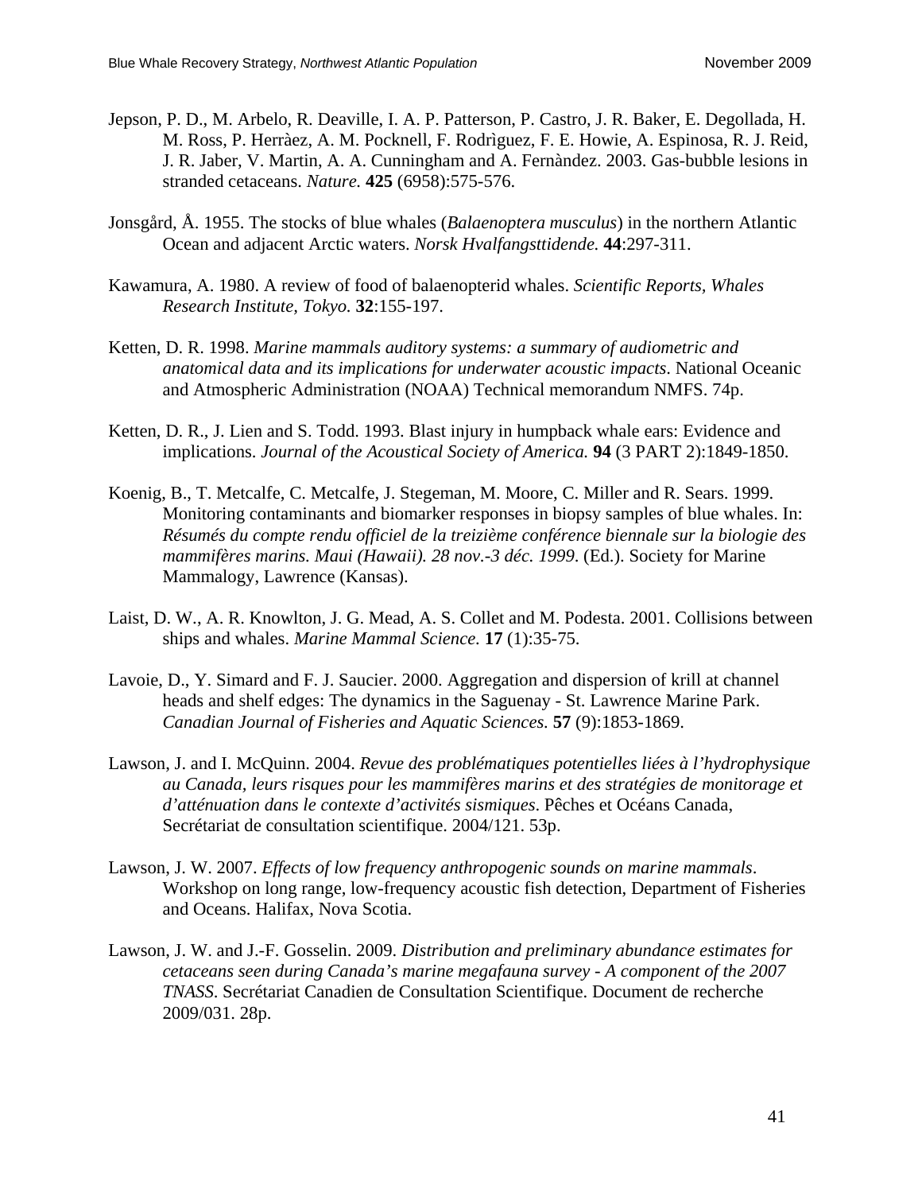Jepson, P. D., M. Arbelo, R. Deaville, I. A. P. Patterson, P. Castro, J. R. Baker, E. Degollada, H. M. Ross, P. Herràez, A. M. Pocknell, F. Rodrìguez, F. E. Howie, A. Espinosa, R. J. Reid, J. R. Jaber, V. Martin, A. A. Cunningham and A. Fernàndez. 2003. Gas-bubble lesions in stranded cetaceans. *Nature.* **425** (6958):575-576.

Jonsgård, Å. 1955. The stocks of blue whales (*Balaenoptera musculus*) in the northern Atlantic Ocean and adjacent Arctic waters. *Norsk Hvalfangsttidende.* **44**:297-311.

Kawamura, A. 1980. A review of food of balaenopterid whales. *Scientific Reports, Whales Research Institute, Tokyo.* **32**:155-197.

Ketten, D. R. 1998. *Marine mammals auditory systems: a summary of audiometric and anatomical data and its implications for underwater acoustic impacts*. National Oceanic and Atmospheric Administration (NOAA) Technical memorandum NMFS. 74p.

Ketten, D. R., J. Lien and S. Todd. 1993. Blast injury in humpback whale ears: Evidence and implications. *Journal of the Acoustical Society of America.* **94** (3 PART 2):1849-1850.

Koenig, B., T. Metcalfe, C. Metcalfe, J. Stegeman, M. Moore, C. Miller and R. Sears. 1999. Monitoring contaminants and biomarker responses in biopsy samples of blue whales. In: *Résumés du compte rendu officiel de la treizième conférence biennale sur la biologie des mammifères marins. Maui (Hawaii). 28 nov.-3 déc. 1999*. (Ed.). Society for Marine Mammalogy, Lawrence (Kansas).

Laist, D. W., A. R. Knowlton, J. G. Mead, A. S. Collet and M. Podesta. 2001. Collisions between ships and whales. *Marine Mammal Science.* **17** (1):35-75.

Lavoie, D., Y. Simard and F. J. Saucier. 2000. Aggregation and dispersion of krill at channel heads and shelf edges: The dynamics in the Saguenay - St. Lawrence Marine Park. *Canadian Journal of Fisheries and Aquatic Sciences.* **57** (9):1853-1869.

Lawson, J. and I. McQuinn. 2004. *Revue des problématiques potentielles liées à l'hydrophysique au Canada, leurs risques pour les mammifères marins et des stratégies de monitorage et d'atténuation dans le contexte d'activités sismiques*. Pêches et Océans Canada, Secrétariat de consultation scientifique. 2004/121. 53p.

Lawson, J. W. 2007. *Effects of low frequency anthropogenic sounds on marine mammals*. Workshop on long range, low-frequency acoustic fish detection, Department of Fisheries and Oceans. Halifax, Nova Scotia.

Lawson, J. W. and J.-F. Gosselin. 2009. *Distribution and preliminary abundance estimates for cetaceans seen during Canada's marine megafauna survey - A component of the 2007 TNASS*. Secrétariat Canadien de Consultation Scientifique. Document de recherche 2009/031. 28p.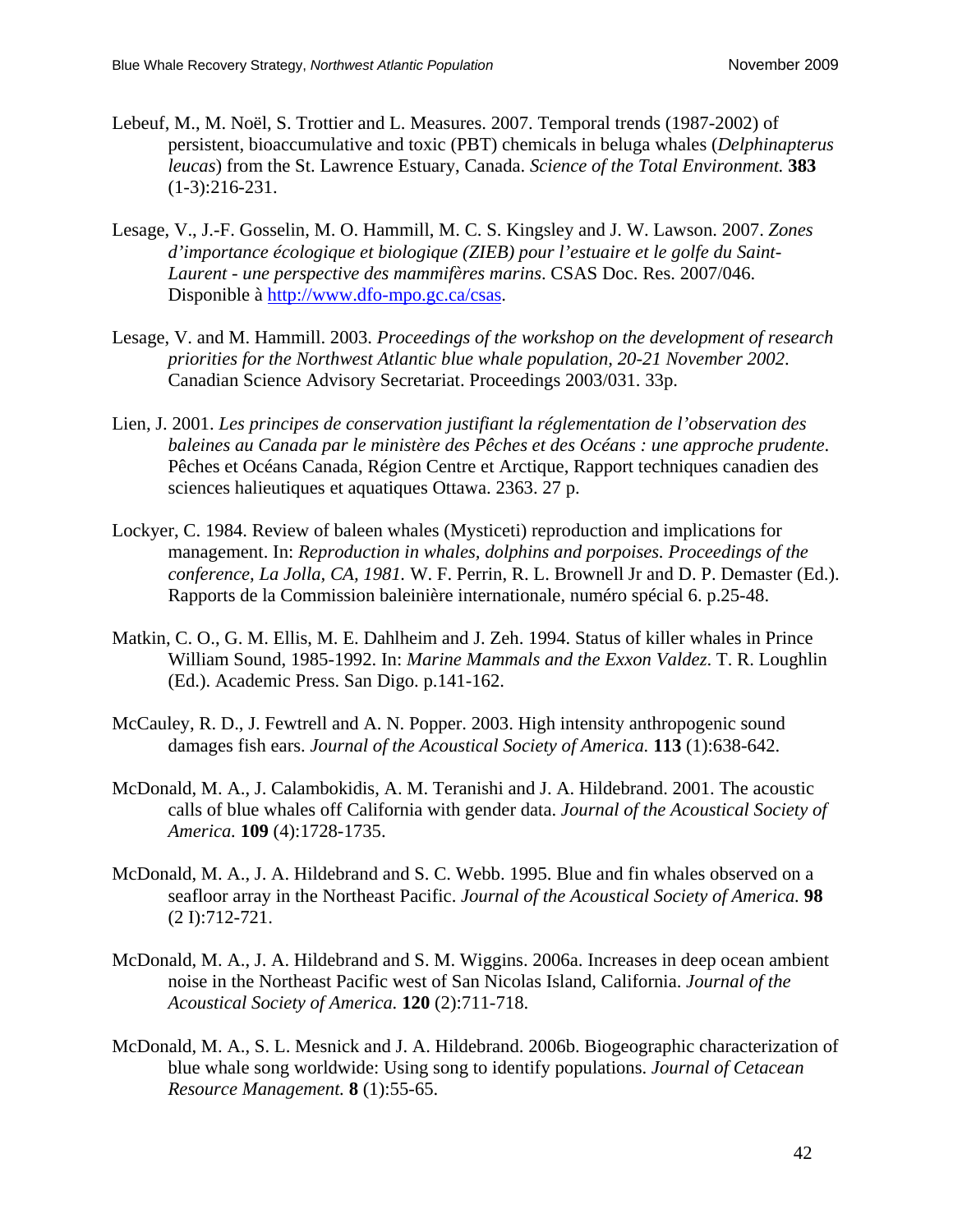Lebeuf, M., M. Noël, S. Trottier and L. Measures. 2007. Temporal trends (1987-2002) of persistent, bioaccumulative and toxic (PBT) chemicals in beluga whales (*Delphinapterus leucas*) from the St. Lawrence Estuary, Canada. *Science of the Total Environment.* **383** (1-3):216-231.

Lesage, V., J.-F. Gosselin, M. O. Hammill, M. C. S. Kingsley and J. W. Lawson. 2007. *Zones d'importance écologique et biologique (ZIEB) pour l'estuaire et le golfe du Saint-Laurent - une perspective des mammifères marins*. CSAS Doc. Res. 2007/046. Disponible à http://www.dfo-mpo.gc.ca/csas.

Lesage, V. and M. Hammill. 2003. *Proceedings of the workshop on the development of research priorities for the Northwest Atlantic blue whale population, 20-21 November 2002*. Canadian Science Advisory Secretariat. Proceedings 2003/031. 33p.

Lien, J. 2001. *Les principes de conservation justifiant la réglementation de l'observation des baleines au Canada par le ministère des Pêches et des Océans : une approche prudente*. Pêches et Océans Canada, Région Centre et Arctique, Rapport techniques canadien des sciences halieutiques et aquatiques Ottawa. 2363. 27 p.

Lockyer, C. 1984. Review of baleen whales (Mysticeti) reproduction and implications for management. In: *Reproduction in whales, dolphins and porpoises. Proceedings of the conference, La Jolla, CA, 1981.* W. F. Perrin, R. L. Brownell Jr and D. P. Demaster (Ed.). Rapports de la Commission baleinière internationale, numéro spécial 6. p.25-48.

Matkin, C. O., G. M. Ellis, M. E. Dahlheim and J. Zeh. 1994. Status of killer whales in Prince William Sound, 1985-1992. In: *Marine Mammals and the Exxon Valdez*. T. R. Loughlin (Ed.). Academic Press. San Digo. p.141-162.

McCauley, R. D., J. Fewtrell and A. N. Popper. 2003. High intensity anthropogenic sound damages fish ears. *Journal of the Acoustical Society of America.* **113** (1):638-642.

McDonald, M. A., J. Calambokidis, A. M. Teranishi and J. A. Hildebrand. 2001. The acoustic calls of blue whales off California with gender data. *Journal of the Acoustical Society of America.* **109** (4):1728-1735.

McDonald, M. A., J. A. Hildebrand and S. C. Webb. 1995. Blue and fin whales observed on a seafloor array in the Northeast Pacific. *Journal of the Acoustical Society of America.* **98** (2 I):712-721.

McDonald, M. A., J. A. Hildebrand and S. M. Wiggins. 2006a. Increases in deep ocean ambient noise in the Northeast Pacific west of San Nicolas Island, California. *Journal of the Acoustical Society of America.* **120** (2):711-718.

McDonald, M. A., S. L. Mesnick and J. A. Hildebrand. 2006b. Biogeographic characterization of blue whale song worldwide: Using song to identify populations. *Journal of Cetacean Resource Management.* **8** (1):55-65.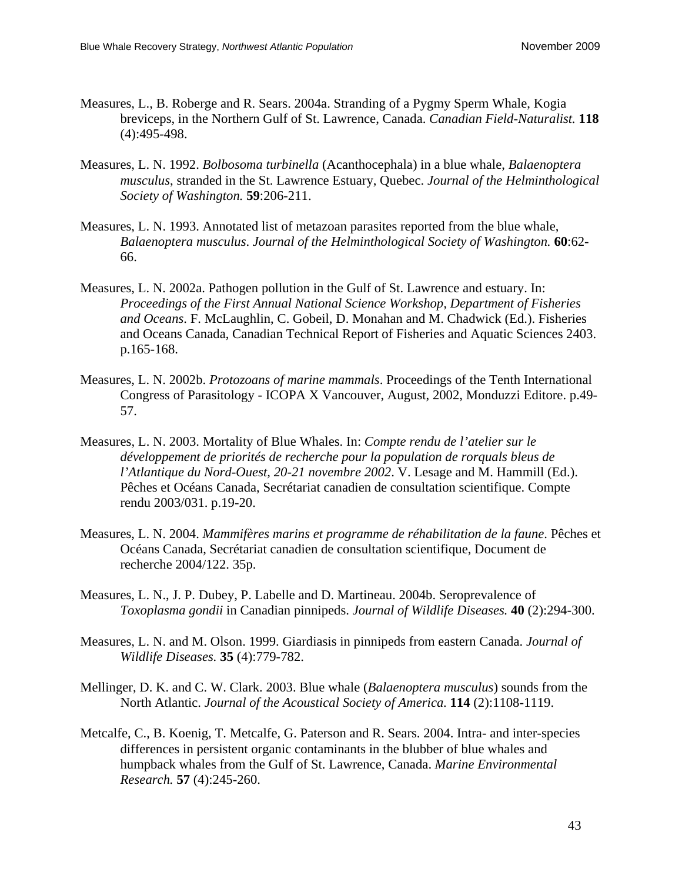Measures, L., B. Roberge and R. Sears. 2004a. Stranding of a Pygmy Sperm Whale, Kogia breviceps, in the Northern Gulf of St. Lawrence, Canada. *Canadian Field-Naturalist.* **118** (4):495-498.

Measures, L. N. 1992. *Bolbosoma turbinella* (Acanthocephala) in a blue whale, *Balaenoptera musculus*, stranded in the St. Lawrence Estuary, Quebec. *Journal of the Helminthological Society of Washington.* **59**:206-211.

Measures, L. N. 1993. Annotated list of metazoan parasites reported from the blue whale, *Balaenoptera musculus*. *Journal of the Helminthological Society of Washington.* **60**:62-66.

Measures, L. N. 2002a. Pathogen pollution in the Gulf of St. Lawrence and estuary. In: *Proceedings of the First Annual National Science Workshop, Department of Fisheries and Oceans*. F. McLaughlin, C. Gobeil, D. Monahan and M. Chadwick (Ed.). Fisheries and Oceans Canada, Canadian Technical Report of Fisheries and Aquatic Sciences 2403. p.165-168.

Measures, L. N. 2002b. *Protozoans of marine mammals*. Proceedings of the Tenth International Congress of Parasitology - ICOPA X Vancouver, August, 2002, Monduzzi Editore. p.49-57.

Measures, L. N. 2003. Mortality of Blue Whales. In: *Compte rendu de l'atelier sur le développement de priorités de recherche pour la population de rorquals bleus de l'Atlantique du Nord-Ouest, 20-21 novembre 2002*. V. Lesage and M. Hammill (Ed.). Pêches et Océans Canada, Secrétariat canadien de consultation scientifique. Compte rendu 2003/031. p.19-20.

Measures, L. N. 2004. *Mammifères marins et programme de réhabilitation de la faune*. Pêches et Océans Canada, Secrétariat canadien de consultation scientifique, Document de recherche 2004/122. 35p.

Measures, L. N., J. P. Dubey, P. Labelle and D. Martineau. 2004b. Seroprevalence of *Toxoplasma gondii* in Canadian pinnipeds. *Journal of Wildlife Diseases.* **40** (2):294-300.

Measures, L. N. and M. Olson. 1999. Giardiasis in pinnipeds from eastern Canada. *Journal of Wildlife Diseases.* **35** (4):779-782.

Mellinger, D. K. and C. W. Clark. 2003. Blue whale (*Balaenoptera musculus*) sounds from the North Atlantic. *Journal of the Acoustical Society of America.* **114** (2):1108-1119.

Metcalfe, C., B. Koenig, T. Metcalfe, G. Paterson and R. Sears. 2004. Intra- and inter-species differences in persistent organic contaminants in the blubber of blue whales and humpback whales from the Gulf of St. Lawrence, Canada. *Marine Environmental Research.* **57** (4):245-260.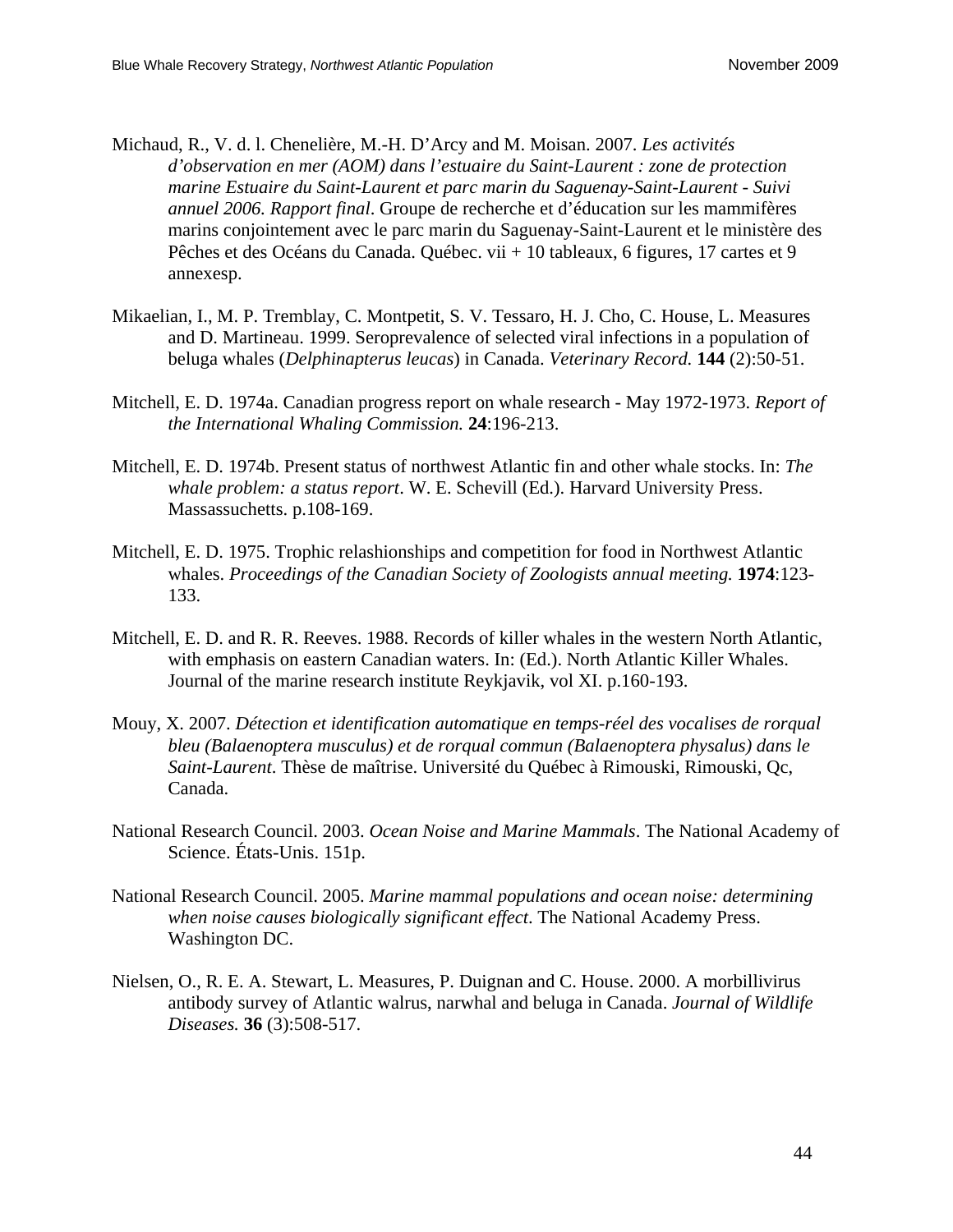Michaud, R., V. d. l. Chenelière, M.-H. D'Arcy and M. Moisan. 2007. *Les activités d'observation en mer (AOM) dans l'estuaire du Saint-Laurent : zone de protection marine Estuaire du Saint-Laurent et parc marin du Saguenay-Saint-Laurent - Suivi annuel 2006. Rapport final*. Groupe de recherche et d'éducation sur les mammifères marins conjointement avec le parc marin du Saguenay-Saint-Laurent et le ministère des Pêches et des Océans du Canada. Québec. vii + 10 tableaux, 6 figures, 17 cartes et 9 annexesp.

Mikaelian, I., M. P. Tremblay, C. Montpetit, S. V. Tessaro, H. J. Cho, C. House, L. Measures and D. Martineau. 1999. Seroprevalence of selected viral infections in a population of beluga whales (*Delphinapterus leucas*) in Canada. *Veterinary Record.* **144** (2):50-51.

Mitchell, E. D. 1974a. Canadian progress report on whale research - May 1972-1973. *Report of the International Whaling Commission.* **24**:196-213.

Mitchell, E. D. 1974b. Present status of northwest Atlantic fin and other whale stocks. In: *The whale problem: a status report*. W. E. Schevill (Ed.). Harvard University Press. Massassuchetts. p.108-169.

Mitchell, E. D. 1975. Trophic relashionships and competition for food in Northwest Atlantic whales. *Proceedings of the Canadian Society of Zoologists annual meeting.* **1974**:123-133.

Mitchell, E. D. and R. R. Reeves. 1988. Records of killer whales in the western North Atlantic, with emphasis on eastern Canadian waters. In: (Ed.). North Atlantic Killer Whales. Journal of the marine research institute Reykjavik, vol XI. p.160-193.

Mouy, X. 2007. *Détection et identification automatique en temps-réel des vocalises de rorqual bleu (Balaenoptera musculus) et de rorqual commun (Balaenoptera physalus) dans le Saint-Laurent*. Thèse de maîtrise. Université du Québec à Rimouski, Rimouski, Qc, Canada.

National Research Council. 2003. *Ocean Noise and Marine Mammals*. The National Academy of Science. États-Unis. 151p.

National Research Council. 2005. *Marine mammal populations and ocean noise: determining when noise causes biologically significant effect*. The National Academy Press. Washington DC.

Nielsen, O., R. E. A. Stewart, L. Measures, P. Duignan and C. House. 2000. A morbillivirus antibody survey of Atlantic walrus, narwhal and beluga in Canada. *Journal of Wildlife Diseases.* **36** (3):508-517.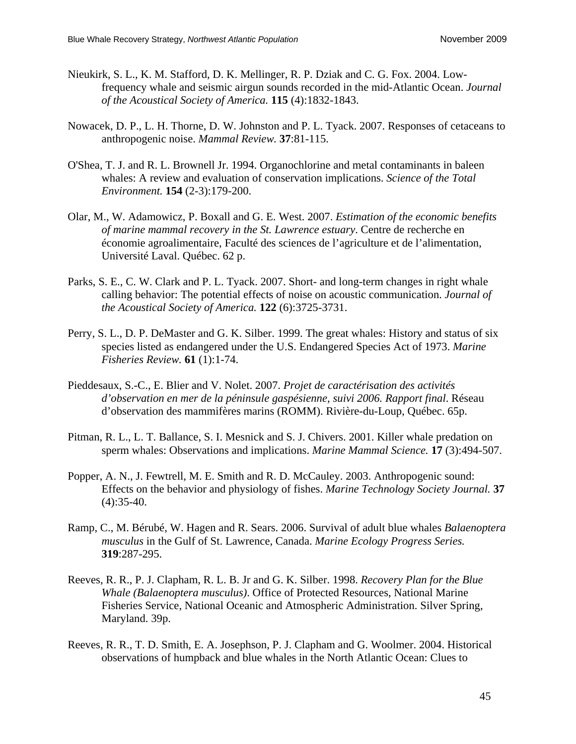Nieukirk, S. L., K. M. Stafford, D. K. Mellinger, R. P. Dziak and C. G. Fox. 2004. Low-frequency whale and seismic airgun sounds recorded in the mid-Atlantic Ocean. *Journal of the Acoustical Society of America.* **115** (4):1832-1843.

Nowacek, D. P., L. H. Thorne, D. W. Johnston and P. L. Tyack. 2007. Responses of cetaceans to anthropogenic noise. *Mammal Review.* **37**:81-115.

O'Shea, T. J. and R. L. Brownell Jr. 1994. Organochlorine and metal contaminants in baleen whales: A review and evaluation of conservation implications. *Science of the Total Environment.* **154** (2-3):179-200.

Olar, M., W. Adamowicz, P. Boxall and G. E. West. 2007. *Estimation of the economic benefits of marine mammal recovery in the St. Lawrence estuary*. Centre de recherche en économie agroalimentaire, Faculté des sciences de l'agriculture et de l'alimentation, Université Laval. Québec. 62 p.

Parks, S. E., C. W. Clark and P. L. Tyack. 2007. Short- and long-term changes in right whale calling behavior: The potential effects of noise on acoustic communication. *Journal of the Acoustical Society of America.* **122** (6):3725-3731.

Perry, S. L., D. P. DeMaster and G. K. Silber. 1999. The great whales: History and status of six species listed as endangered under the U.S. Endangered Species Act of 1973. *Marine Fisheries Review.* **61** (1):1-74.

Pieddesaux, S.-C., E. Blier and V. Nolet. 2007. *Projet de caractérisation des activités d'observation en mer de la péninsule gaspésienne, suivi 2006. Rapport final*. Réseau d'observation des mammifères marins (ROMM). Rivière-du-Loup, Québec. 65p.

Pitman, R. L., L. T. Ballance, S. I. Mesnick and S. J. Chivers. 2001. Killer whale predation on sperm whales: Observations and implications. *Marine Mammal Science.* **17** (3):494-507.

Popper, A. N., J. Fewtrell, M. E. Smith and R. D. McCauley. 2003. Anthropogenic sound: Effects on the behavior and physiology of fishes. *Marine Technology Society Journal.* **37** (4):35-40.

Ramp, C., M. Bérubé, W. Hagen and R. Sears. 2006. Survival of adult blue whales *Balaenoptera musculus* in the Gulf of St. Lawrence, Canada. *Marine Ecology Progress Series.* **319**:287-295.

Reeves, R. R., P. J. Clapham, R. L. B. Jr and G. K. Silber. 1998. *Recovery Plan for the Blue Whale (Balaenoptera musculus)*. Office of Protected Resources, National Marine Fisheries Service, National Oceanic and Atmospheric Administration. Silver Spring, Maryland. 39p.

Reeves, R. R., T. D. Smith, E. A. Josephson, P. J. Clapham and G. Woolmer. 2004. Historical observations of humpback and blue whales in the North Atlantic Ocean: Clues to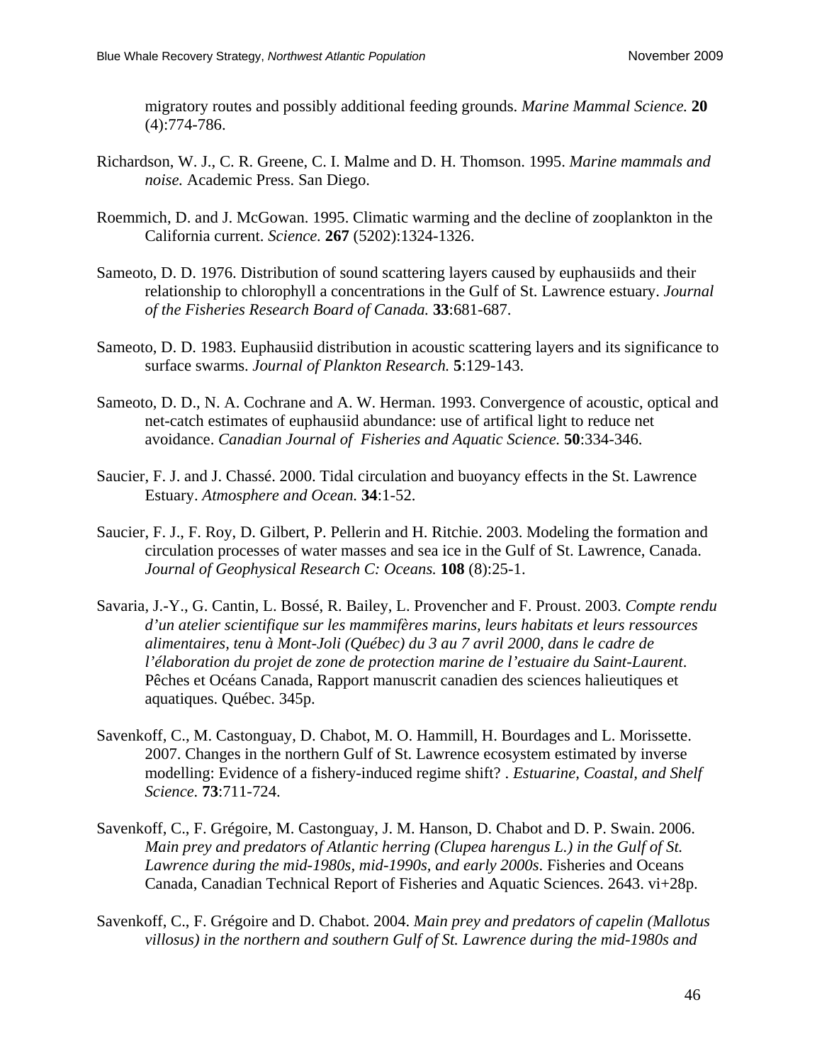migratory routes and possibly additional feeding grounds. *Marine Mammal Science.* **20** (4):774-786.

Richardson, W. J., C. R. Greene, C. I. Malme and D. H. Thomson. 1995. *Marine mammals and noise.* Academic Press. San Diego.

Roemmich, D. and J. McGowan. 1995. Climatic warming and the decline of zooplankton in the California current. *Science.* **267** (5202):1324-1326.

Sameoto, D. D. 1976. Distribution of sound scattering layers caused by euphausiids and their relationship to chlorophyll a concentrations in the Gulf of St. Lawrence estuary. *Journal of the Fisheries Research Board of Canada.* **33**:681-687.

Sameoto, D. D. 1983. Euphausiid distribution in acoustic scattering layers and its significance to surface swarms. *Journal of Plankton Research.* **5**:129-143.

Sameoto, D. D., N. A. Cochrane and A. W. Herman. 1993. Convergence of acoustic, optical and net-catch estimates of euphausiid abundance: use of artifical light to reduce net avoidance. *Canadian Journal of Fisheries and Aquatic Science.* **50**:334-346.

Saucier, F. J. and J. Chassé. 2000. Tidal circulation and buoyancy effects in the St. Lawrence Estuary. *Atmosphere and Ocean.* **34**:1-52.

Saucier, F. J., F. Roy, D. Gilbert, P. Pellerin and H. Ritchie. 2003. Modeling the formation and circulation processes of water masses and sea ice in the Gulf of St. Lawrence, Canada. *Journal of Geophysical Research C: Oceans.* **108** (8):25-1.

Savaria, J.-Y., G. Cantin, L. Bossé, R. Bailey, L. Provencher and F. Proust. 2003. *Compte rendu d'un atelier scientifique sur les mammifères marins, leurs habitats et leurs ressources alimentaires, tenu à Mont-Joli (Québec) du 3 au 7 avril 2000, dans le cadre de l'élaboration du projet de zone de protection marine de l'estuaire du Saint-Laurent*. Pêches et Océans Canada, Rapport manuscrit canadien des sciences halieutiques et aquatiques. Québec. 345p.

Savenkoff, C., M. Castonguay, D. Chabot, M. O. Hammill, H. Bourdages and L. Morissette. 2007. Changes in the northern Gulf of St. Lawrence ecosystem estimated by inverse modelling: Evidence of a fishery-induced regime shift? . *Estuarine, Coastal, and Shelf Science.* **73**:711-724.

Savenkoff, C., F. Grégoire, M. Castonguay, J. M. Hanson, D. Chabot and D. P. Swain. 2006. *Main prey and predators of Atlantic herring (Clupea harengus L.) in the Gulf of St. Lawrence during the mid-1980s, mid-1990s, and early 2000s*. Fisheries and Oceans Canada, Canadian Technical Report of Fisheries and Aquatic Sciences. 2643. vi+28p.

Savenkoff, C., F. Grégoire and D. Chabot. 2004. *Main prey and predators of capelin (Mallotus villosus) in the northern and southern Gulf of St. Lawrence during the mid-1980s and*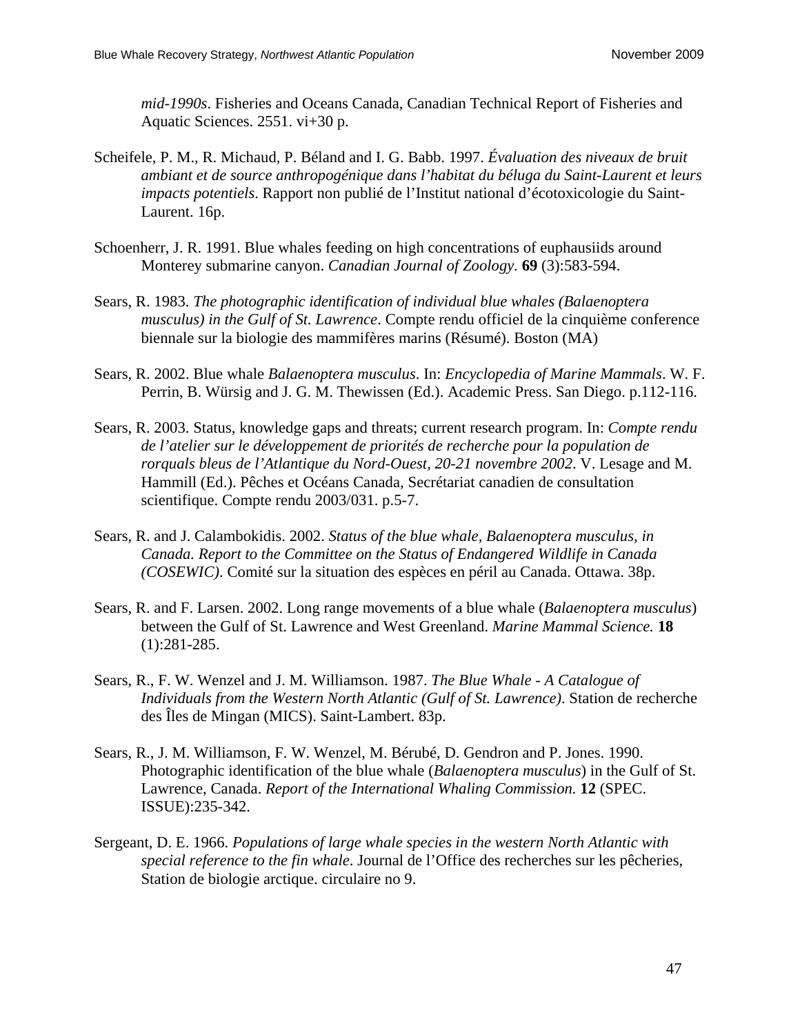*mid-1990s*. Fisheries and Oceans Canada, Canadian Technical Report of Fisheries and Aquatic Sciences. 2551. vi+30 p.

Scheifele, P. M., R. Michaud, P. Béland and I. G. Babb. 1997. *Évaluation des niveaux de bruit ambiant et de source anthropogénique dans l'habitat du béluga du Saint-Laurent et leurs impacts potentiels*. Rapport non publié de l'Institut national d'écotoxicologie du Saint-Laurent. 16p.

Schoenherr, J. R. 1991. Blue whales feeding on high concentrations of euphausiids around Monterey submarine canyon. *Canadian Journal of Zoology*. **69** (3):583-594.

Sears, R. 1983. *The photographic identification of individual blue whales (Balaenoptera musculus) in the Gulf of St. Lawrence*. Compte rendu officiel de la cinquième conference biennale sur la biologie des mammifères marins (Résumé). Boston (MA)

Sears, R. 2002. Blue whale *Balaenoptera musculus*. In: *Encyclopedia of Marine Mammals*. W. F. Perrin, B. Würsig and J. G. M. Thewissen (Ed.). Academic Press. San Diego. p.112-116.

Sears, R. 2003. Status, knowledge gaps and threats; current research program. In: *Compte rendu de l'atelier sur le développement de priorités de recherche pour la population de rorquals bleus de l'Atlantique du Nord-Ouest, 20-21 novembre 2002*. V. Lesage and M. Hammill (Ed.). Pêches et Océans Canada, Secrétariat canadien de consultation scientifique. Compte rendu 2003/031. p.5-7.

Sears, R. and J. Calambokidis. 2002. *Status of the blue whale, Balaenoptera musculus, in Canada. Report to the Committee on the Status of Endangered Wildlife in Canada (COSEWIC)*. Comité sur la situation des espèces en péril au Canada. Ottawa. 38p.

Sears, R. and F. Larsen. 2002. Long range movements of a blue whale (*Balaenoptera musculus*) between the Gulf of St. Lawrence and West Greenland. *Marine Mammal Science.* **18** (1):281-285.

Sears, R., F. W. Wenzel and J. M. Williamson. 1987. *The Blue Whale - A Catalogue of Individuals from the Western North Atlantic (Gulf of St. Lawrence)*. Station de recherche des Îles de Mingan (MICS). Saint-Lambert. 83p.

Sears, R., J. M. Williamson, F. W. Wenzel, M. Bérubé, D. Gendron and P. Jones. 1990. Photographic identification of the blue whale (*Balaenoptera musculus*) in the Gulf of St. Lawrence, Canada. *Report of the International Whaling Commission.* **12** (SPEC. ISSUE):235-342.

Sergeant, D. E. 1966. *Populations of large whale species in the western North Atlantic with special reference to the fin whale*. Journal de l'Office des recherches sur les pêcheries, Station de biologie arctique. circulaire no 9.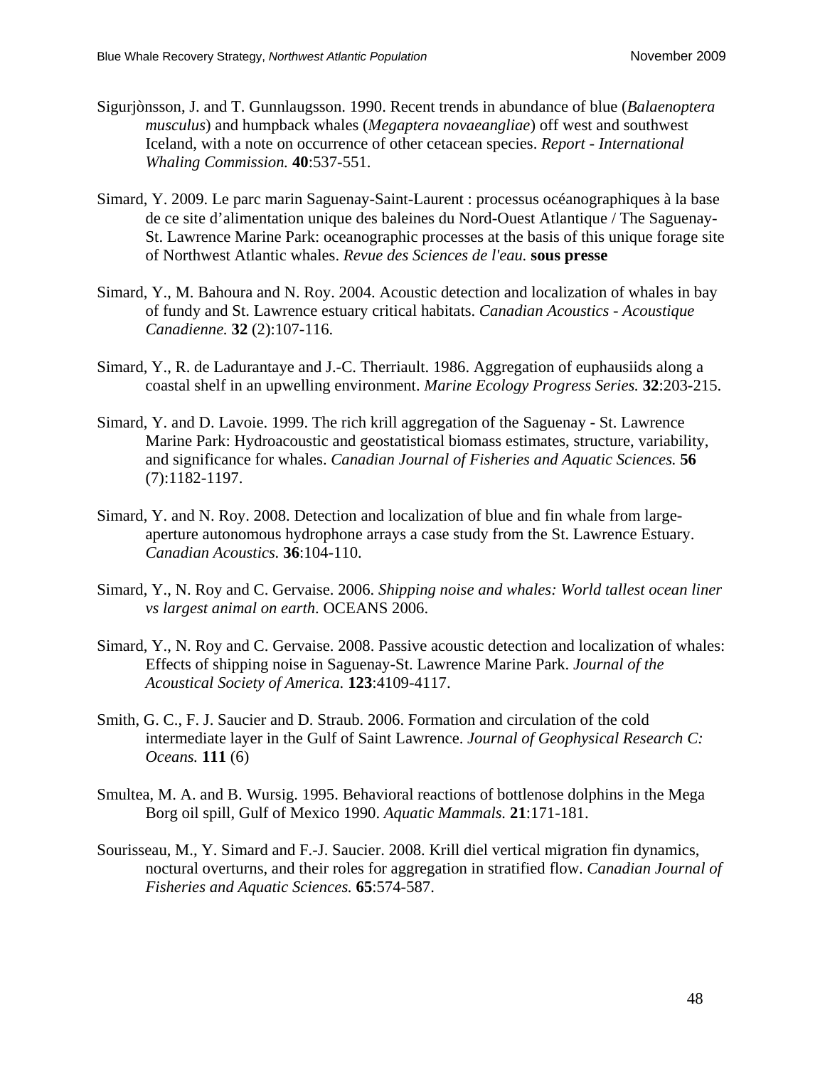Sigurjònsson, J. and T. Gunnlaugsson. 1990. Recent trends in abundance of blue (*Balaenoptera musculus*) and humpback whales (*Megaptera novaeangliae*) off west and southwest Iceland, with a note on occurrence of other cetacean species. *Report - International Whaling Commission.* **40**:537-551.

Simard, Y. 2009. Le parc marin Saguenay-Saint-Laurent : processus océanographiques à la base de ce site d'alimentation unique des baleines du Nord-Ouest Atlantique / The Saguenay-St. Lawrence Marine Park: oceanographic processes at the basis of this unique forage site of Northwest Atlantic whales. *Revue des Sciences de l'eau.* **sous presse**

Simard, Y., M. Bahoura and N. Roy. 2004. Acoustic detection and localization of whales in bay of fundy and St. Lawrence estuary critical habitats. *Canadian Acoustics - Acoustique Canadienne.* **32** (2):107-116.

Simard, Y., R. de Ladurantaye and J.-C. Therriault. 1986. Aggregation of euphausiids along a coastal shelf in an upwelling environment. *Marine Ecology Progress Series.* **32**:203-215.

Simard, Y. and D. Lavoie. 1999. The rich krill aggregation of the Saguenay - St. Lawrence Marine Park: Hydroacoustic and geostatistical biomass estimates, structure, variability, and significance for whales. *Canadian Journal of Fisheries and Aquatic Sciences.* **56** (7):1182-1197.

Simard, Y. and N. Roy. 2008. Detection and localization of blue and fin whale from large-aperture autonomous hydrophone arrays a case study from the St. Lawrence Estuary. *Canadian Acoustics.* **36**:104-110.

Simard, Y., N. Roy and C. Gervaise. 2006. *Shipping noise and whales: World tallest ocean liner vs largest animal on earth*. OCEANS 2006.

Simard, Y., N. Roy and C. Gervaise. 2008. Passive acoustic detection and localization of whales: Effects of shipping noise in Saguenay-St. Lawrence Marine Park. *Journal of the Acoustical Society of America.* **123**:4109-4117.

Smith, G. C., F. J. Saucier and D. Straub. 2006. Formation and circulation of the cold intermediate layer in the Gulf of Saint Lawrence. *Journal of Geophysical Research C: Oceans.* **111** (6)

Smultea, M. A. and B. Wursig. 1995. Behavioral reactions of bottlenose dolphins in the Mega Borg oil spill, Gulf of Mexico 1990. *Aquatic Mammals.* **21**:171-181.

Sourisseau, M., Y. Simard and F.-J. Saucier. 2008. Krill diel vertical migration fin dynamics, noctural overturns, and their roles for aggregation in stratified flow. *Canadian Journal of Fisheries and Aquatic Sciences.* **65**:574-587.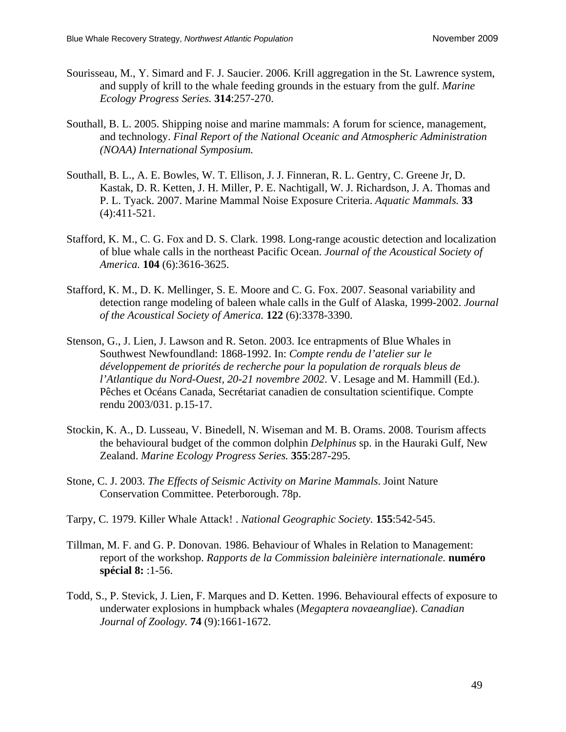Sourisseau, M., Y. Simard and F. J. Saucier. 2006. Krill aggregation in the St. Lawrence system, and supply of krill to the whale feeding grounds in the estuary from the gulf. *Marine Ecology Progress Series.* **314**:257-270.

Southall, B. L. 2005. Shipping noise and marine mammals: A forum for science, management, and technology. *Final Report of the National Oceanic and Atmospheric Administration (NOAA) International Symposium.*

Southall, B. L., A. E. Bowles, W. T. Ellison, J. J. Finneran, R. L. Gentry, C. Greene Jr, D. Kastak, D. R. Ketten, J. H. Miller, P. E. Nachtigall, W. J. Richardson, J. A. Thomas and P. L. Tyack. 2007. Marine Mammal Noise Exposure Criteria. *Aquatic Mammals.* **33** (4):411-521.

Stafford, K. M., C. G. Fox and D. S. Clark. 1998. Long-range acoustic detection and localization of blue whale calls in the northeast Pacific Ocean. *Journal of the Acoustical Society of America.* **104** (6):3616-3625.

Stafford, K. M., D. K. Mellinger, S. E. Moore and C. G. Fox. 2007. Seasonal variability and detection range modeling of baleen whale calls in the Gulf of Alaska, 1999-2002. *Journal of the Acoustical Society of America.* **122** (6):3378-3390.

Stenson, G., J. Lien, J. Lawson and R. Seton. 2003. Ice entrapments of Blue Whales in Southwest Newfoundland: 1868-1992. In: *Compte rendu de l'atelier sur le développement de priorités de recherche pour la population de rorquals bleus de l'Atlantique du Nord-Ouest, 20-21 novembre 2002*. V. Lesage and M. Hammill (Ed.). Pêches et Océans Canada, Secrétariat canadien de consultation scientifique. Compte rendu 2003/031. p.15-17.

Stockin, K. A., D. Lusseau, V. Binedell, N. Wiseman and M. B. Orams. 2008. Tourism affects the behavioural budget of the common dolphin *Delphinus* sp. in the Hauraki Gulf, New Zealand. *Marine Ecology Progress Series.* **355**:287-295.

Stone, C. J. 2003. *The Effects of Seismic Activity on Marine Mammals*. Joint Nature Conservation Committee. Peterborough. 78p.

Tarpy, C. 1979. Killer Whale Attack! . *National Geographic Society.* **155**:542-545.

Tillman, M. F. and G. P. Donovan. 1986. Behaviour of Whales in Relation to Management: report of the workshop. *Rapports de la Commission baleinière internationale.* **numéro spécial 8:** :1-56.

Todd, S., P. Stevick, J. Lien, F. Marques and D. Ketten. 1996. Behavioural effects of exposure to underwater explosions in humpback whales (*Megaptera novaeangliae*). *Canadian Journal of Zoology.* **74** (9):1661-1672.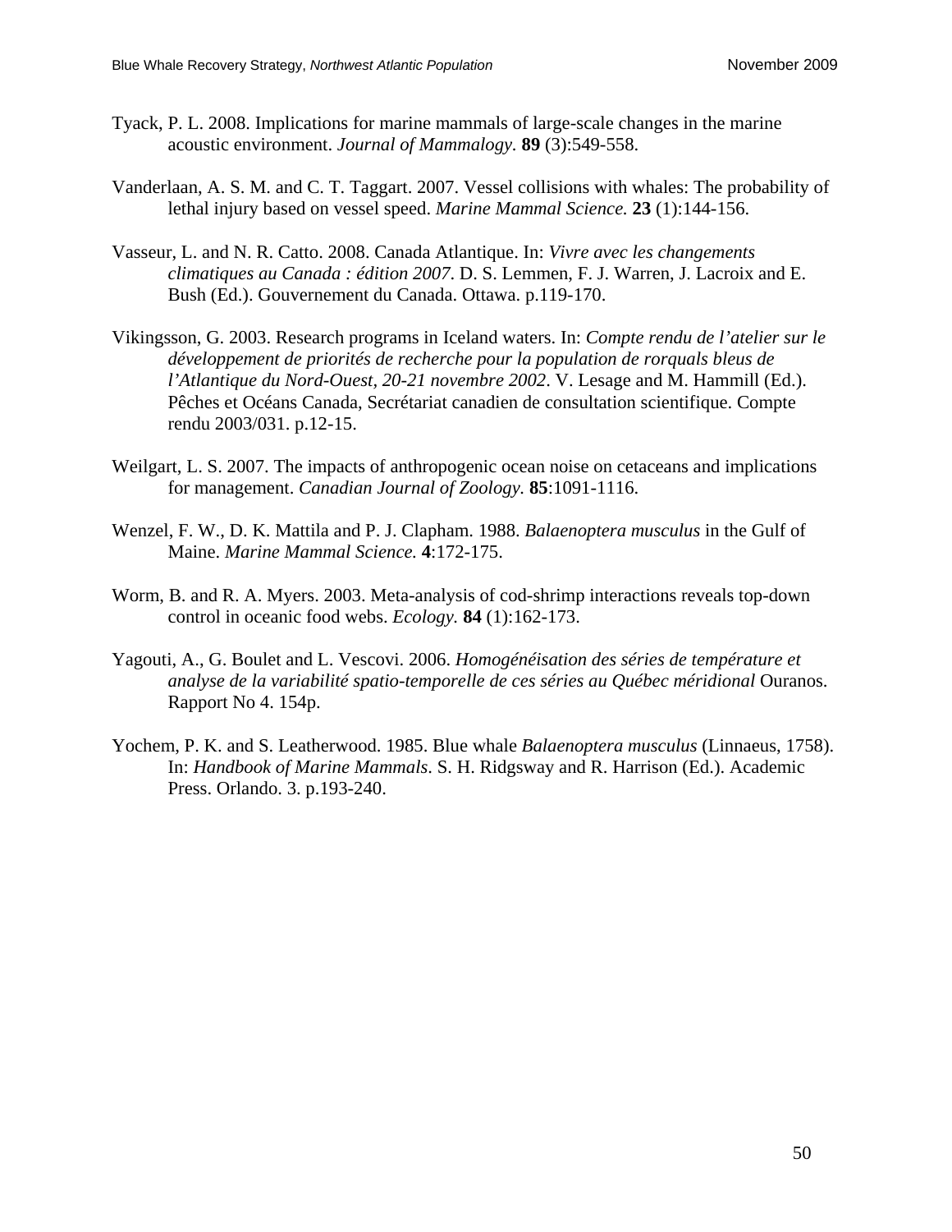Tyack, P. L. 2008. Implications for marine mammals of large-scale changes in the marine acoustic environment. *Journal of Mammalogy*. **89** (3):549-558.

Vanderlaan, A. S. M. and C. T. Taggart. 2007. Vessel collisions with whales: The probability of lethal injury based on vessel speed. *Marine Mammal Science.* **23** (1):144-156.

Vasseur, L. and N. R. Catto. 2008. Canada Atlantique. In: *Vivre avec les changements climatiques au Canada : édition 2007*. D. S. Lemmen, F. J. Warren, J. Lacroix and E. Bush (Ed.). Gouvernement du Canada. Ottawa. p.119-170.

Vikingsson, G. 2003. Research programs in Iceland waters. In: *Compte rendu de l'atelier sur le développement de priorités de recherche pour la population de rorquals bleus de l'Atlantique du Nord-Ouest, 20-21 novembre 2002*. V. Lesage and M. Hammill (Ed.). Pêches et Océans Canada, Secrétariat canadien de consultation scientifique. Compte rendu 2003/031. p.12-15.

Weilgart, L. S. 2007. The impacts of anthropogenic ocean noise on cetaceans and implications for management. *Canadian Journal of Zoology.* **85**:1091-1116.

Wenzel, F. W., D. K. Mattila and P. J. Clapham. 1988. *Balaenoptera musculus* in the Gulf of Maine. *Marine Mammal Science.* **4**:172-175.

Worm, B. and R. A. Myers. 2003. Meta-analysis of cod-shrimp interactions reveals top-down control in oceanic food webs. *Ecology.* **84** (1):162-173.

Yagouti, A., G. Boulet and L. Vescovi. 2006. *Homogénéisation des séries de température et analyse de la variabilité spatio-temporelle de ces séries au Québec méridional* Ouranos. Rapport No 4. 154p.

Yochem, P. K. and S. Leatherwood. 1985. Blue whale *Balaenoptera musculus* (Linnaeus, 1758). In: *Handbook of Marine Mammals*. S. H. Ridgsway and R. Harrison (Ed.). Academic Press. Orlando. 3. p.193-240.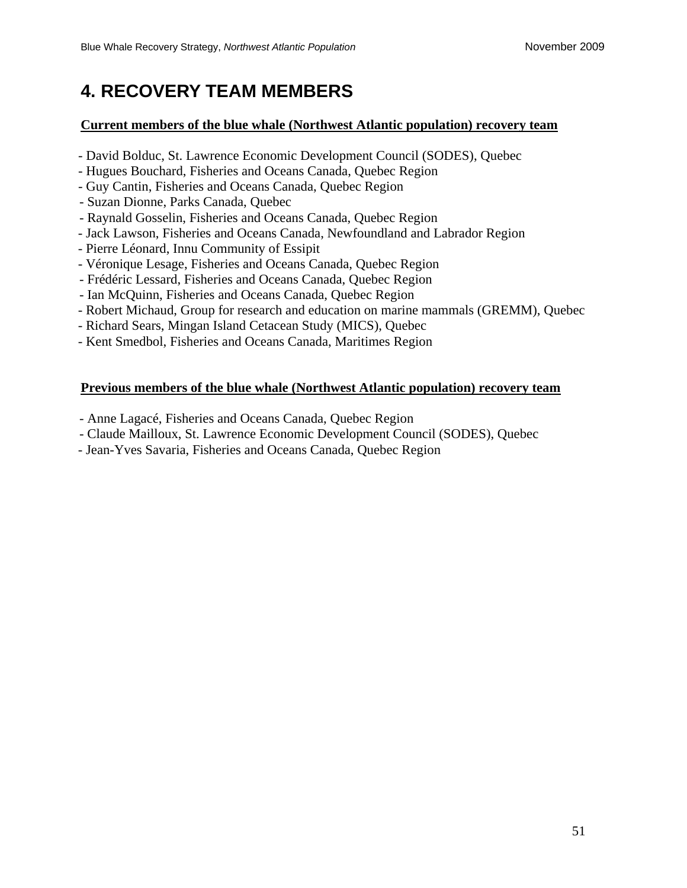# 4. RECOVERY TEAM MEMBERS

**Current members of the blue whale (Northwest Atlantic population) recovery team**

- David Bolduc, St. Lawrence Economic Development Council (SODES), Quebec
- Hugues Bouchard, Fisheries and Oceans Canada, Quebec Region
- Guy Cantin, Fisheries and Oceans Canada, Quebec Region
- Suzan Dionne, Parks Canada, Quebec
- Raynald Gosselin, Fisheries and Oceans Canada, Quebec Region
- Jack Lawson, Fisheries and Oceans Canada, Newfoundland and Labrador Region
- Pierre Léonard, Innu Community of Essipit
- Véronique Lesage, Fisheries and Oceans Canada, Quebec Region
- Frédéric Lessard, Fisheries and Oceans Canada, Quebec Region
- Ian McQuinn, Fisheries and Oceans Canada, Quebec Region
- Robert Michaud, Group for research and education on marine mammals (GREMM), Quebec
- Richard Sears, Mingan Island Cetacean Study (MICS), Quebec
- Kent Smedbol, Fisheries and Oceans Canada, Maritimes Region

**Previous members of the blue whale (Northwest Atlantic population) recovery team**

- Anne Lagacé, Fisheries and Oceans Canada, Quebec Region
- Claude Mailloux, St. Lawrence Economic Development Council (SODES), Quebec
- Jean-Yves Savaria, Fisheries and Oceans Canada, Quebec Region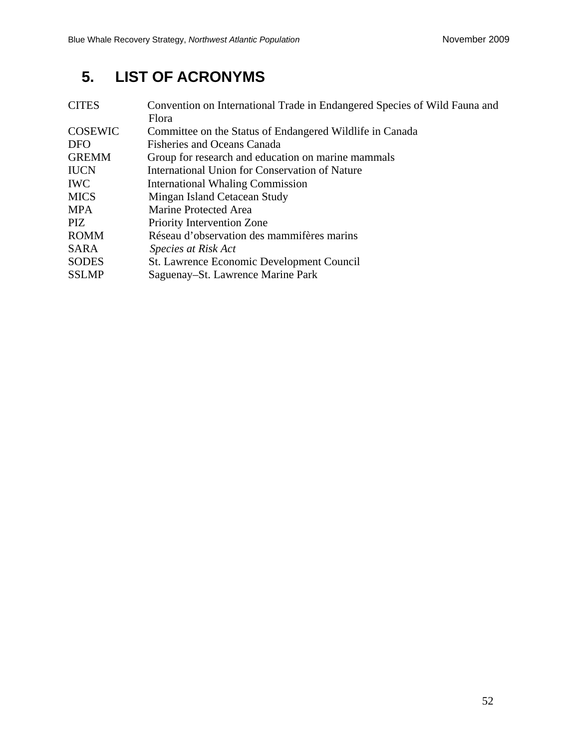## 5. LIST OF ACRONYMS

| | |
|---|---|
| CITES | Convention on International Trade in Endangered Species of Wild Fauna and Flora |
| COSEWIC | Committee on the Status of Endangered Wildlife in Canada |
| DFO | Fisheries and Oceans Canada |
| GREMM | Group for research and education on marine mammals |
| IUCN | International Union for Conservation of Nature |
| IWC | International Whaling Commission |
| MICS | Mingan Island Cetacean Study |
| MPA | Marine Protected Area |
| PIZ | Priority Intervention Zone |
| ROMM | Réseau d'observation des mammifères marins |
| SARA | *Species at Risk Act* |
| SODES | St. Lawrence Economic Development Council |
| SSLMP | Saguenay–St. Lawrence Marine Park |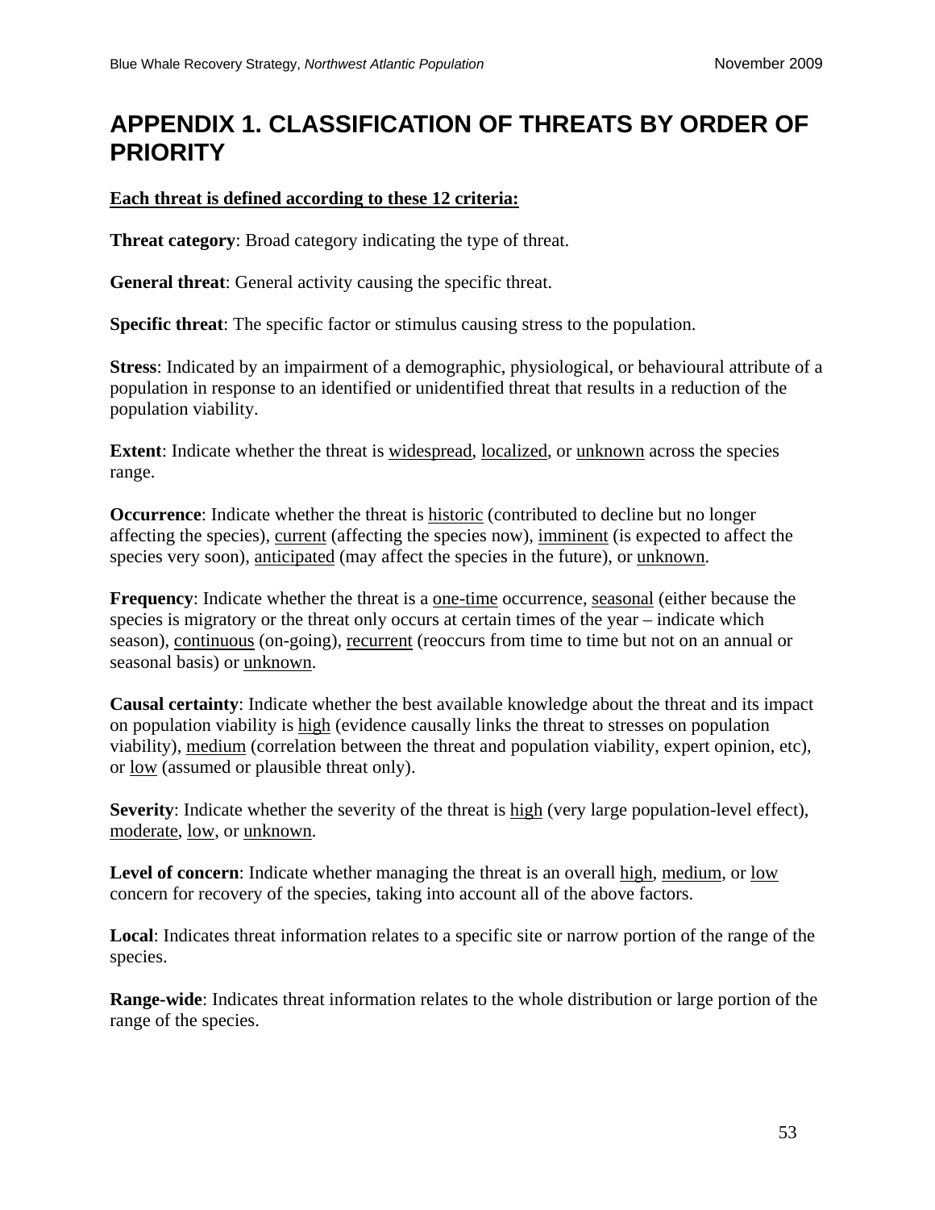# APPENDIX 1. CLASSIFICATION OF THREATS BY ORDER OF PRIORITY

**Each threat is defined according to these 12 criteria:**

**Threat category**: Broad category indicating the type of threat.

**General threat**: General activity causing the specific threat.

**Specific threat**: The specific factor or stimulus causing stress to the population.

**Stress**: Indicated by an impairment of a demographic, physiological, or behavioural attribute of a population in response to an identified or unidentified threat that results in a reduction of the population viability.

**Extent**: Indicate whether the threat is widespread, localized, or unknown across the species range.

**Occurrence**: Indicate whether the threat is historic (contributed to decline but no longer affecting the species), current (affecting the species now), imminent (is expected to affect the species very soon), anticipated (may affect the species in the future), or unknown.

**Frequency**: Indicate whether the threat is a one-time occurrence, seasonal (either because the species is migratory or the threat only occurs at certain times of the year – indicate which season), continuous (on-going), recurrent (reoccurs from time to time but not on an annual or seasonal basis) or unknown.

**Causal certainty**: Indicate whether the best available knowledge about the threat and its impact on population viability is high (evidence causally links the threat to stresses on population viability), medium (correlation between the threat and population viability, expert opinion, etc), or low (assumed or plausible threat only).

**Severity**: Indicate whether the severity of the threat is high (very large population-level effect), moderate, low, or unknown.

**Level of concern**: Indicate whether managing the threat is an overall high, medium, or low concern for recovery of the species, taking into account all of the above factors.

**Local**: Indicates threat information relates to a specific site or narrow portion of the range of the species.

**Range-wide**: Indicates threat information relates to the whole distribution or large portion of the range of the species.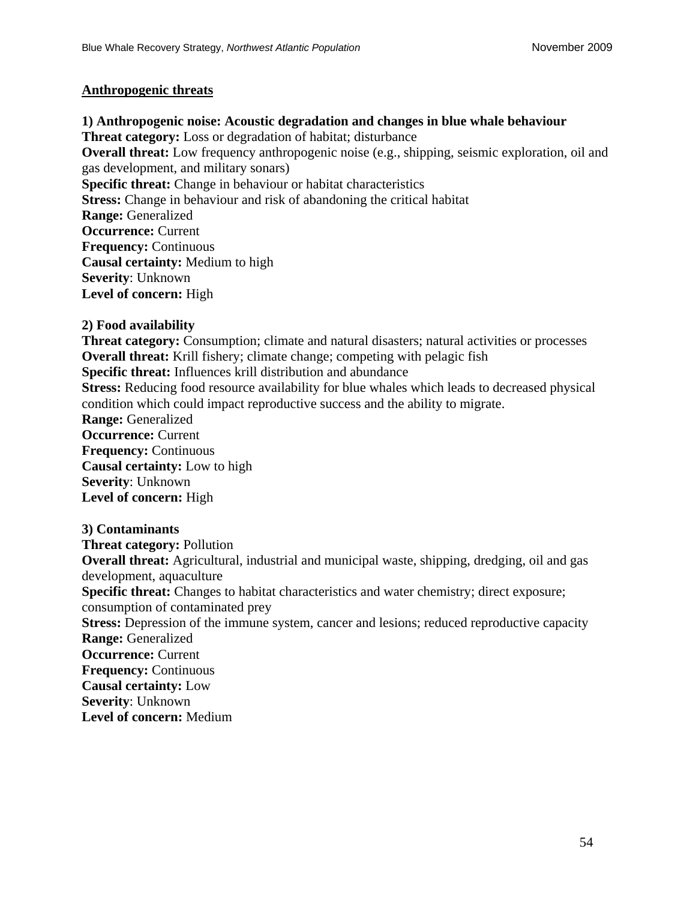**Anthropogenic threats**

**1) Anthropogenic noise: Acoustic degradation and changes in blue whale behaviour**
**Threat category:** Loss or degradation of habitat; disturbance
**Overall threat:** Low frequency anthropogenic noise (e.g., shipping, seismic exploration, oil and gas development, and military sonars)
**Specific threat:** Change in behaviour or habitat characteristics
**Stress:** Change in behaviour and risk of abandoning the critical habitat
**Range:** Generalized
**Occurrence:** Current
**Frequency:** Continuous
**Causal certainty:** Medium to high
**Severity**: Unknown
**Level of concern:** High

**2) Food availability**
**Threat category:** Consumption; climate and natural disasters; natural activities or processes
**Overall threat:** Krill fishery; climate change; competing with pelagic fish
**Specific threat:** Influences krill distribution and abundance
**Stress:** Reducing food resource availability for blue whales which leads to decreased physical condition which could impact reproductive success and the ability to migrate.
**Range:** Generalized
**Occurrence:** Current
**Frequency:** Continuous
**Causal certainty:** Low to high
**Severity**: Unknown
**Level of concern:** High

**3) Contaminants**
**Threat category:** Pollution
**Overall threat:** Agricultural, industrial and municipal waste, shipping, dredging, oil and gas development, aquaculture
**Specific threat:** Changes to habitat characteristics and water chemistry; direct exposure; consumption of contaminated prey
**Stress:** Depression of the immune system, cancer and lesions; reduced reproductive capacity
**Range:** Generalized
**Occurrence:** Current
**Frequency:** Continuous
**Causal certainty:** Low
**Severity**: Unknown
**Level of concern:** Medium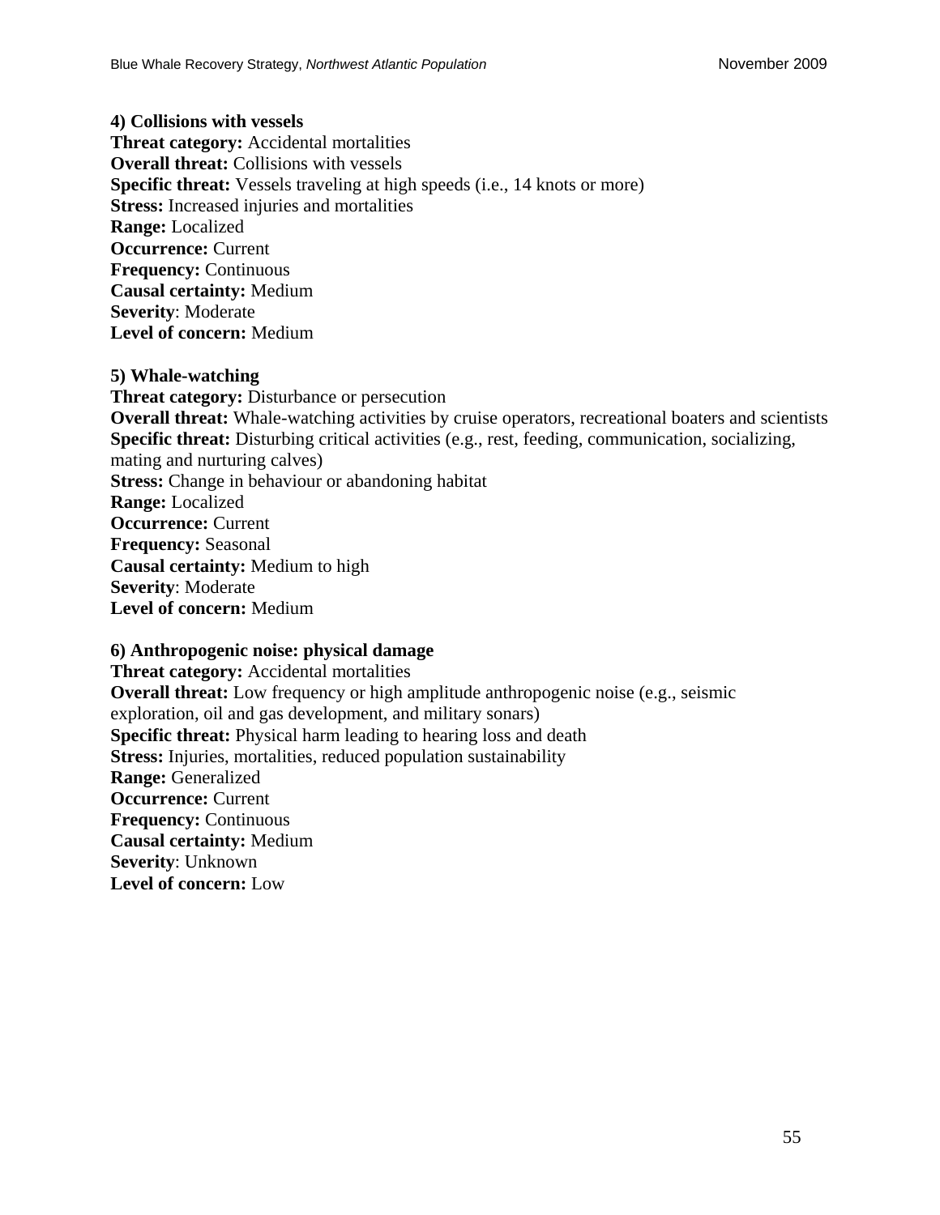**4) Collisions with vessels**
**Threat category:** Accidental mortalities
**Overall threat:** Collisions with vessels
**Specific threat:** Vessels traveling at high speeds (i.e., 14 knots or more)
**Stress:** Increased injuries and mortalities
**Range:** Localized
**Occurrence:** Current
**Frequency:** Continuous
**Causal certainty:** Medium
**Severity**: Moderate
**Level of concern:** Medium

**5) Whale-watching**
**Threat category:** Disturbance or persecution
**Overall threat:** Whale-watching activities by cruise operators, recreational boaters and scientists
**Specific threat:** Disturbing critical activities (e.g., rest, feeding, communication, socializing, mating and nurturing calves)
**Stress:** Change in behaviour or abandoning habitat
**Range:** Localized
**Occurrence:** Current
**Frequency:** Seasonal
**Causal certainty:** Medium to high
**Severity**: Moderate
**Level of concern:** Medium

**6) Anthropogenic noise: physical damage**
**Threat category:** Accidental mortalities
**Overall threat:** Low frequency or high amplitude anthropogenic noise (e.g., seismic exploration, oil and gas development, and military sonars)
**Specific threat:** Physical harm leading to hearing loss and death
**Stress:** Injuries, mortalities, reduced population sustainability
**Range:** Generalized
**Occurrence:** Current
**Frequency:** Continuous
**Causal certainty:** Medium
**Severity**: Unknown
**Level of concern:** Low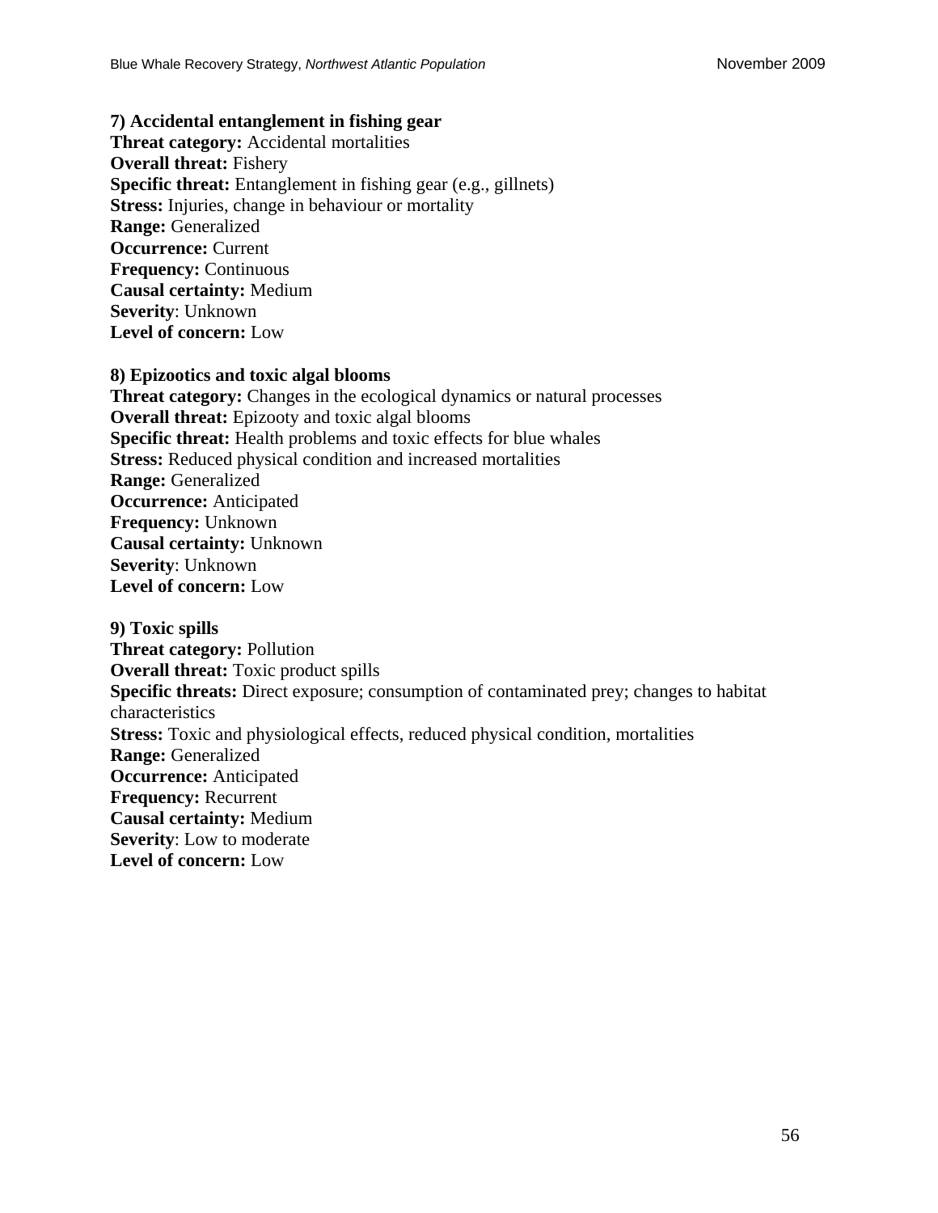**7) Accidental entanglement in fishing gear**
**Threat category:** Accidental mortalities
**Overall threat:** Fishery
**Specific threat:** Entanglement in fishing gear (e.g., gillnets)
**Stress:** Injuries, change in behaviour or mortality
**Range:** Generalized
**Occurrence:** Current
**Frequency:** Continuous
**Causal certainty:** Medium
**Severity**: Unknown
**Level of concern:** Low

**8) Epizootics and toxic algal blooms**
**Threat category:** Changes in the ecological dynamics or natural processes
**Overall threat:** Epizooty and toxic algal blooms
**Specific threat:** Health problems and toxic effects for blue whales
**Stress:** Reduced physical condition and increased mortalities
**Range:** Generalized
**Occurrence:** Anticipated
**Frequency:** Unknown
**Causal certainty:** Unknown
**Severity**: Unknown
**Level of concern:** Low

**9) Toxic spills**
**Threat category:** Pollution
**Overall threat:** Toxic product spills
**Specific threats:** Direct exposure; consumption of contaminated prey; changes to habitat characteristics
**Stress:** Toxic and physiological effects, reduced physical condition, mortalities
**Range:** Generalized
**Occurrence:** Anticipated
**Frequency:** Recurrent
**Causal certainty:** Medium
**Severity**: Low to moderate
**Level of concern:** Low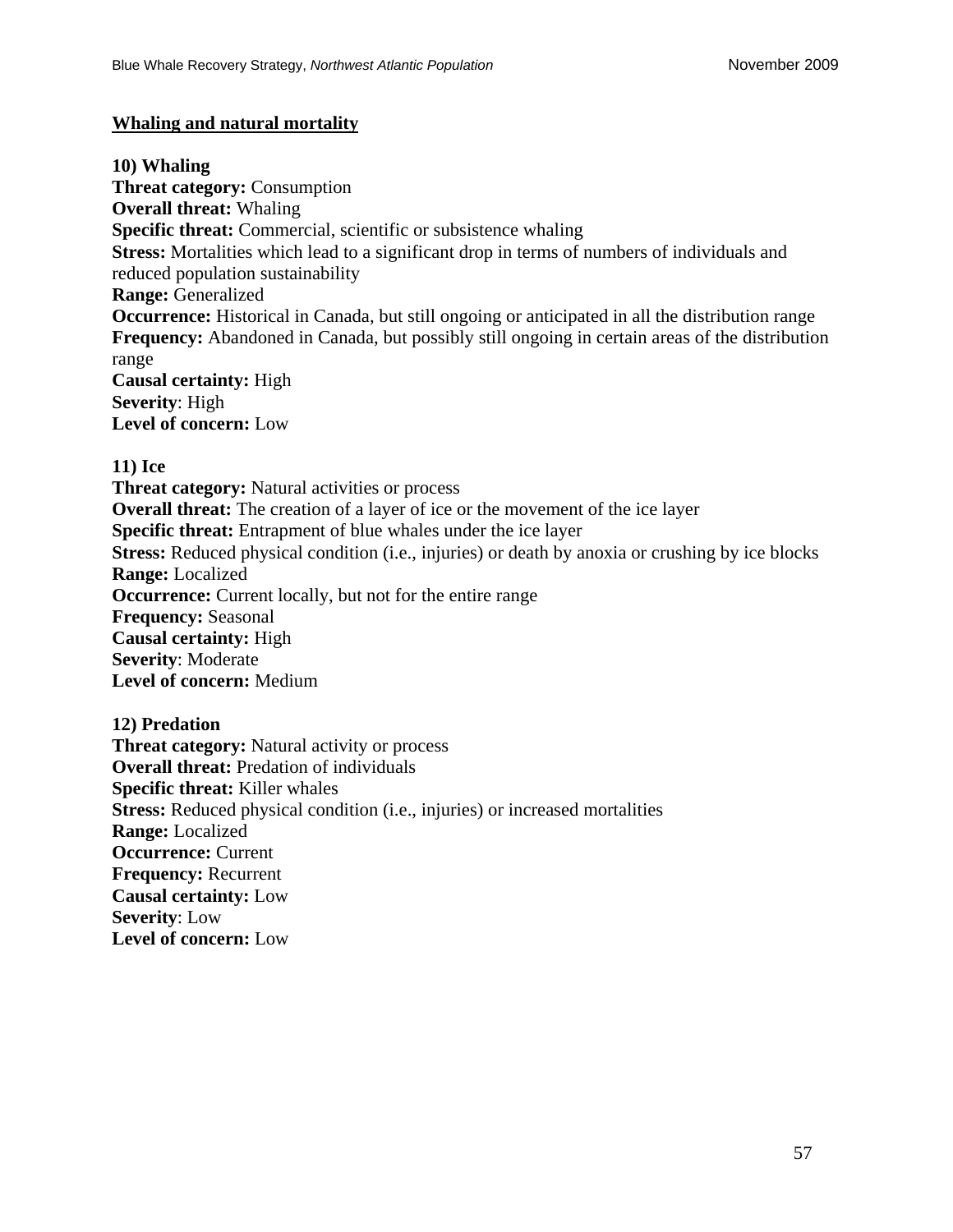**Whaling and natural mortality**

**10) Whaling**
**Threat category:** Consumption
**Overall threat:** Whaling
**Specific threat:** Commercial, scientific or subsistence whaling
**Stress:** Mortalities which lead to a significant drop in terms of numbers of individuals and reduced population sustainability
**Range:** Generalized
**Occurrence:** Historical in Canada, but still ongoing or anticipated in all the distribution range
**Frequency:** Abandoned in Canada, but possibly still ongoing in certain areas of the distribution range
**Causal certainty:** High
**Severity**: High
**Level of concern:** Low

**11) Ice**
**Threat category:** Natural activities or process
**Overall threat:** The creation of a layer of ice or the movement of the ice layer
**Specific threat:** Entrapment of blue whales under the ice layer
**Stress:** Reduced physical condition (i.e., injuries) or death by anoxia or crushing by ice blocks
**Range:** Localized
**Occurrence:** Current locally, but not for the entire range
**Frequency:** Seasonal
**Causal certainty:** High
**Severity**: Moderate
**Level of concern:** Medium

**12) Predation**
**Threat category:** Natural activity or process
**Overall threat:** Predation of individuals
**Specific threat:** Killer whales
**Stress:** Reduced physical condition (i.e., injuries) or increased mortalities
**Range:** Localized
**Occurrence:** Current
**Frequency:** Recurrent
**Causal certainty:** Low
**Severity**: Low
**Level of concern:** Low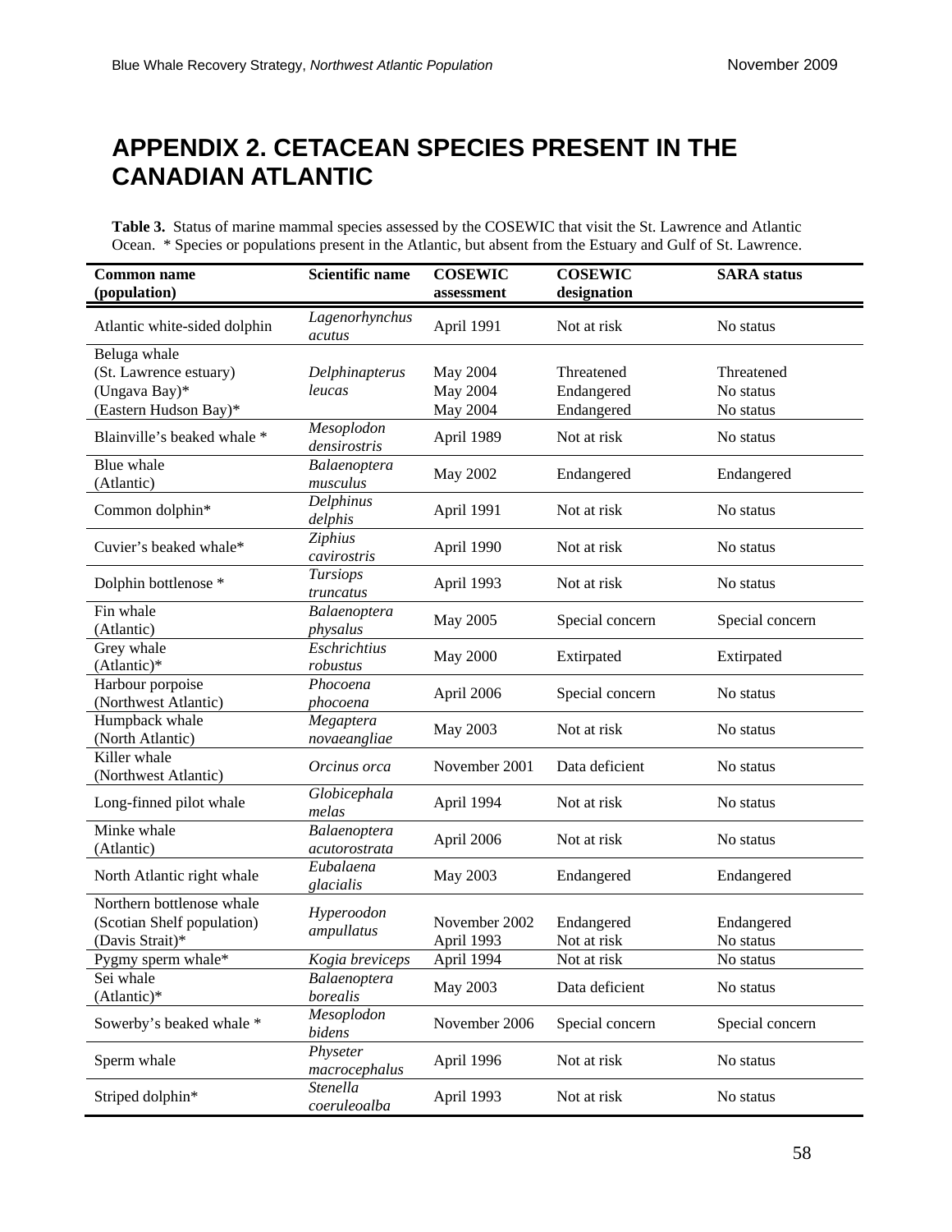# APPENDIX 2. CETACEAN SPECIES PRESENT IN THE CANADIAN ATLANTIC

**Table 3.** Status of marine mammal species assessed by the COSEWIC that visit the St. Lawrence and Atlantic Ocean. * Species or populations present in the Atlantic, but absent from the Estuary and Gulf of St. Lawrence.

| Common name (population) | Scientific name | COSEWIC assessment | COSEWIC designation | SARA status |
|---|---|---|---|---|
| Atlantic white-sided dolphin | *Lagenorhynchus acutus* | April 1991 | Not at risk | No status |
| Beluga whale | | | | |
| (St. Lawrence estuary) | *Delphinapterus leucas* | May 2004 | Threatened | Threatened |
| (Ungava Bay)* | | May 2004 | Endangered | No status |
| (Eastern Hudson Bay)* | | May 2004 | Endangered | No status |
| Blainville's beaked whale * | *Mesoplodon densirostris* | April 1989 | Not at risk | No status |
| Blue whale (Atlantic) | *Balaenoptera musculus* | May 2002 | Endangered | Endangered |
| Common dolphin* | *Delphinus delphis* | April 1991 | Not at risk | No status |
| Cuvier's beaked whale* | *Ziphius cavirostris* | April 1990 | Not at risk | No status |
| Dolphin bottlenose * | *Tursiops truncatus* | April 1993 | Not at risk | No status |
| Fin whale (Atlantic) | *Balaenoptera physalus* | May 2005 | Special concern | Special concern |
| Grey whale (Atlantic)* | *Eschrichtius robustus* | May 2000 | Extirpated | Extirpated |
| Harbour porpoise (Northwest Atlantic) | *Phocoena phocoena* | April 2006 | Special concern | No status |
| Humpback whale (North Atlantic) | *Megaptera novaeangliae* | May 2003 | Not at risk | No status |
| Killer whale (Northwest Atlantic) | *Orcinus orca* | November 2001 | Data deficient | No status |
| Long-finned pilot whale | *Globicephala melas* | April 1994 | Not at risk | No status |
| Minke whale (Atlantic) | *Balaenoptera acutorostrata* | April 2006 | Not at risk | No status |
| North Atlantic right whale | *Eubalaena glacialis* | May 2003 | Endangered | Endangered |
| Northern bottlenose whale | *Hyperoodon ampullatus* | | | |
| (Scotian Shelf population) | | November 2002 | Endangered | Endangered |
| (Davis Strait)* | | April 1993 | Not at risk | No status |
| Pygmy sperm whale* | *Kogia breviceps* | April 1994 | Not at risk | No status |
| Sei whale (Atlantic)* | *Balaenoptera borealis* | May 2003 | Data deficient | No status |
| Sowerby's beaked whale * | *Mesoplodon bidens* | November 2006 | Special concern | Special concern |
| Sperm whale | *Physeter macrocephalus* | April 1996 | Not at risk | No status |
| Striped dolphin* | *Stenella coeruleoalba* | April 1993 | Not at risk | No status |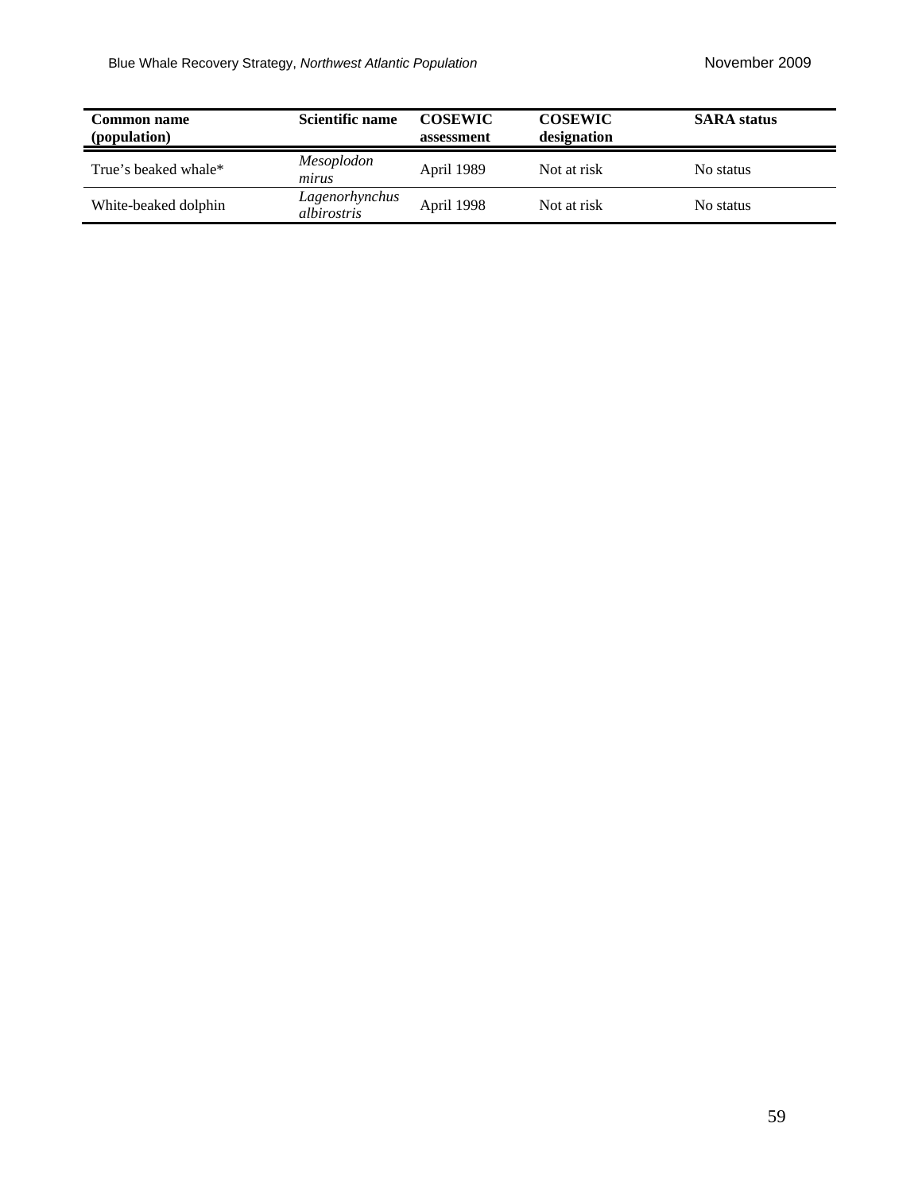| Common name (population) | Scientific name | COSEWIC assessment | COSEWIC designation | SARA status |
|---|---|---|---|---|
| True’s beaked whale* | *Mesoplodon mirus* | April 1989 | Not at risk | No status |
| White-beaked dolphin | *Lagenorhynchus albirostris* | April 1998 | Not at risk | No status |